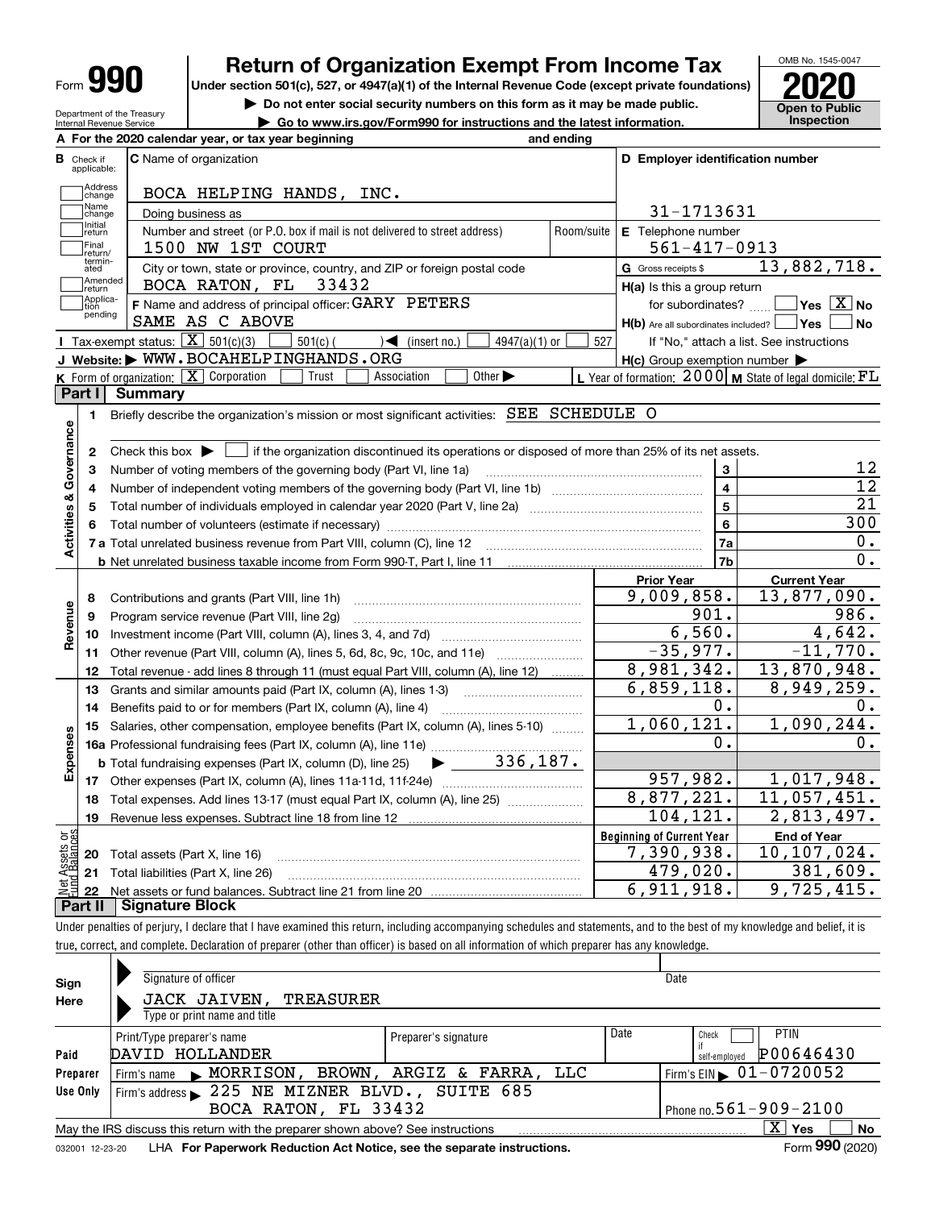Form **990**

# Return of Organization Exempt From Income Tax

**Under section 501(c), 527, or 4947(a)(1) of the Internal Revenue Code (except private foundations)**

▶ Do not enter social security numbers on this form as it may be made public.

▶ Go to www.irs.gov/Form990 for instructions and the latest information.

OMB No. 1545-0047

**2020**

**Open to Public Inspection**

Department of the Treasury
Internal Revenue Service

**A** For the 2020 calendar year, or tax year beginning and ending

**B** Check if applicable: Address change, Name change, Initial return, Final return/terminated, Amended return, Application pending

**C** Name of organization: BOCA HELPING HANDS, INC.

Doing business as

Number and street (or P.O. box if mail is not delivered to street address): 1500 NW 1ST COURT — Room/suite

City or town, state or province, country, and ZIP or foreign postal code: BOCA RATON, FL 33432

**F** Name and address of principal officer: GARY PETERS
SAME AS C ABOVE

**D** Employer identification number: 31-1713631

**E** Telephone number: 561-417-0913

**G** Gross receipts $ 13,882,718.

**H(a)** Is this a group return for subordinates? Yes [X] No

**H(b)** Are all subordinates included? Yes No
If "No," attach a list. See instructions

**H(c)** Group exemption number ▶

**I** Tax-exempt status: [X] 501(c)(3) 501(c) ( ) ◀ (insert no.) 4947(a)(1) or 527

**J** Website: ▶ WWW.BOCAHELPINGHANDS.ORG

**K** Form of organization: [X] Corporation Trust Association Other ▶

**L** Year of formation: 2000 **M** State of legal domicile: FL

## Part I Summary

**Activities & Governance**

1 Briefly describe the organization's mission or most significant activities: SEE SCHEDULE O

2 Check this box ▶ if the organization discontinued its operations or disposed of more than 25% of its net assets.

| | | | |
|---|---|---|---|
| 3 | Number of voting members of the governing body (Part VI, line 1a) | 3 | 12 |
| 4 | Number of independent voting members of the governing body (Part VI, line 1b) | 4 | 12 |
| 5 | Total number of individuals employed in calendar year 2020 (Part V, line 2a) | 5 | 21 |
| 6 | Total number of volunteers (estimate if necessary) | 6 | 300 |
| 7a | Total unrelated business revenue from Part VIII, column (C), line 12 | 7a | 0. |
| b | Net unrelated business taxable income from Form 990-T, Part I, line 11 | 7b | 0. |

| | | | Prior Year | Current Year |
|---|---|---|---|---|
| **Revenue** | 8 | Contributions and grants (Part VIII, line 1h) | 9,009,858. | 13,877,090. |
| | 9 | Program service revenue (Part VIII, line 2g) | 901. | 986. |
| | 10 | Investment income (Part VIII, column (A), lines 3, 4, and 7d) | 6,560. | 4,642. |
| | 11 | Other revenue (Part VIII, column (A), lines 5, 6d, 8c, 9c, 10c, and 11e) | -35,977. | -11,770. |
| | 12 | Total revenue - add lines 8 through 11 (must equal Part VIII, column (A), line 12) | 8,981,342. | 13,870,948. |
| **Expenses** | 13 | Grants and similar amounts paid (Part IX, column (A), lines 1-3) | 6,859,118. | 8,949,259. |
| | 14 | Benefits paid to or for members (Part IX, column (A), line 4) | 0. | 0. |
| | 15 | Salaries, other compensation, employee benefits (Part IX, column (A), lines 5-10) | 1,060,121. | 1,090,244. |
| | 16a | Professional fundraising fees (Part IX, column (A), line 11e) | 0. | 0. |
| | b | Total fundraising expenses (Part IX, column (D), line 25) ▶ 336,187. | | |
| | 17 | Other expenses (Part IX, column (A), lines 11a-11d, 11f-24e) | 957,982. | 1,017,948. |
| | 18 | Total expenses. Add lines 13-17 (must equal Part IX, column (A), line 25) | 8,877,221. | 11,057,451. |
| | 19 | Revenue less expenses. Subtract line 18 from line 12 | 104,121. | 2,813,497. |

| | | | Beginning of Current Year | End of Year |
|---|---|---|---|---|
| **Net Assets or Fund Balances** | 20 | Total assets (Part X, line 16) | 7,390,938. | 10,107,024. |
| | 21 | Total liabilities (Part X, line 26) | 479,020. | 381,609. |
| | 22 | Net assets or fund balances. Subtract line 21 from line 20 | 6,911,918. | 9,725,415. |

## Part II Signature Block

Under penalties of perjury, I declare that I have examined this return, including accompanying schedules and statements, and to the best of my knowledge and belief, it is true, correct, and complete. Declaration of preparer (other than officer) is based on all information of which preparer has any knowledge.

**Sign Here**

Signature of officer — Date

JACK JAIVEN, TREASURER
Type or print name and title

**Paid Preparer Use Only**

| Print/Type preparer's name | Preparer's signature | Date | Check if self-employed | PTIN |
|---|---|---|---|---|
| DAVID HOLLANDER | | | | P00646430 |

Firm's name ▶ MORRISON, BROWN, ARGIZ & FARRA, LLC — Firm's EIN ▶ 01-0720052

Firm's address ▶ 225 NE MIZNER BLVD., SUITE 685, BOCA RATON, FL 33432 — Phone no. 561-909-2100

May the IRS discuss this return with the preparer shown above? See instructions [X] Yes No

032001 12-23-20 LHA **For Paperwork Reduction Act Notice, see the separate instructions.** Form **990** (2020)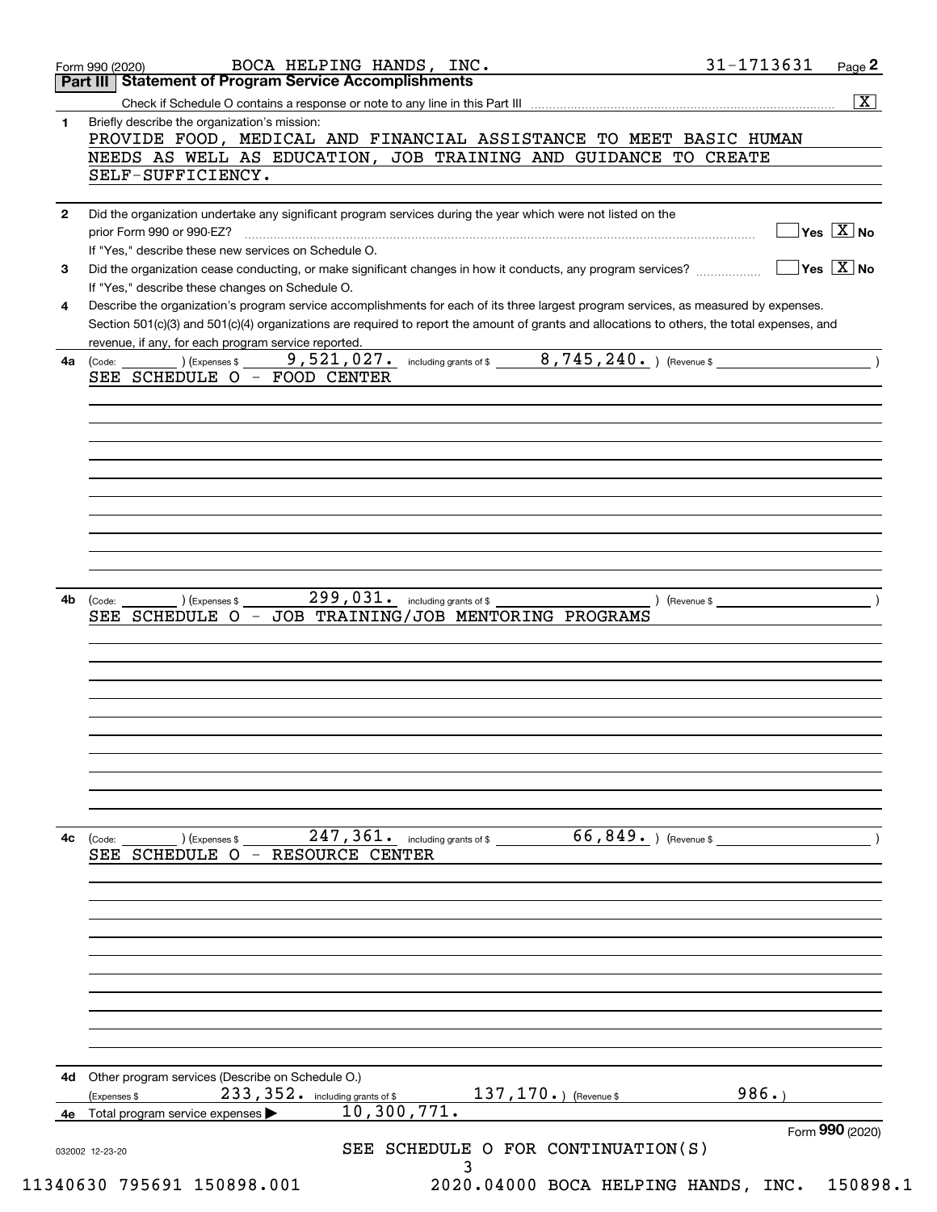Form 990 (2020) BOCA HELPING HANDS, INC. 31-1713631 Page **2**

## Part III Statement of Program Service Accomplishments

Check if Schedule O contains a response or note to any line in this Part III .......... [X]

**1** Briefly describe the organization's mission:

PROVIDE FOOD, MEDICAL AND FINANCIAL ASSISTANCE TO MEET BASIC HUMAN NEEDS AS WELL AS EDUCATION, JOB TRAINING AND GUIDANCE TO CREATE SELF-SUFFICIENCY.

**2** Did the organization undertake any significant program services during the year which were not listed on the prior Form 990 or 990-EZ? .......... [ ] Yes [X] No

If "Yes," describe these new services on Schedule O.

**3** Did the organization cease conducting, or make significant changes in how it conducts, any program services? .......... [ ] Yes [X] No

If "Yes," describe these changes on Schedule O.

**4** Describe the organization's program service accomplishments for each of its three largest program services, as measured by expenses. Section 501(c)(3) and 501(c)(4) organizations are required to report the amount of grants and allocations to others, the total expenses, and revenue, if any, for each program service reported.

**4a** (Code: ) (Expenses $ 9,521,027. including grants of $ 8,745,240. ) (Revenue $ )

SEE SCHEDULE O - FOOD CENTER

**4b** (Code: ) (Expenses $ 299,031. including grants of $ ) (Revenue $ )

SEE SCHEDULE O - JOB TRAINING/JOB MENTORING PROGRAMS

**4c** (Code: ) (Expenses $ 247,361. including grants of $ 66,849. ) (Revenue $ )

SEE SCHEDULE O - RESOURCE CENTER

**4d** Other program services (Describe on Schedule O.)

(Expenses $ 233,352. including grants of $ 137,170. ) (Revenue $ 986. )

**4e** Total program service expenses ▶ 10,300,771.

Form **990** (2020)

SEE SCHEDULE O FOR CONTINUATION(S)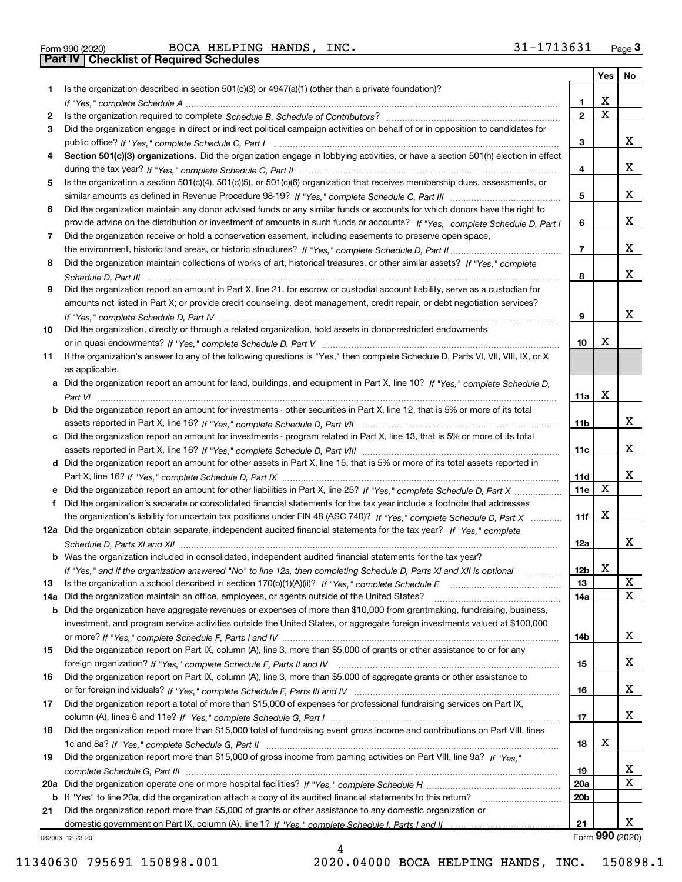Form 990 (2020) BOCA HELPING HANDS, INC. 31-1713631 Page 3

## Part IV | Checklist of Required Schedules

| | | | Yes | No |
|---|---|---|---|---|
| 1 | Is the organization described in section 501(c)(3) or 4947(a)(1) (other than a private foundation)? *If "Yes," complete Schedule A* | 1 | X | |
| 2 | Is the organization required to complete *Schedule B, Schedule of Contributors*? | 2 | X | |
| 3 | Did the organization engage in direct or indirect political campaign activities on behalf of or in opposition to candidates for public office? *If "Yes," complete Schedule C, Part I* | 3 | | X |
| 4 | **Section 501(c)(3) organizations.** Did the organization engage in lobbying activities, or have a section 501(h) election in effect during the tax year? *If "Yes," complete Schedule C, Part II* | 4 | | X |
| 5 | Is the organization a section 501(c)(4), 501(c)(5), or 501(c)(6) organization that receives membership dues, assessments, or similar amounts as defined in Revenue Procedure 98-19? *If "Yes," complete Schedule C, Part III* | 5 | | X |
| 6 | Did the organization maintain any donor advised funds or any similar funds or accounts for which donors have the right to provide advice on the distribution or investment of amounts in such funds or accounts? *If "Yes," complete Schedule D, Part I* | 6 | | X |
| 7 | Did the organization receive or hold a conservation easement, including easements to preserve open space, the environment, historic land areas, or historic structures? *If "Yes," complete Schedule D, Part II* | 7 | | X |
| 8 | Did the organization maintain collections of works of art, historical treasures, or other similar assets? *If "Yes," complete Schedule D, Part III* | 8 | | X |
| 9 | Did the organization report an amount in Part X, line 21, for escrow or custodial account liability, serve as a custodian for amounts not listed in Part X; or provide credit counseling, debt management, credit repair, or debt negotiation services? *If "Yes," complete Schedule D, Part IV* | 9 | | X |
| 10 | Did the organization, directly or through a related organization, hold assets in donor-restricted endowments or in quasi endowments? *If "Yes," complete Schedule D, Part V* | 10 | X | |
| 11 | If the organization's answer to any of the following questions is "Yes," then complete Schedule D, Parts VI, VII, VIII, IX, or X as applicable. | | | |
| a | Did the organization report an amount for land, buildings, and equipment in Part X, line 10? *If "Yes," complete Schedule D, Part VI* | 11a | X | |
| b | Did the organization report an amount for investments - other securities in Part X, line 12, that is 5% or more of its total assets reported in Part X, line 16? *If "Yes," complete Schedule D, Part VII* | 11b | | X |
| c | Did the organization report an amount for investments - program related in Part X, line 13, that is 5% or more of its total assets reported in Part X, line 16? *If "Yes," complete Schedule D, Part VIII* | 11c | | X |
| d | Did the organization report an amount for other assets in Part X, line 15, that is 5% or more of its total assets reported in Part X, line 16? *If "Yes," complete Schedule D, Part IX* | 11d | | X |
| e | Did the organization report an amount for other liabilities in Part X, line 25? *If "Yes," complete Schedule D, Part X* | 11e | X | |
| f | Did the organization's separate or consolidated financial statements for the tax year include a footnote that addresses the organization's liability for uncertain tax positions under FIN 48 (ASC 740)? *If "Yes," complete Schedule D, Part X* | 11f | X | |
| 12a | Did the organization obtain separate, independent audited financial statements for the tax year? *If "Yes," complete Schedule D, Parts XI and XII* | 12a | | X |
| b | Was the organization included in consolidated, independent audited financial statements for the tax year? *If "Yes," and if the organization answered "No" to line 12a, then completing Schedule D, Parts XI and XII is optional* | 12b | X | |
| 13 | Is the organization a school described in section 170(b)(1)(A)(ii)? *If "Yes," complete Schedule E* | 13 | | X |
| 14a | Did the organization maintain an office, employees, or agents outside of the United States? | 14a | | X |
| b | Did the organization have aggregate revenues or expenses of more than $10,000 from grantmaking, fundraising, business, investment, and program service activities outside the United States, or aggregate foreign investments valued at $100,000 or more? *If "Yes," complete Schedule F, Parts I and IV* | 14b | | X |
| 15 | Did the organization report on Part IX, column (A), line 3, more than $5,000 of grants or other assistance to or for any foreign organization? *If "Yes," complete Schedule F, Parts II and IV* | 15 | | X |
| 16 | Did the organization report on Part IX, column (A), line 3, more than $5,000 of aggregate grants or other assistance to or for foreign individuals? *If "Yes," complete Schedule F, Parts III and IV* | 16 | | X |
| 17 | Did the organization report a total of more than $15,000 of expenses for professional fundraising services on Part IX, column (A), lines 6 and 11e? *If "Yes," complete Schedule G, Part I* | 17 | | X |
| 18 | Did the organization report more than $15,000 total of fundraising event gross income and contributions on Part VIII, lines 1c and 8a? *If "Yes," complete Schedule G, Part II* | 18 | X | |
| 19 | Did the organization report more than $15,000 of gross income from gaming activities on Part VIII, line 9a? *If "Yes," complete Schedule G, Part III* | 19 | | X |
| 20a | Did the organization operate one or more hospital facilities? *If "Yes," complete Schedule H* | 20a | | X |
| b | If "Yes" to line 20a, did the organization attach a copy of its audited financial statements to this return? | 20b | | |
| 21 | Did the organization report more than $5,000 of grants or other assistance to any domestic organization or domestic government on Part IX, column (A), line 1? *If "Yes," complete Schedule I, Parts I and II* | 21 | | X |

032003 12-23-20 Form 990 (2020)

11340630 795691 150898.001 2020.04000 BOCA HELPING HANDS, INC. 150898.1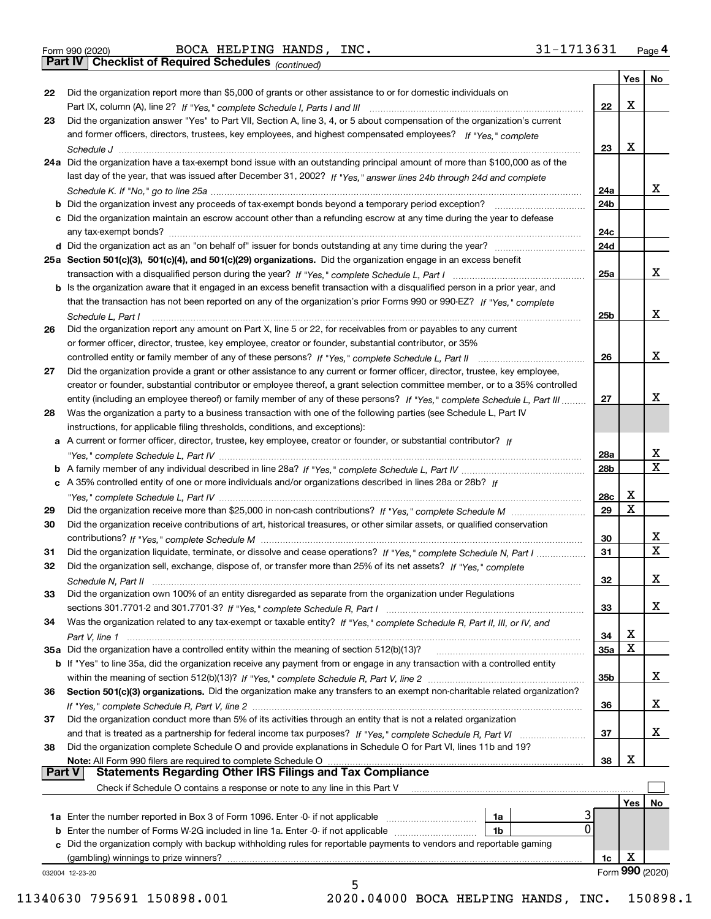Form 990 (2020) BOCA HELPING HANDS, INC. 31-1713631 Page 4

## Part IV Checklist of Required Schedules *(continued)*

| | | | Yes | No |
|---|---|---|---|---|
| 22 | Did the organization report more than $5,000 of grants or other assistance to or for domestic individuals on Part IX, column (A), line 2? *If "Yes," complete Schedule I, Parts I and III* | 22 | X | |
| 23 | Did the organization answer "Yes" to Part VII, Section A, line 3, 4, or 5 about compensation of the organization's current and former officers, directors, trustees, key employees, and highest compensated employees? *If "Yes," complete Schedule J* | 23 | X | |
| 24a | Did the organization have a tax-exempt bond issue with an outstanding principal amount of more than $100,000 as of the last day of the year, that was issued after December 31, 2002? *If "Yes," answer lines 24b through 24d and complete Schedule K. If "No," go to line 25a* | 24a | | X |
| b | Did the organization invest any proceeds of tax-exempt bonds beyond a temporary period exception? | 24b | | |
| c | Did the organization maintain an escrow account other than a refunding escrow at any time during the year to defease any tax-exempt bonds? | 24c | | |
| d | Did the organization act as an "on behalf of" issuer for bonds outstanding at any time during the year? | 24d | | |
| 25a | **Section 501(c)(3), 501(c)(4), and 501(c)(29) organizations.** Did the organization engage in an excess benefit transaction with a disqualified person during the year? *If "Yes," complete Schedule L, Part I* | 25a | | X |
| b | Is the organization aware that it engaged in an excess benefit transaction with a disqualified person in a prior year, and that the transaction has not been reported on any of the organization's prior Forms 990 or 990-EZ? *If "Yes," complete Schedule L, Part I* | 25b | | X |
| 26 | Did the organization report any amount on Part X, line 5 or 22, for receivables from or payables to any current or former officer, director, trustee, key employee, creator or founder, substantial contributor, or 35% controlled entity or family member of any of these persons? *If "Yes," complete Schedule L, Part II* | 26 | | X |
| 27 | Did the organization provide a grant or other assistance to any current or former officer, director, trustee, key employee, creator or founder, substantial contributor or employee thereof, a grant selection committee member, or to a 35% controlled entity (including an employee thereof) or family member of any of these persons? *If "Yes," complete Schedule L, Part III* | 27 | | X |
| 28 | Was the organization a party to a business transaction with one of the following parties (see Schedule L, Part IV instructions, for applicable filing thresholds, conditions, and exceptions): | | | |
| a | A current or former officer, director, trustee, key employee, creator or founder, or substantial contributor? *If "Yes," complete Schedule L, Part IV* | 28a | | X |
| b | A family member of any individual described in line 28a? *If "Yes," complete Schedule L, Part IV* | 28b | | X |
| c | A 35% controlled entity of one or more individuals and/or organizations described in lines 28a or 28b? *If "Yes," complete Schedule L, Part IV* | 28c | X | |
| 29 | Did the organization receive more than $25,000 in non-cash contributions? *If "Yes," complete Schedule M* | 29 | X | |
| 30 | Did the organization receive contributions of art, historical treasures, or other similar assets, or qualified conservation contributions? *If "Yes," complete Schedule M* | 30 | | X |
| 31 | Did the organization liquidate, terminate, or dissolve and cease operations? *If "Yes," complete Schedule N, Part I* | 31 | | X |
| 32 | Did the organization sell, exchange, dispose of, or transfer more than 25% of its net assets? *If "Yes," complete Schedule N, Part II* | 32 | | X |
| 33 | Did the organization own 100% of an entity disregarded as separate from the organization under Regulations sections 301.7701-2 and 301.7701-3? *If "Yes," complete Schedule R, Part I* | 33 | | X |
| 34 | Was the organization related to any tax-exempt or taxable entity? *If "Yes," complete Schedule R, Part II, III, or IV, and Part V, line 1* | 34 | X | |
| 35a | Did the organization have a controlled entity within the meaning of section 512(b)(13)? | 35a | X | |
| b | If "Yes" to line 35a, did the organization receive any payment from or engage in any transaction with a controlled entity within the meaning of section 512(b)(13)? *If "Yes," complete Schedule R, Part V, line 2* | 35b | | X |
| 36 | **Section 501(c)(3) organizations.** Did the organization make any transfers to an exempt non-charitable related organization? *If "Yes," complete Schedule R, Part V, line 2* | 36 | | X |
| 37 | Did the organization conduct more than 5% of its activities through an entity that is not a related organization and that is treated as a partnership for federal income tax purposes? *If "Yes," complete Schedule R, Part VI* | 37 | | X |
| 38 | Did the organization complete Schedule O and provide explanations in Schedule O for Part VI, lines 11b and 19? **Note:** All Form 990 filers are required to complete Schedule O | 38 | X | |

## Part V Statements Regarding Other IRS Filings and Tax Compliance

Check if Schedule O contains a response or note to any line in this Part V ☐

| | | | | | Yes | No |
|---|---|---|---|---|---|---|
| 1a | Enter the number reported in Box 3 of Form 1096. Enter -0- if not applicable | 1a | 3 | | | |
| b | Enter the number of Forms W-2G included in line 1a. Enter -0- if not applicable | 1b | 0 | | | |
| c | Did the organization comply with backup withholding rules for reportable payments to vendors and reportable gaming (gambling) winnings to prize winners? | | | 1c | X | |

032004 12-23-20 Form 990 (2020)

11340630 795691 150898.001 2020.04000 BOCA HELPING HANDS, INC. 150898.1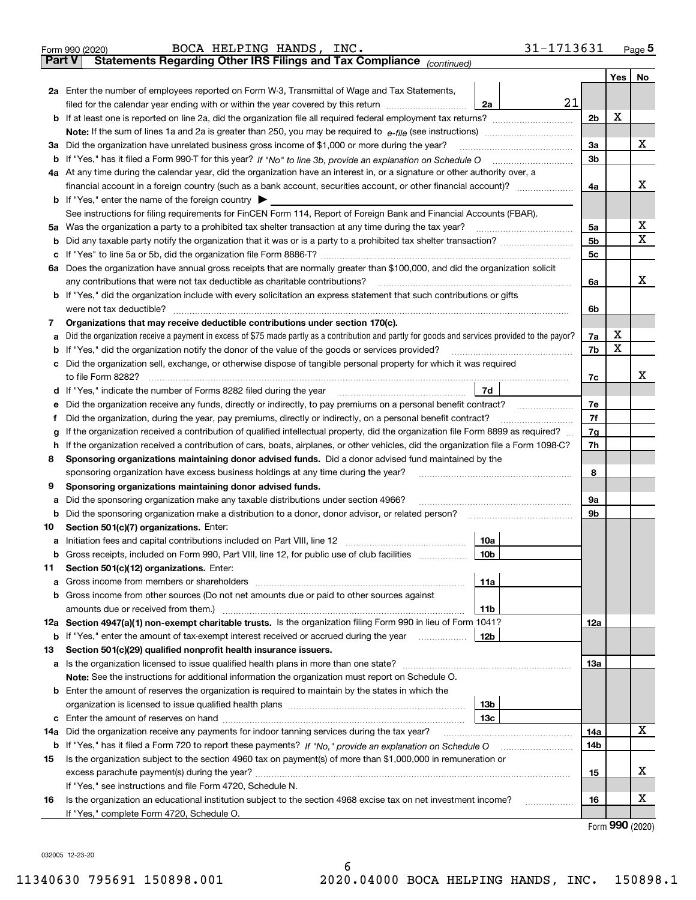Form 990 (2020) BOCA HELPING HANDS, INC. 31-1713631 Page 5

**Part V Statements Regarding Other IRS Filings and Tax Compliance** *(continued)*

| | | | | Yes | No |
|---|---|---|---|---|---|
| **2a** | Enter the number of employees reported on Form W-3, Transmittal of Wage and Tax Statements, filed for the calendar year ending with or within the year covered by this return | 2a 21 | | | |
| **b** | If at least one is reported on line 2a, did the organization file all required federal employment tax returns? | | 2b | X | |
| | **Note:** If the sum of lines 1a and 2a is greater than 250, you may be required to *e-file* (see instructions) | | | | |
| **3a** | Did the organization have unrelated business gross income of $1,000 or more during the year? | | 3a | | X |
| **b** | If "Yes," has it filed a Form 990-T for this year? *If "No" to line 3b, provide an explanation on Schedule O* | | 3b | | |
| **4a** | At any time during the calendar year, did the organization have an interest in, or a signature or other authority over, a financial account in a foreign country (such as a bank account, securities account, or other financial account)? | | 4a | | X |
| **b** | If "Yes," enter the name of the foreign country ▶ | | | | |
| | See instructions for filing requirements for FinCEN Form 114, Report of Foreign Bank and Financial Accounts (FBAR). | | | | |
| **5a** | Was the organization a party to a prohibited tax shelter transaction at any time during the tax year? | | 5a | | X |
| **b** | Did any taxable party notify the organization that it was or is a party to a prohibited tax shelter transaction? | | 5b | | X |
| **c** | If "Yes" to line 5a or 5b, did the organization file Form 8886-T? | | 5c | | |
| **6a** | Does the organization have annual gross receipts that are normally greater than $100,000, and did the organization solicit any contributions that were not tax deductible as charitable contributions? | | 6a | | X |
| **b** | If "Yes," did the organization include with every solicitation an express statement that such contributions or gifts were not tax deductible? | | 6b | | |
| **7** | **Organizations that may receive deductible contributions under section 170(c).** | | | | |
| **a** | Did the organization receive a payment in excess of $75 made partly as a contribution and partly for goods and services provided to the payor? | | 7a | X | |
| **b** | If "Yes," did the organization notify the donor of the value of the goods or services provided? | | 7b | X | |
| **c** | Did the organization sell, exchange, or otherwise dispose of tangible personal property for which it was required to file Form 8282? | | 7c | | X |
| **d** | If "Yes," indicate the number of Forms 8282 filed during the year | 7d | | | |
| **e** | Did the organization receive any funds, directly or indirectly, to pay premiums on a personal benefit contract? | | 7e | | |
| **f** | Did the organization, during the year, pay premiums, directly or indirectly, on a personal benefit contract? | | 7f | | |
| **g** | If the organization received a contribution of qualified intellectual property, did the organization file Form 8899 as required? | | 7g | | |
| **h** | If the organization received a contribution of cars, boats, airplanes, or other vehicles, did the organization file a Form 1098-C? | | 7h | | |
| **8** | **Sponsoring organizations maintaining donor advised funds.** Did a donor advised fund maintained by the sponsoring organization have excess business holdings at any time during the year? | | 8 | | |
| **9** | **Sponsoring organizations maintaining donor advised funds.** | | | | |
| **a** | Did the sponsoring organization make any taxable distributions under section 4966? | | 9a | | |
| **b** | Did the sponsoring organization make a distribution to a donor, donor advisor, or related person? | | 9b | | |
| **10** | **Section 501(c)(7) organizations.** Enter: | | | | |
| **a** | Initiation fees and capital contributions included on Part VIII, line 12 | 10a | | | |
| **b** | Gross receipts, included on Form 990, Part VIII, line 12, for public use of club facilities | 10b | | | |
| **11** | **Section 501(c)(12) organizations.** Enter: | | | | |
| **a** | Gross income from members or shareholders | 11a | | | |
| **b** | Gross income from other sources (Do not net amounts due or paid to other sources against amounts due or received from them.) | 11b | | | |
| **12a** | **Section 4947(a)(1) non-exempt charitable trusts.** Is the organization filing Form 990 in lieu of Form 1041? | | 12a | | |
| **b** | If "Yes," enter the amount of tax-exempt interest received or accrued during the year | 12b | | | |
| **13** | **Section 501(c)(29) qualified nonprofit health insurance issuers.** | | | | |
| **a** | Is the organization licensed to issue qualified health plans in more than one state? | | 13a | | |
| | **Note:** See the instructions for additional information the organization must report on Schedule O. | | | | |
| **b** | Enter the amount of reserves the organization is required to maintain by the states in which the organization is licensed to issue qualified health plans | 13b | | | |
| **c** | Enter the amount of reserves on hand | 13c | | | |
| **14a** | Did the organization receive any payments for indoor tanning services during the tax year? | | 14a | | X |
| **b** | If "Yes," has it filed a Form 720 to report these payments? *If "No," provide an explanation on Schedule O* | | 14b | | |
| **15** | Is the organization subject to the section 4960 tax on payment(s) of more than $1,000,000 in remuneration or excess parachute payment(s) during the year? | | 15 | | X |
| | If "Yes," see instructions and file Form 4720, Schedule N. | | | | |
| **16** | Is the organization an educational institution subject to the section 4968 excise tax on net investment income? | | 16 | | X |
| | If "Yes," complete Form 4720, Schedule O. | | | | |

Form **990** (2020)

032005 12-23-20

11340630 795691 150898.001 2020.04000 BOCA HELPING HANDS, INC. 150898.1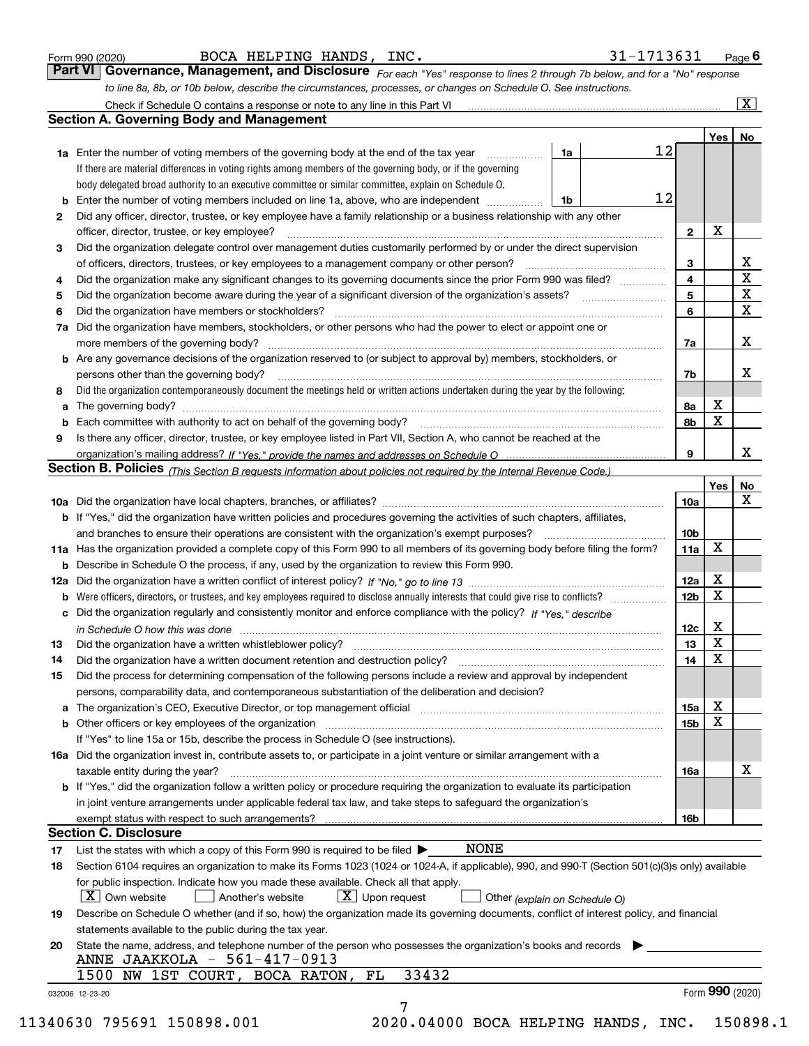Form 990 (2020) BOCA HELPING HANDS, INC. 31-1713631 Page 6

## Part VI Governance, Management, and Disclosure

*For each "Yes" response to lines 2 through 7b below, and for a "No" response to line 8a, 8b, or 10b below, describe the circumstances, processes, or changes on Schedule O. See instructions.*

Check if Schedule O contains a response or note to any line in this Part VI ☒

### Section A. Governing Body and Management

| | | | | Yes | No |
|---|---|---|---|---|---|
| 1a | Enter the number of voting members of the governing body at the end of the tax year (1a) | 12 | | | |
| | If there are material differences in voting rights among members of the governing body, or if the governing body delegated broad authority to an executive committee or similar committee, explain on Schedule O. | | | | |
| b | Enter the number of voting members included on line 1a, above, who are independent (1b) | 12 | | | |
| 2 | Did any officer, director, trustee, or key employee have a family relationship or a business relationship with any other officer, director, trustee, or key employee? | | 2 | X | |
| 3 | Did the organization delegate control over management duties customarily performed by or under the direct supervision of officers, directors, trustees, or key employees to a management company or other person? | | 3 | | X |
| 4 | Did the organization make any significant changes to its governing documents since the prior Form 990 was filed? | | 4 | | X |
| 5 | Did the organization become aware during the year of a significant diversion of the organization's assets? | | 5 | | X |
| 6 | Did the organization have members or stockholders? | | 6 | | X |
| 7a | Did the organization have members, stockholders, or other persons who had the power to elect or appoint one or more members of the governing body? | | 7a | | X |
| b | Are any governance decisions of the organization reserved to (or subject to approval by) members, stockholders, or persons other than the governing body? | | 7b | | X |
| 8 | Did the organization contemporaneously document the meetings held or written actions undertaken during the year by the following: | | | | |
| a | The governing body? | | 8a | X | |
| b | Each committee with authority to act on behalf of the governing body? | | 8b | X | |
| 9 | Is there any officer, director, trustee, or key employee listed in Part VII, Section A, who cannot be reached at the organization's mailing address? *If "Yes," provide the names and addresses on Schedule O* | | 9 | | X |

### Section B. Policies *(This Section B requests information about policies not required by the Internal Revenue Code.)*

| | | | Yes | No |
|---|---|---|---|---|
| 10a | Did the organization have local chapters, branches, or affiliates? | 10a | | X |
| b | If "Yes," did the organization have written policies and procedures governing the activities of such chapters, affiliates, and branches to ensure their operations are consistent with the organization's exempt purposes? | 10b | | |
| 11a | Has the organization provided a complete copy of this Form 990 to all members of its governing body before filing the form? | 11a | X | |
| b | Describe in Schedule O the process, if any, used by the organization to review this Form 990. | | | |
| 12a | Did the organization have a written conflict of interest policy? *If "No," go to line 13* | 12a | X | |
| b | Were officers, directors, or trustees, and key employees required to disclose annually interests that could give rise to conflicts? | 12b | X | |
| c | Did the organization regularly and consistently monitor and enforce compliance with the policy? *If "Yes," describe in Schedule O how this was done* | 12c | X | |
| 13 | Did the organization have a written whistleblower policy? | 13 | X | |
| 14 | Did the organization have a written document retention and destruction policy? | 14 | X | |
| 15 | Did the process for determining compensation of the following persons include a review and approval by independent persons, comparability data, and contemporaneous substantiation of the deliberation and decision? | | | |
| a | The organization's CEO, Executive Director, or top management official | 15a | X | |
| b | Other officers or key employees of the organization | 15b | X | |
| | If "Yes" to line 15a or 15b, describe the process in Schedule O (see instructions). | | | |
| 16a | Did the organization invest in, contribute assets to, or participate in a joint venture or similar arrangement with a taxable entity during the year? | 16a | | X |
| b | If "Yes," did the organization follow a written policy or procedure requiring the organization to evaluate its participation in joint venture arrangements under applicable federal tax law, and take steps to safeguard the organization's exempt status with respect to such arrangements? | 16b | | |

### Section C. Disclosure

17 List the states with which a copy of this Form 990 is required to be filed ▶ NONE

18 Section 6104 requires an organization to make its Forms 1023 (1024 or 1024-A, if applicable), 990, and 990-T (Section 501(c)(3)s only) available for public inspection. Indicate how you made these available. Check all that apply.

☒ Own website ☐ Another's website ☒ Upon request ☐ Other *(explain on Schedule O)*

19 Describe on Schedule O whether (and if so, how) the organization made its governing documents, conflict of interest policy, and financial statements available to the public during the tax year.

20 State the name, address, and telephone number of the person who possesses the organization's books and records ▶

ANNE JAAKKOLA - 561-417-0913
1500 NW 1ST COURT, BOCA RATON, FL 33432

032006 12-23-20 Form 990 (2020)

11340630 795691 150898.001 2020.04000 BOCA HELPING HANDS, INC. 150898.1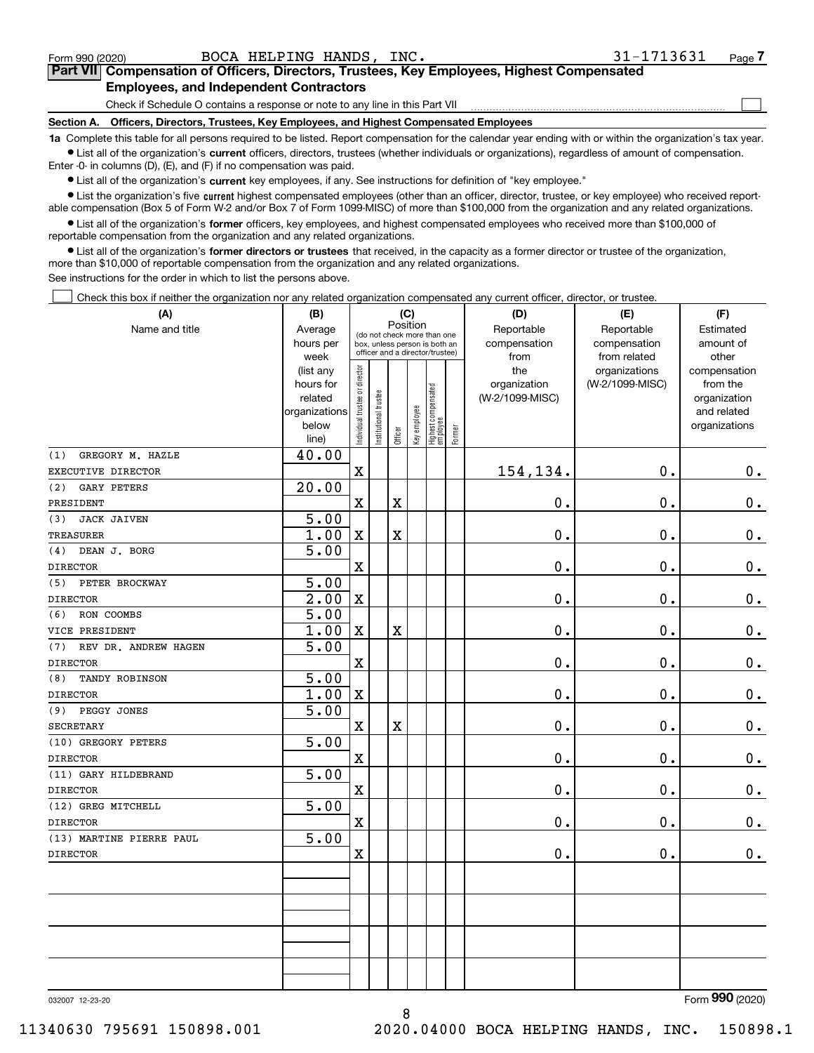Form 990 (2020) BOCA HELPING HANDS, INC. 31-1713631 Page 7

## Part VII Compensation of Officers, Directors, Trustees, Key Employees, Highest Compensated Employees, and Independent Contractors

Check if Schedule O contains a response or note to any line in this Part VII

### Section A. Officers, Directors, Trustees, Key Employees, and Highest Compensated Employees

**1a** Complete this table for all persons required to be listed. Report compensation for the calendar year ending with or within the organization's tax year.

- List all of the organization's **current** officers, directors, trustees (whether individuals or organizations), regardless of amount of compensation. Enter -0- in columns (D), (E), and (F) if no compensation was paid.
- List all of the organization's **current** key employees, if any. See instructions for definition of "key employee."
- List the organization's five **current** highest compensated employees (other than an officer, director, trustee, or key employee) who received reportable compensation (Box 5 of Form W-2 and/or Box 7 of Form 1099-MISC) of more than $100,000 from the organization and any related organizations.
- List all of the organization's **former** officers, key employees, and highest compensated employees who received more than $100,000 of reportable compensation from the organization and any related organizations.
- List all of the organization's **former directors or trustees** that received, in the capacity as a former director or trustee of the organization, more than $10,000 of reportable compensation from the organization and any related organizations.

See instructions for the order in which to list the persons above.

Check this box if neither the organization nor any related organization compensated any current officer, director, or trustee.

| (A) Name and title | (B) Average hours per week (list any hours for related organizations below line) | (C) Position: Individual trustee or director | Institutional trustee | Officer | Key employee | Highest compensated employee | Former | (D) Reportable compensation from the organization (W-2/1099-MISC) | (E) Reportable compensation from related organizations (W-2/1099-MISC) | (F) Estimated amount of other compensation from the organization and related organizations |
|---|---|---|---|---|---|---|---|---|---|---|
| (1) GREGORY M. HAZLE<br>EXECUTIVE DIRECTOR | 40.00 | X | | | | | | 154,134. | 0. | 0. |
| (2) GARY PETERS<br>PRESIDENT | 20.00 | X | | X | | | | 0. | 0. | 0. |
| (3) JACK JAIVEN<br>TREASURER | 5.00<br>1.00 | X | | X | | | | 0. | 0. | 0. |
| (4) DEAN J. BORG<br>DIRECTOR | 5.00 | X | | | | | | 0. | 0. | 0. |
| (5) PETER BROCKWAY<br>DIRECTOR | 5.00<br>2.00 | X | | | | | | 0. | 0. | 0. |
| (6) RON COOMBS<br>VICE PRESIDENT | 5.00<br>1.00 | X | | X | | | | 0. | 0. | 0. |
| (7) REV DR. ANDREW HAGEN<br>DIRECTOR | 5.00 | X | | | | | | 0. | 0. | 0. |
| (8) TANDY ROBINSON<br>DIRECTOR | 5.00<br>1.00 | X | | | | | | 0. | 0. | 0. |
| (9) PEGGY JONES<br>SECRETARY | 5.00 | X | | X | | | | 0. | 0. | 0. |
| (10) GREGORY PETERS<br>DIRECTOR | 5.00 | X | | | | | | 0. | 0. | 0. |
| (11) GARY HILDEBRAND<br>DIRECTOR | 5.00 | X | | | | | | 0. | 0. | 0. |
| (12) GREG MITCHELL<br>DIRECTOR | 5.00 | X | | | | | | 0. | 0. | 0. |
| (13) MARTINE PIERRE PAUL<br>DIRECTOR | 5.00 | X | | | | | | 0. | 0. | 0. |

032007 12-23-20 Form 990 (2020)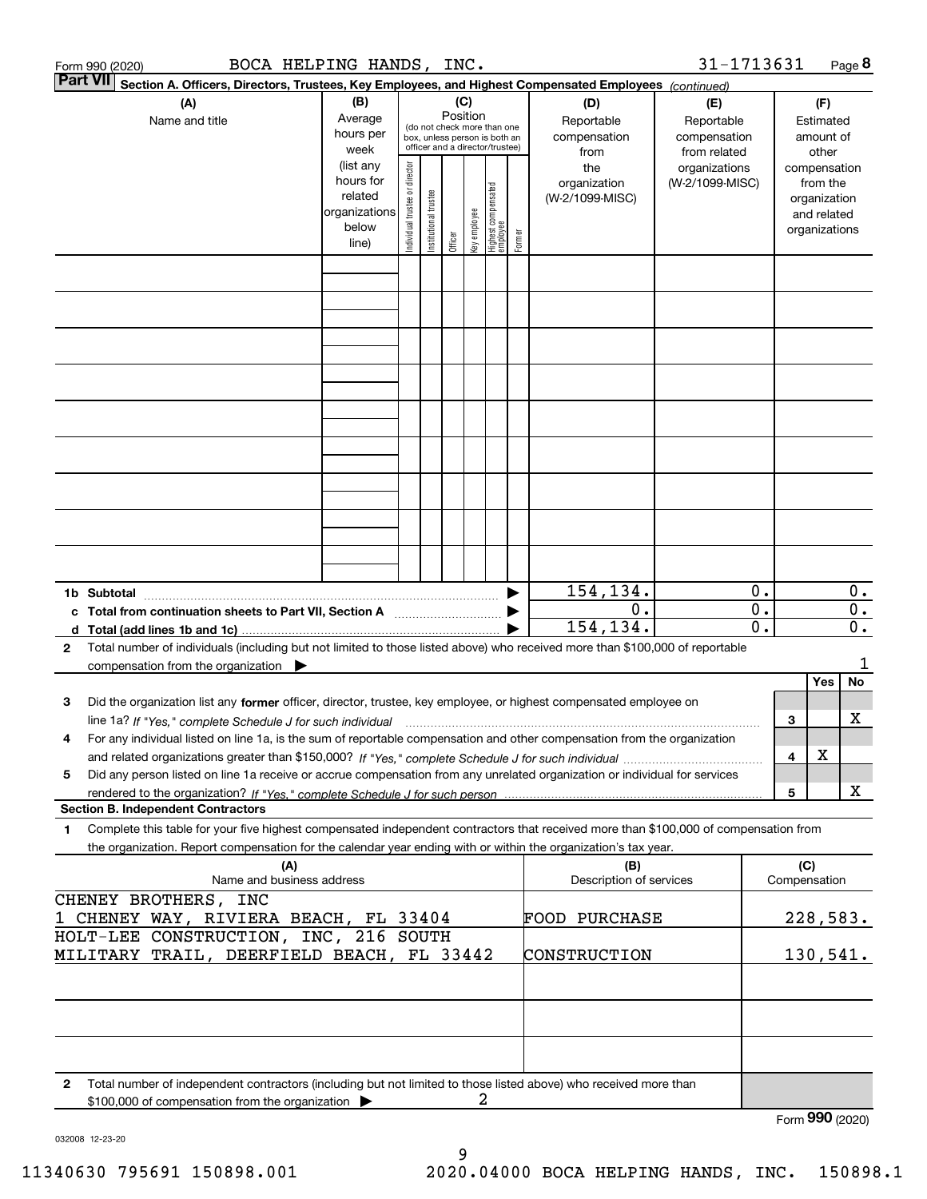Form 990 (2020) BOCA HELPING HANDS, INC. 31-1713631 Page **8**

**Part VII** **Section A. Officers, Directors, Trustees, Key Employees, and Highest Compensated Employees** *(continued)*

| (A) Name and title | (B) Average hours per week (list any hours for related organizations below line) | (C) Position (do not check more than one box, unless person is both an officer and a director/trustee): Individual trustee or director | Institutional trustee | Officer | Key employee | Highest compensated employee | Former | (D) Reportable compensation from the organization (W-2/1099-MISC) | (E) Reportable compensation from related organizations (W-2/1099-MISC) | (F) Estimated amount of other compensation from the organization and related organizations |
|---|---|---|---|---|---|---|---|---|---|---|
| | | | | | | | | | | |
| | | | | | | | | | | |
| | | | | | | | | | | |
| | | | | | | | | | | |
| | | | | | | | | | | |
| | | | | | | | | | | |
| | | | | | | | | | | |
| | | | | | | | | | | |
| | | | | | | | | | | |

| | (D) | (E) | (F) |
|---|---|---|---|
| **1b Subtotal** ▶ | 154,134. | 0. | 0. |
| **c Total from continuation sheets to Part VII, Section A** ▶ | 0. | 0. | 0. |
| **d Total (add lines 1b and 1c)** ▶ | 154,134. | 0. | 0. |

**2** Total number of individuals (including but not limited to those listed above) who received more than $100,000 of reportable compensation from the organization ▶ 1

| | | Yes | No |
|---|---|---|---|
| **3** Did the organization list any **former** officer, director, trustee, key employee, or highest compensated employee on line 1a? *If "Yes," complete Schedule J for such individual* | 3 | | X |
| **4** For any individual listed on line 1a, is the sum of reportable compensation and other compensation from the organization and related organizations greater than $150,000? *If "Yes," complete Schedule J for such individual* | 4 | X | |
| **5** Did any person listed on line 1a receive or accrue compensation from any unrelated organization or individual for services rendered to the organization? *If "Yes," complete Schedule J for such person* | 5 | | X |

**Section B. Independent Contractors**

**1** Complete this table for your five highest compensated independent contractors that received more than $100,000 of compensation from the organization. Report compensation for the calendar year ending with or within the organization's tax year.

| (A) Name and business address | (B) Description of services | (C) Compensation |
|---|---|---|
| CHENEY BROTHERS, INC 1 CHENEY WAY, RIVIERA BEACH, FL 33404 | FOOD PURCHASE | 228,583. |
| HOLT-LEE CONSTRUCTION, INC, 216 SOUTH MILITARY TRAIL, DEERFIELD BEACH, FL 33442 | CONSTRUCTION | 130,541. |
| | | |
| | | |
| | | |

**2** Total number of independent contractors (including but not limited to those listed above) who received more than $100,000 of compensation from the organization ▶ 2

Form **990** (2020)

032008 12-23-20

11340630 795691 150898.001 2020.04000 BOCA HELPING HANDS, INC. 150898.1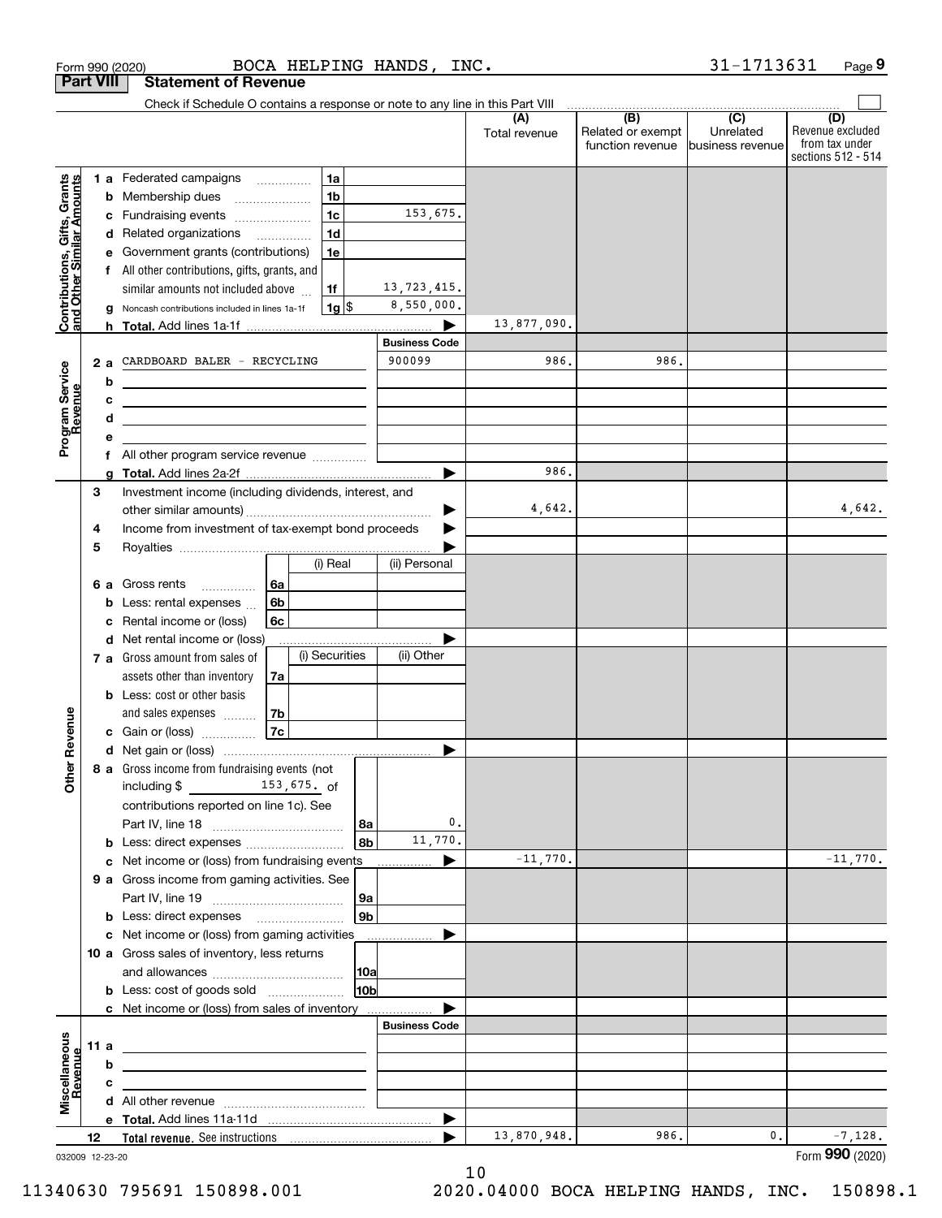Form 990 (2020) BOCA HELPING HANDS, INC. 31-1713631 Page **9**

## Part VIII Statement of Revenue

Check if Schedule O contains a response or note to any line in this Part VIII

| | | | (A) Total revenue | (B) Related or exempt function revenue | (C) Unrelated business revenue | (D) Revenue excluded from tax under sections 512 - 514 |
|---|---|---|---|---|---|---|
| **Contributions, Gifts, Grants and Other Similar Amounts** | 1 a Federated campaigns | 1a | | | | |
| | b Membership dues | 1b | | | | |
| | c Fundraising events | 1c 153,675. | | | | |
| | d Related organizations | 1d | | | | |
| | e Government grants (contributions) | 1e | | | | |
| | f All other contributions, gifts, grants, and similar amounts not included above | 1f 13,723,415. | | | | |
| | g Noncash contributions included in lines 1a-1f | 1g $ 8,550,000. | | | | |
| | h **Total.** Add lines 1a-1f | | 13,877,090. | | | |
| **Program Service Revenue** | | **Business Code** | | | | |
| | 2 a CARDBOARD BALER - RECYCLING | 900099 | 986. | 986. | | |
| | b | | | | | |
| | c | | | | | |
| | d | | | | | |
| | e | | | | | |
| | f All other program service revenue | | | | | |
| | g **Total.** Add lines 2a-2f | | 986. | | | |
| **Other Revenue** | 3 Investment income (including dividends, interest, and other similar amounts) | | 4,642. | | | 4,642. |
| | 4 Income from investment of tax-exempt bond proceeds | | | | | |
| | 5 Royalties | | | | | |
| | | (i) Real / (ii) Personal | | | | |
| | 6 a Gross rents | 6a | | | | |
| | b Less: rental expenses | 6b | | | | |
| | c Rental income or (loss) | 6c | | | | |
| | d Net rental income or (loss) | | | | | |
| | | (i) Securities / (ii) Other | | | | |
| | 7 a Gross amount from sales of assets other than inventory | 7a | | | | |
| | b Less: cost or other basis and sales expenses | 7b | | | | |
| | c Gain or (loss) | 7c | | | | |
| | d Net gain or (loss) | | | | | |
| | 8 a Gross income from fundraising events (not including $ 153,675. of contributions reported on line 1c). See Part IV, line 18 | 8a 0. | | | | |
| | b Less: direct expenses | 8b 11,770. | | | | |
| | c Net income or (loss) from fundraising events | | -11,770. | | | -11,770. |
| | 9 a Gross income from gaming activities. See Part IV, line 19 | 9a | | | | |
| | b Less: direct expenses | 9b | | | | |
| | c Net income or (loss) from gaming activities | | | | | |
| | 10 a Gross sales of inventory, less returns and allowances | 10a | | | | |
| | b Less: cost of goods sold | 10b | | | | |
| | c Net income or (loss) from sales of inventory | | | | | |
| **Miscellaneous Revenue** | | **Business Code** | | | | |
| | 11 a | | | | | |
| | b | | | | | |
| | c | | | | | |
| | d All other revenue | | | | | |
| | e **Total.** Add lines 11a-11d | | | | | |
| | 12 **Total revenue.** See instructions | | 13,870,948. | 986. | 0. | -7,128. |

032009 12-23-20

Form **990** (2020)

11340630 795691 150898.001 2020.04000 BOCA HELPING HANDS, INC. 150898.1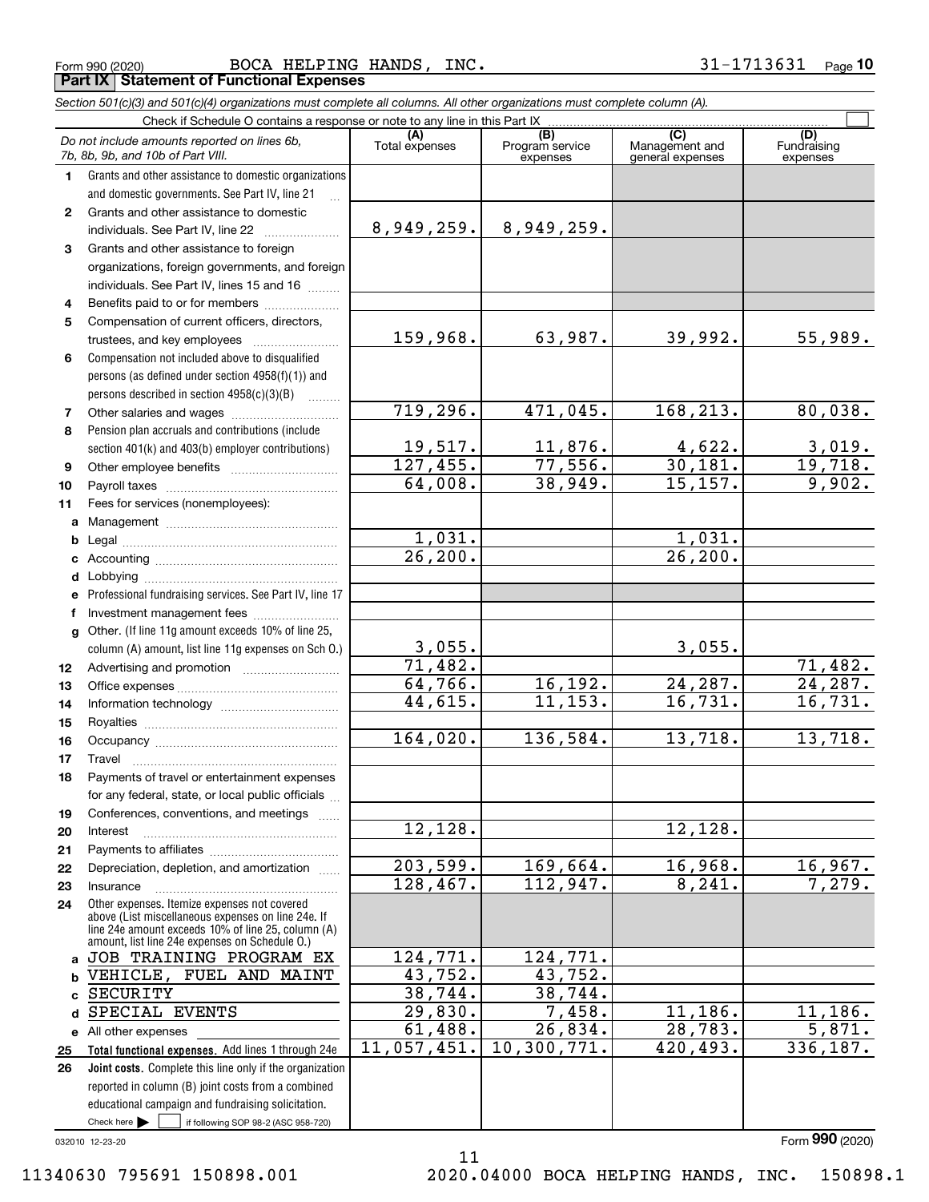Form 990 (2020) BOCA HELPING HANDS, INC. 31-1713631 Page 10

**Part IX Statement of Functional Expenses**

*Section 501(c)(3) and 501(c)(4) organizations must complete all columns. All other organizations must complete column (A).*

Check if Schedule O contains a response or note to any line in this Part IX ☐

| | *Do not include amounts reported on lines 6b, 7b, 8b, 9b, and 10b of Part VIII.* | (A) Total expenses | (B) Program service expenses | (C) Management and general expenses | (D) Fundraising expenses |
|---|---|---|---|---|---|
| 1 | Grants and other assistance to domestic organizations and domestic governments. See Part IV, line 21 | | | | |
| 2 | Grants and other assistance to domestic individuals. See Part IV, line 22 | 8,949,259. | 8,949,259. | | |
| 3 | Grants and other assistance to foreign organizations, foreign governments, and foreign individuals. See Part IV, lines 15 and 16 | | | | |
| 4 | Benefits paid to or for members | | | | |
| 5 | Compensation of current officers, directors, trustees, and key employees | 159,968. | 63,987. | 39,992. | 55,989. |
| 6 | Compensation not included above to disqualified persons (as defined under section 4958(f)(1)) and persons described in section 4958(c)(3)(B) | | | | |
| 7 | Other salaries and wages | 719,296. | 471,045. | 168,213. | 80,038. |
| 8 | Pension plan accruals and contributions (include section 401(k) and 403(b) employer contributions) | 19,517. | 11,876. | 4,622. | 3,019. |
| 9 | Other employee benefits | 127,455. | 77,556. | 30,181. | 19,718. |
| 10 | Payroll taxes | 64,008. | 38,949. | 15,157. | 9,902. |
| 11 | Fees for services (nonemployees): | | | | |
| a | Management | | | | |
| b | Legal | 1,031. | | 1,031. | |
| c | Accounting | 26,200. | | 26,200. | |
| d | Lobbying | | | | |
| e | Professional fundraising services. See Part IV, line 17 | | | | |
| f | Investment management fees | | | | |
| g | Other. (If line 11g amount exceeds 10% of line 25, column (A) amount, list line 11g expenses on Sch O.) | 3,055. | | 3,055. | |
| 12 | Advertising and promotion | 71,482. | | | 71,482. |
| 13 | Office expenses | 64,766. | 16,192. | 24,287. | 24,287. |
| 14 | Information technology | 44,615. | 11,153. | 16,731. | 16,731. |
| 15 | Royalties | | | | |
| 16 | Occupancy | 164,020. | 136,584. | 13,718. | 13,718. |
| 17 | Travel | | | | |
| 18 | Payments of travel or entertainment expenses for any federal, state, or local public officials | | | | |
| 19 | Conferences, conventions, and meetings | | | | |
| 20 | Interest | 12,128. | | 12,128. | |
| 21 | Payments to affiliates | | | | |
| 22 | Depreciation, depletion, and amortization | 203,599. | 169,664. | 16,968. | 16,967. |
| 23 | Insurance | 128,467. | 112,947. | 8,241. | 7,279. |
| 24 | Other expenses. Itemize expenses not covered above (List miscellaneous expenses on line 24e. If line 24e amount exceeds 10% of line 25, column (A) amount, list line 24e expenses on Schedule O.) | | | | |
| a | JOB TRAINING PROGRAM EX | 124,771. | 124,771. | | |
| b | VEHICLE, FUEL AND MAINT | 43,752. | 43,752. | | |
| c | SECURITY | 38,744. | 38,744. | | |
| d | SPECIAL EVENTS | 29,830. | 7,458. | 11,186. | 11,186. |
| e | All other expenses | 61,488. | 26,834. | 28,783. | 5,871. |
| 25 | **Total functional expenses.** Add lines 1 through 24e | 11,057,451. | 10,300,771. | 420,493. | 336,187. |
| 26 | **Joint costs.** Complete this line only if the organization reported in column (B) joint costs from a combined educational campaign and fundraising solicitation. Check here ▶ ☐ if following SOP 98-2 (ASC 958-720) | | | | |

032010 12-23-20

Form **990** (2020)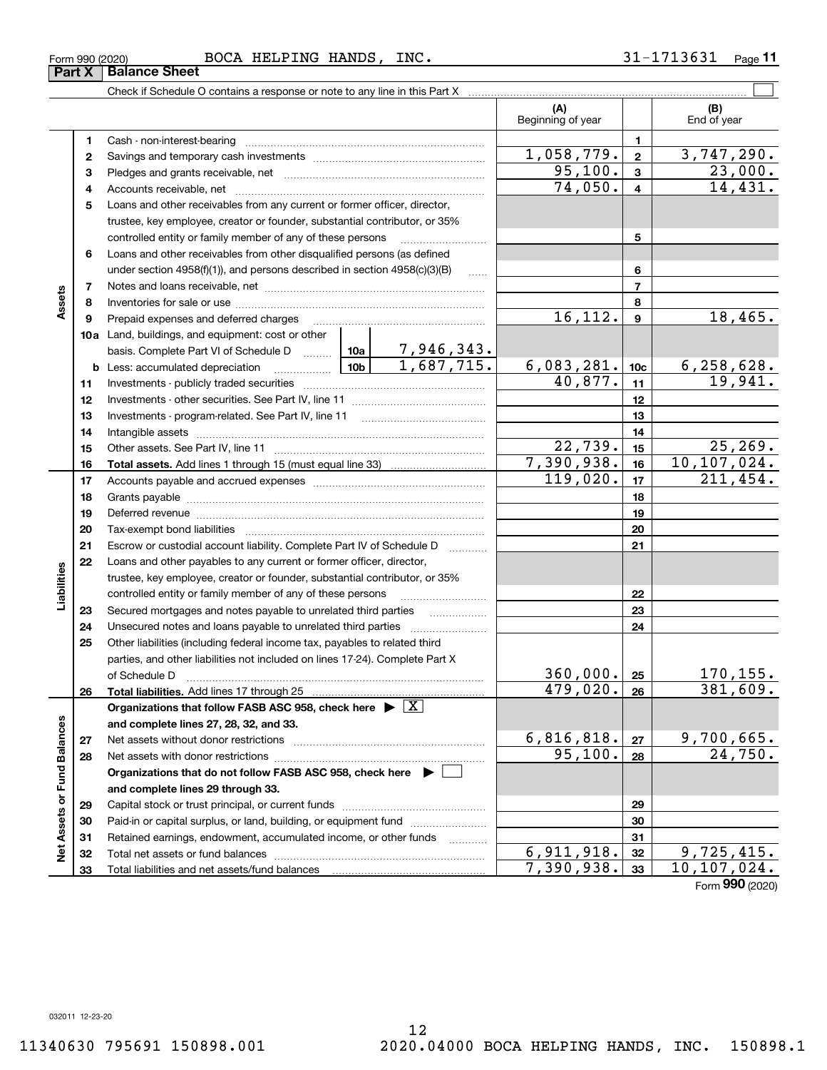Form 990 (2020) BOCA HELPING HANDS, INC. 31-1713631

## Part X Balance Sheet

Check if Schedule O contains a response or note to any line in this Part X ☐

| Section | Line | Description | | | (A) Beginning of year | | (B) End of year |
|---|---|---|---|---|---|---|---|
| Assets | 1 | Cash - non-interest-bearing | | | | 1 | |
| | 2 | Savings and temporary cash investments | | | 1,058,779. | 2 | 3,747,290. |
| | 3 | Pledges and grants receivable, net | | | 95,100. | 3 | 23,000. |
| | 4 | Accounts receivable, net | | | 74,050. | 4 | 14,431. |
| | 5 | Loans and other receivables from any current or former officer, director, trustee, key employee, creator or founder, substantial contributor, or 35% controlled entity or family member of any of these persons | | | | 5 | |
| | 6 | Loans and other receivables from other disqualified persons (as defined under section 4958(f)(1)), and persons described in section 4958(c)(3)(B) | | | | 6 | |
| | 7 | Notes and loans receivable, net | | | | 7 | |
| | 8 | Inventories for sale or use | | | | 8 | |
| | 9 | Prepaid expenses and deferred charges | | | 16,112. | 9 | 18,465. |
| | 10a | Land, buildings, and equipment: cost or other basis. Complete Part VI of Schedule D | 10a | 7,946,343. | | | |
| | b | Less: accumulated depreciation | 10b | 1,687,715. | 6,083,281. | 10c | 6,258,628. |
| | 11 | Investments - publicly traded securities | | | 40,877. | 11 | 19,941. |
| | 12 | Investments - other securities. See Part IV, line 11 | | | | 12 | |
| | 13 | Investments - program-related. See Part IV, line 11 | | | | 13 | |
| | 14 | Intangible assets | | | | 14 | |
| | 15 | Other assets. See Part IV, line 11 | | | 22,739. | 15 | 25,269. |
| | 16 | **Total assets.** Add lines 1 through 15 (must equal line 33) | | | 7,390,938. | 16 | 10,107,024. |
| Liabilities | 17 | Accounts payable and accrued expenses | | | 119,020. | 17 | 211,454. |
| | 18 | Grants payable | | | | 18 | |
| | 19 | Deferred revenue | | | | 19 | |
| | 20 | Tax-exempt bond liabilities | | | | 20 | |
| | 21 | Escrow or custodial account liability. Complete Part IV of Schedule D | | | | 21 | |
| | 22 | Loans and other payables to any current or former officer, director, trustee, key employee, creator or founder, substantial contributor, or 35% controlled entity or family member of any of these persons | | | | 22 | |
| | 23 | Secured mortgages and notes payable to unrelated third parties | | | | 23 | |
| | 24 | Unsecured notes and loans payable to unrelated third parties | | | | 24 | |
| | 25 | Other liabilities (including federal income tax, payables to related third parties, and other liabilities not included on lines 17-24). Complete Part X of Schedule D | | | 360,000. | 25 | 170,155. |
| | 26 | **Total liabilities.** Add lines 17 through 25 | | | 479,020. | 26 | 381,609. |
| Net Assets or Fund Balances | | **Organizations that follow FASB ASC 958, check here ▶ ☒ and complete lines 27, 28, 32, and 33.** | | | | | |
| | 27 | Net assets without donor restrictions | | | 6,816,818. | 27 | 9,700,665. |
| | 28 | Net assets with donor restrictions | | | 95,100. | 28 | 24,750. |
| | | **Organizations that do not follow FASB ASC 958, check here ▶ ☐ and complete lines 29 through 33.** | | | | | |
| | 29 | Capital stock or trust principal, or current funds | | | | 29 | |
| | 30 | Paid-in or capital surplus, or land, building, or equipment fund | | | | 30 | |
| | 31 | Retained earnings, endowment, accumulated income, or other funds | | | | 31 | |
| | 32 | Total net assets or fund balances | | | 6,911,918. | 32 | 9,725,415. |
| | 33 | Total liabilities and net assets/fund balances | | | 7,390,938. | 33 | 10,107,024. |

Form **990** (2020)

032011 12-23-20

11340630 795691 150898.001 2020.04000 BOCA HELPING HANDS, INC. 150898.1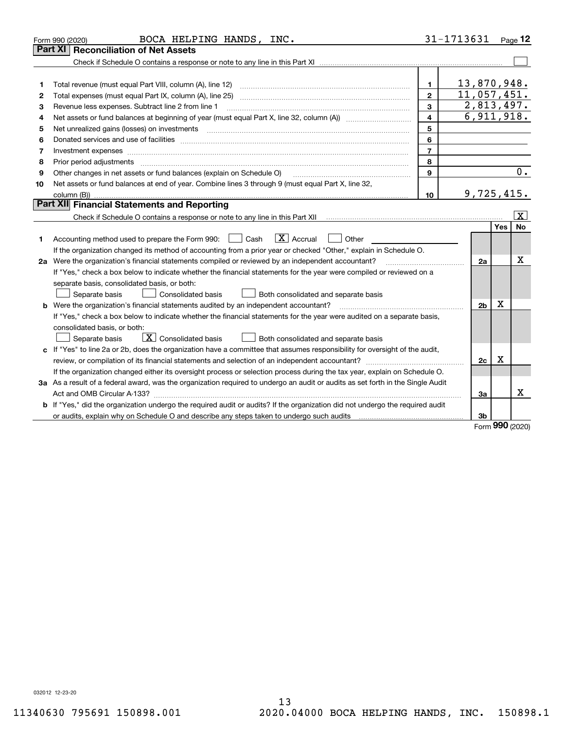Form 990 (2020) BOCA HELPING HANDS, INC. 31-1713631 Page 12

## Part XI Reconciliation of Net Assets

Check if Schedule O contains a response or note to any line in this Part XI ☐

| | | | |
|---|---|---|---|
| 1 | Total revenue (must equal Part VIII, column (A), line 12) | 1 | 13,870,948. |
| 2 | Total expenses (must equal Part IX, column (A), line 25) | 2 | 11,057,451. |
| 3 | Revenue less expenses. Subtract line 2 from line 1 | 3 | 2,813,497. |
| 4 | Net assets or fund balances at beginning of year (must equal Part X, line 32, column (A)) | 4 | 6,911,918. |
| 5 | Net unrealized gains (losses) on investments | 5 | |
| 6 | Donated services and use of facilities | 6 | |
| 7 | Investment expenses | 7 | |
| 8 | Prior period adjustments | 8 | |
| 9 | Other changes in net assets or fund balances (explain on Schedule O) | 9 | 0. |
| 10 | Net assets or fund balances at end of year. Combine lines 3 through 9 (must equal Part X, line 32, column (B)) | 10 | 9,725,415. |

## Part XII Financial Statements and Reporting

Check if Schedule O contains a response or note to any line in this Part XII ☒

| | | | Yes | No |
|---|---|---|---|---|
| 1 | Accounting method used to prepare the Form 990: ☐ Cash ☒ Accrual ☐ Other<br>If the organization changed its method of accounting from a prior year or checked "Other," explain in Schedule O. | | | |
| 2a | Were the organization's financial statements compiled or reviewed by an independent accountant?<br>If "Yes," check a box below to indicate whether the financial statements for the year were compiled or reviewed on a separate basis, consolidated basis, or both:<br>☐ Separate basis ☐ Consolidated basis ☐ Both consolidated and separate basis | 2a | | X |
| b | Were the organization's financial statements audited by an independent accountant?<br>If "Yes," check a box below to indicate whether the financial statements for the year were audited on a separate basis, consolidated basis, or both:<br>☐ Separate basis ☒ Consolidated basis ☐ Both consolidated and separate basis | 2b | X | |
| c | If "Yes" to line 2a or 2b, does the organization have a committee that assumes responsibility for oversight of the audit, review, or compilation of its financial statements and selection of an independent accountant?<br>If the organization changed either its oversight process or selection process during the tax year, explain on Schedule O. | 2c | X | |
| 3a | As a result of a federal award, was the organization required to undergo an audit or audits as set forth in the Single Audit Act and OMB Circular A-133? | 3a | | X |
| b | If "Yes," did the organization undergo the required audit or audits? If the organization did not undergo the required audit or audits, explain why on Schedule O and describe any steps taken to undergo such audits | 3b | | |

Form 990 (2020)

032012 12-23-20

11340630 795691 150898.001 2020.04000 BOCA HELPING HANDS, INC. 150898.1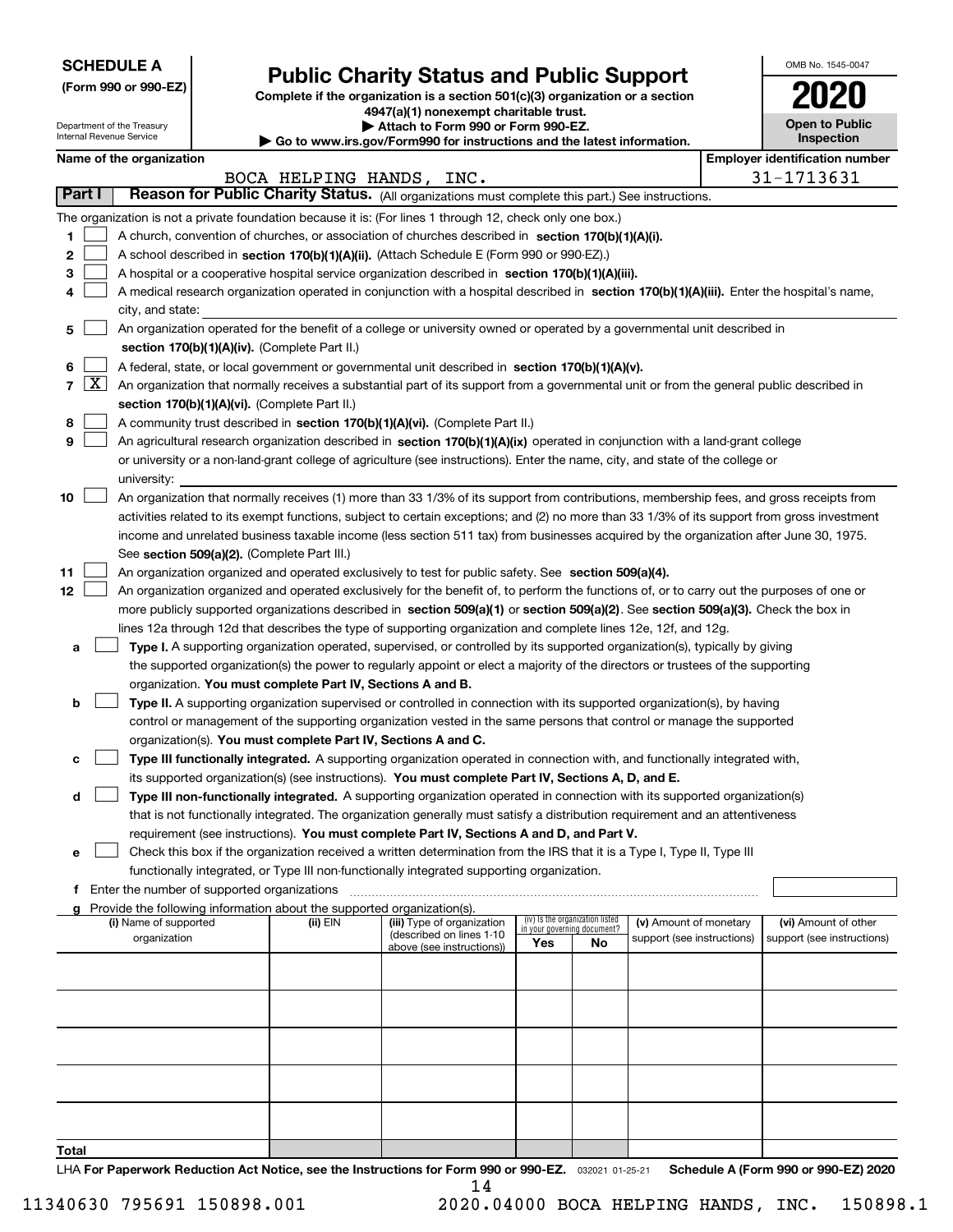**SCHEDULE A**
**(Form 990 or 990-EZ)**

Department of the Treasury
Internal Revenue Service

# Public Charity Status and Public Support

**Complete if the organization is a section 501(c)(3) organization or a section 4947(a)(1) nonexempt charitable trust.**
**▶ Attach to Form 990 or Form 990-EZ.**
**▶ Go to www.irs.gov/Form990 for instructions and the latest information.**

OMB No. 1545-0047
**2020**
**Open to Public Inspection**

**Name of the organization:** BOCA HELPING HANDS, INC.
**Employer identification number:** 31-1713631

## Part I — Reason for Public Charity Status. (All organizations must complete this part.) See instructions.

The organization is not a private foundation because it is: (For lines 1 through 12, check only one box.)

1. ☐ A church, convention of churches, or association of churches described in **section 170(b)(1)(A)(i).**
2. ☐ A school described in **section 170(b)(1)(A)(ii).** (Attach Schedule E (Form 990 or 990-EZ).)
3. ☐ A hospital or a cooperative hospital service organization described in **section 170(b)(1)(A)(iii).**
4. ☐ A medical research organization operated in conjunction with a hospital described in **section 170(b)(1)(A)(iii).** Enter the hospital's name, city, and state:
5. ☐ An organization operated for the benefit of a college or university owned or operated by a governmental unit described in **section 170(b)(1)(A)(iv).** (Complete Part II.)
6. ☐ A federal, state, or local government or governmental unit described in **section 170(b)(1)(A)(v).**
7. ☒ An organization that normally receives a substantial part of its support from a governmental unit or from the general public described in **section 170(b)(1)(A)(vi).** (Complete Part II.)
8. ☐ A community trust described in **section 170(b)(1)(A)(vi).** (Complete Part II.)
9. ☐ An agricultural research organization described in **section 170(b)(1)(A)(ix)** operated in conjunction with a land-grant college or university or a non-land-grant college of agriculture (see instructions). Enter the name, city, and state of the college or university:
10. ☐ An organization that normally receives (1) more than 33 1/3% of its support from contributions, membership fees, and gross receipts from activities related to its exempt functions, subject to certain exceptions; and (2) no more than 33 1/3% of its support from gross investment income and unrelated business taxable income (less section 511 tax) from businesses acquired by the organization after June 30, 1975. See **section 509(a)(2).** (Complete Part III.)
11. ☐ An organization organized and operated exclusively to test for public safety. See **section 509(a)(4).**
12. ☐ An organization organized and operated exclusively for the benefit of, to perform the functions of, or to carry out the purposes of one or more publicly supported organizations described in **section 509(a)(1)** or **section 509(a)(2)**. See **section 509(a)(3).** Check the box in lines 12a through 12d that describes the type of supporting organization and complete lines 12e, 12f, and 12g.
   - **a** ☐ **Type I.** A supporting organization operated, supervised, or controlled by its supported organization(s), typically by giving the supported organization(s) the power to regularly appoint or elect a majority of the directors or trustees of the supporting organization. **You must complete Part IV, Sections A and B.**
   - **b** ☐ **Type II.** A supporting organization supervised or controlled in connection with its supported organization(s), by having control or management of the supporting organization vested in the same persons that control or manage the supported organization(s). **You must complete Part IV, Sections A and C.**
   - **c** ☐ **Type III functionally integrated.** A supporting organization operated in connection with, and functionally integrated with, its supported organization(s) (see instructions). **You must complete Part IV, Sections A, D, and E.**
   - **d** ☐ **Type III non-functionally integrated.** A supporting organization operated in connection with its supported organization(s) that is not functionally integrated. The organization generally must satisfy a distribution requirement and an attentiveness requirement (see instructions). **You must complete Part IV, Sections A and D, and Part V.**
   - **e** ☐ Check this box if the organization received a written determination from the IRS that it is a Type I, Type II, Type III functionally integrated, or Type III non-functionally integrated supporting organization.
   - **f** Enter the number of supported organizations
   - **g** Provide the following information about the supported organization(s).

| (i) Name of supported organization | (ii) EIN | (iii) Type of organization (described on lines 1-10 above (see instructions)) | (iv) Is the organization listed in your governing document? Yes | No | (v) Amount of monetary support (see instructions) | (vi) Amount of other support (see instructions) |
|---|---|---|---|---|---|---|
| | | | | | | |
| | | | | | | |
| | | | | | | |
| | | | | | | |
| | | | | | | |
| **Total** | | | | | | |

LHA **For Paperwork Reduction Act Notice, see the Instructions for Form 990 or 990-EZ.** 032021 01-25-21 **Schedule A (Form 990 or 990-EZ) 2020**

11340630 795691 150898.001 2020.04000 BOCA HELPING HANDS, INC. 150898.1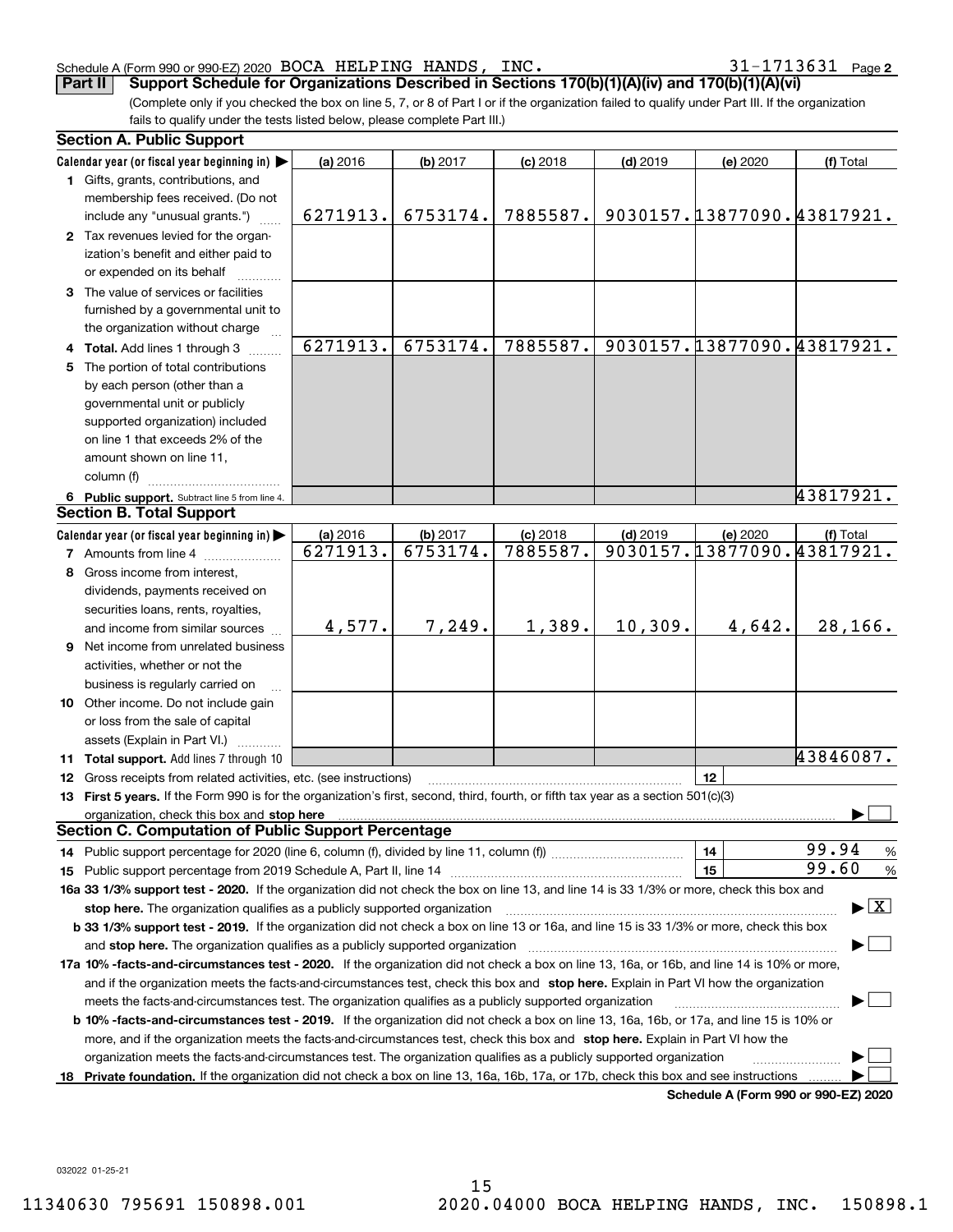Schedule A (Form 990 or 990-EZ) 2020 BOCA HELPING HANDS, INC. 31-1713631

**Part II** **Support Schedule for Organizations Described in Sections 170(b)(1)(A)(iv) and 170(b)(1)(A)(vi)**

(Complete only if you checked the box on line 5, 7, or 8 of Part I or if the organization failed to qualify under Part III. If the organization fails to qualify under the tests listed below, please complete Part III.)

### Section A. Public Support

| Calendar year (or fiscal year beginning in) ▶ | (a) 2016 | (b) 2017 | (c) 2018 | (d) 2019 | (e) 2020 | (f) Total |
|---|---|---|---|---|---|---|
| **1** Gifts, grants, contributions, and membership fees received. (Do not include any "unusual grants.") | 6271913. | 6753174. | 7885587. | 9030157. | 13877090. | 43817921. |
| **2** Tax revenues levied for the organization's benefit and either paid to or expended on its behalf | | | | | | |
| **3** The value of services or facilities furnished by a governmental unit to the organization without charge | | | | | | |
| **4** **Total.** Add lines 1 through 3 | 6271913. | 6753174. | 7885587. | 9030157. | 13877090. | 43817921. |
| **5** The portion of total contributions by each person (other than a governmental unit or publicly supported organization) included on line 1 that exceeds 2% of the amount shown on line 11, column (f) | | | | | | |
| **6** **Public support.** Subtract line 5 from line 4. | | | | | | 43817921. |

### Section B. Total Support

| Calendar year (or fiscal year beginning in) ▶ | (a) 2016 | (b) 2017 | (c) 2018 | (d) 2019 | (e) 2020 | (f) Total |
|---|---|---|---|---|---|---|
| **7** Amounts from line 4 | 6271913. | 6753174. | 7885587. | 9030157. | 13877090. | 43817921. |
| **8** Gross income from interest, dividends, payments received on securities loans, rents, royalties, and income from similar sources | 4,577. | 7,249. | 1,389. | 10,309. | 4,642. | 28,166. |
| **9** Net income from unrelated business activities, whether or not the business is regularly carried on | | | | | | |
| **10** Other income. Do not include gain or loss from the sale of capital assets (Explain in Part VI.) | | | | | | |
| **11** **Total support.** Add lines 7 through 10 | | | | | | 43846087. |

**12** Gross receipts from related activities, etc. (see instructions) | **12** |

**13** **First 5 years.** If the Form 990 is for the organization's first, second, third, fourth, or fifth tax year as a section 501(c)(3) organization, check this box and **stop here** ▶ ☐

### Section C. Computation of Public Support Percentage

**14** Public support percentage for 2020 (line 6, column (f), divided by line 11, column (f)) | **14** | 99.94 %

**15** Public support percentage from 2019 Schedule A, Part II, line 14 | **15** | 99.60 %

**16a 33 1/3% support test - 2020.** If the organization did not check the box on line 13, and line 14 is 33 1/3% or more, check this box and **stop here.** The organization qualifies as a publicly supported organization ▶ ☒

**b 33 1/3% support test - 2019.** If the organization did not check a box on line 13 or 16a, and line 15 is 33 1/3% or more, check this box and **stop here.** The organization qualifies as a publicly supported organization ▶ ☐

**17a 10% -facts-and-circumstances test - 2020.** If the organization did not check a box on line 13, 16a, or 16b, and line 14 is 10% or more, and if the organization meets the facts-and-circumstances test, check this box and **stop here.** Explain in Part VI how the organization meets the facts-and-circumstances test. The organization qualifies as a publicly supported organization ▶ ☐

**b 10% -facts-and-circumstances test - 2019.** If the organization did not check a box on line 13, 16a, 16b, or 17a, and line 15 is 10% or more, and if the organization meets the facts-and-circumstances test, check this box and **stop here.** Explain in Part VI how the organization meets the facts-and-circumstances test. The organization qualifies as a publicly supported organization ▶ ☐

**18** **Private foundation.** If the organization did not check a box on line 13, 16a, 16b, 17a, or 17b, check this box and see instructions ▶ ☐

**Schedule A (Form 990 or 990-EZ) 2020**

032022 01-25-21

11340630 795691 150898.001 2020.04000 BOCA HELPING HANDS, INC. 150898.1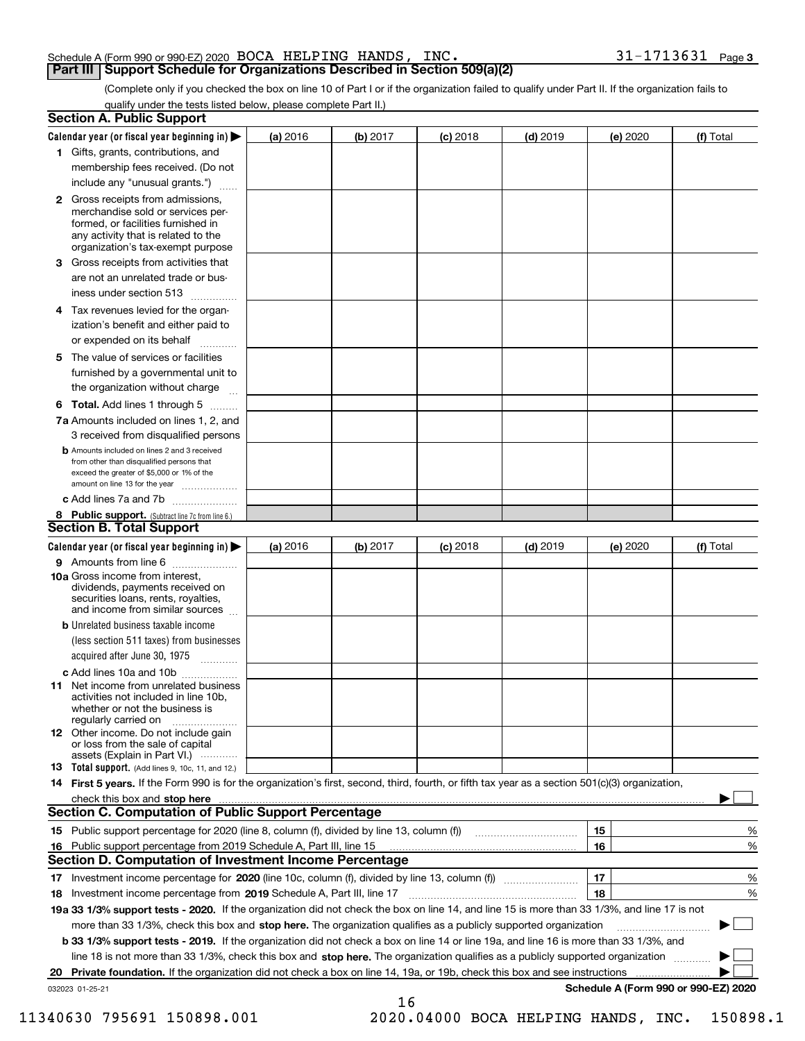Schedule A (Form 990 or 990-EZ) 2020 BOCA HELPING HANDS, INC. 31-1713631 Page 3

## Part III Support Schedule for Organizations Described in Section 509(a)(2)

(Complete only if you checked the box on line 10 of Part I or if the organization failed to qualify under Part II. If the organization fails to qualify under the tests listed below, please complete Part II.)

### Section A. Public Support

| Calendar year (or fiscal year beginning in) ▶ | (a) 2016 | (b) 2017 | (c) 2018 | (d) 2019 | (e) 2020 | (f) Total |
|---|---|---|---|---|---|---|
| 1 Gifts, grants, contributions, and membership fees received. (Do not include any "unusual grants.") | | | | | | |
| 2 Gross receipts from admissions, merchandise sold or services performed, or facilities furnished in any activity that is related to the organization's tax-exempt purpose | | | | | | |
| 3 Gross receipts from activities that are not an unrelated trade or business under section 513 | | | | | | |
| 4 Tax revenues levied for the organization's benefit and either paid to or expended on its behalf | | | | | | |
| 5 The value of services or facilities furnished by a governmental unit to the organization without charge | | | | | | |
| 6 **Total.** Add lines 1 through 5 | | | | | | |
| 7a Amounts included on lines 1, 2, and 3 received from disqualified persons | | | | | | |
| b Amounts included on lines 2 and 3 received from other than disqualified persons that exceed the greater of $5,000 or 1% of the amount on line 13 for the year | | | | | | |
| c Add lines 7a and 7b | | | | | | |
| 8 **Public support.** (Subtract line 7c from line 6.) | | | | | | |

### Section B. Total Support

| Calendar year (or fiscal year beginning in) ▶ | (a) 2016 | (b) 2017 | (c) 2018 | (d) 2019 | (e) 2020 | (f) Total |
|---|---|---|---|---|---|---|
| 9 Amounts from line 6 | | | | | | |
| 10a Gross income from interest, dividends, payments received on securities loans, rents, royalties, and income from similar sources | | | | | | |
| b Unrelated business taxable income (less section 511 taxes) from businesses acquired after June 30, 1975 | | | | | | |
| c Add lines 10a and 10b | | | | | | |
| 11 Net income from unrelated business activities not included in line 10b, whether or not the business is regularly carried on | | | | | | |
| 12 Other income. Do not include gain or loss from the sale of capital assets (Explain in Part VI.) | | | | | | |
| 13 **Total support.** (Add lines 9, 10c, 11, and 12.) | | | | | | |

14 **First 5 years.** If the Form 990 is for the organization's first, second, third, fourth, or fifth tax year as a section 501(c)(3) organization, check this box and **stop here** ▶ ☐

### Section C. Computation of Public Support Percentage

| | | | |
|---|---|---|---|
| 15 | Public support percentage for 2020 (line 8, column (f), divided by line 13, column (f)) | 15 | % |
| 16 | Public support percentage from 2019 Schedule A, Part III, line 15 | 16 | % |

### Section D. Computation of Investment Income Percentage

| | | | |
|---|---|---|---|
| 17 | Investment income percentage for **2020** (line 10c, column (f), divided by line 13, column (f)) | 17 | % |
| 18 | Investment income percentage from **2019** Schedule A, Part III, line 17 | 18 | % |

**19a 33 1/3% support tests - 2020.** If the organization did not check the box on line 14, and line 15 is more than 33 1/3%, and line 17 is not more than 33 1/3%, check this box and **stop here.** The organization qualifies as a publicly supported organization ▶ ☐

**b 33 1/3% support tests - 2019.** If the organization did not check a box on line 14 or line 19a, and line 16 is more than 33 1/3%, and line 18 is not more than 33 1/3%, check this box and **stop here.** The organization qualifies as a publicly supported organization ▶ ☐

**20 Private foundation.** If the organization did not check a box on line 14, 19a, or 19b, check this box and see instructions ▶ ☐

032023 01-25-21 **Schedule A (Form 990 or 990-EZ) 2020**

11340630 795691 150898.001 2020.04000 BOCA HELPING HANDS, INC. 150898.1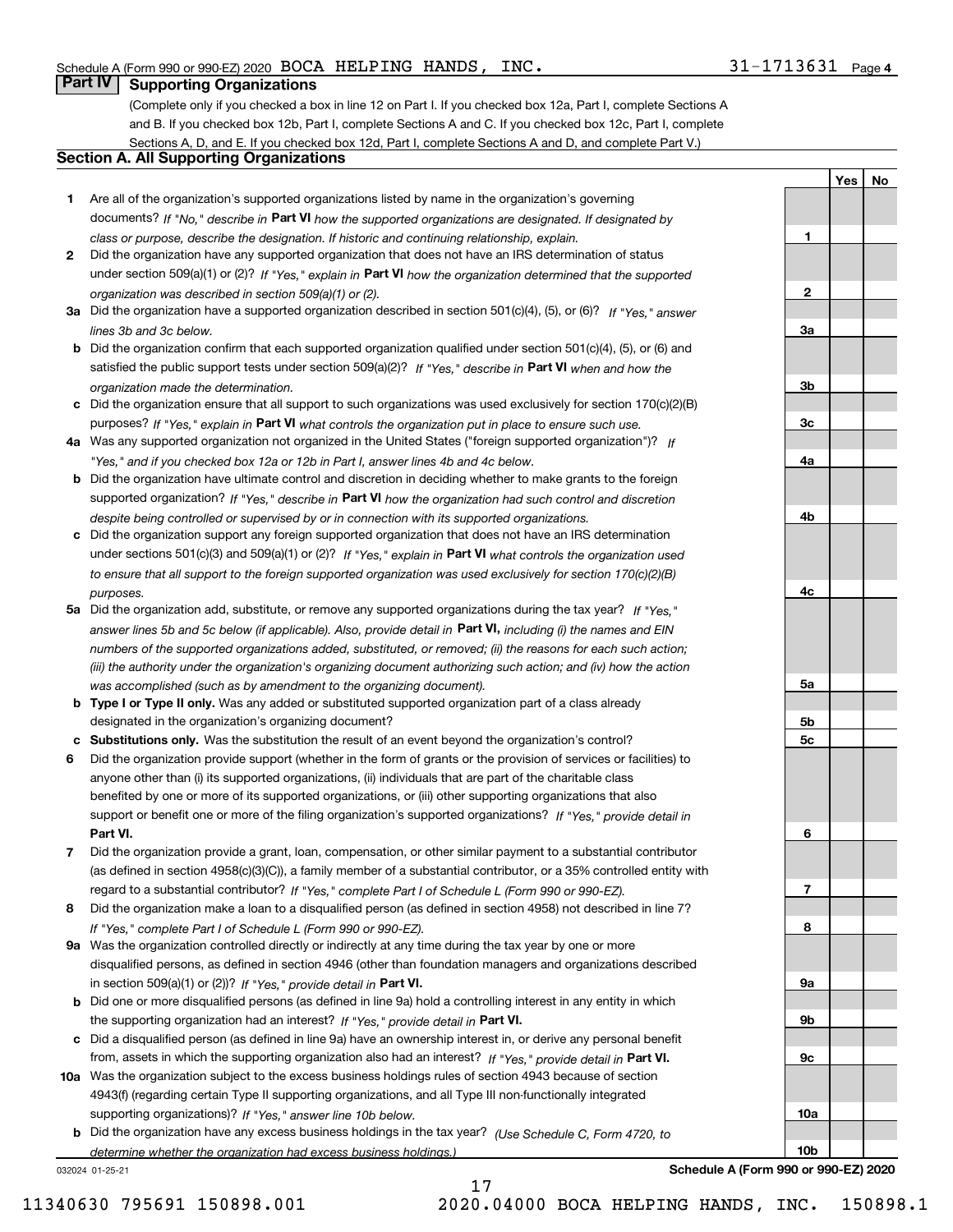Schedule A (Form 990 or 990-EZ) 2020 BOCA HELPING HANDS, INC. 31-1713631 Page 4

## Part IV Supporting Organizations

(Complete only if you checked a box in line 12 on Part I. If you checked box 12a, Part I, complete Sections A and B. If you checked box 12b, Part I, complete Sections A and C. If you checked box 12c, Part I, complete Sections A, D, and E. If you checked box 12d, Part I, complete Sections A and D, and complete Part V.)

### Section A. All Supporting Organizations

| | | Line | Yes | No |
|---|---|---|---|---|
| **1** | Are all of the organization's supported organizations listed by name in the organization's governing documents? *If "No," describe in* **Part VI** *how the supported organizations are designated. If designated by class or purpose, describe the designation. If historic and continuing relationship, explain.* | 1 | | |
| **2** | Did the organization have any supported organization that does not have an IRS determination of status under section 509(a)(1) or (2)? *If "Yes," explain in* **Part VI** *how the organization determined that the supported organization was described in section 509(a)(1) or (2).* | 2 | | |
| **3a** | Did the organization have a supported organization described in section 501(c)(4), (5), or (6)? *If "Yes," answer lines 3b and 3c below.* | 3a | | |
| **b** | Did the organization confirm that each supported organization qualified under section 501(c)(4), (5), or (6) and satisfied the public support tests under section 509(a)(2)? *If "Yes," describe in* **Part VI** *when and how the organization made the determination.* | 3b | | |
| **c** | Did the organization ensure that all support to such organizations was used exclusively for section 170(c)(2)(B) purposes? *If "Yes," explain in* **Part VI** *what controls the organization put in place to ensure such use.* | 3c | | |
| **4a** | Was any supported organization not organized in the United States ("foreign supported organization")? *If "Yes," and if you checked box 12a or 12b in Part I, answer lines 4b and 4c below.* | 4a | | |
| **b** | Did the organization have ultimate control and discretion in deciding whether to make grants to the foreign supported organization? *If "Yes," describe in* **Part VI** *how the organization had such control and discretion despite being controlled or supervised by or in connection with its supported organizations.* | 4b | | |
| **c** | Did the organization support any foreign supported organization that does not have an IRS determination under sections 501(c)(3) and 509(a)(1) or (2)? *If "Yes," explain in* **Part VI** *what controls the organization used to ensure that all support to the foreign supported organization was used exclusively for section 170(c)(2)(B) purposes.* | 4c | | |
| **5a** | Did the organization add, substitute, or remove any supported organizations during the tax year? *If "Yes," answer lines 5b and 5c below (if applicable). Also, provide detail in* **Part VI,** *including (i) the names and EIN numbers of the supported organizations added, substituted, or removed; (ii) the reasons for each such action; (iii) the authority under the organization's organizing document authorizing such action; and (iv) how the action was accomplished (such as by amendment to the organizing document).* | 5a | | |
| **b** | **Type I or Type II only.** Was any added or substituted supported organization part of a class already designated in the organization's organizing document? | 5b | | |
| **c** | **Substitutions only.** Was the substitution the result of an event beyond the organization's control? | 5c | | |
| **6** | Did the organization provide support (whether in the form of grants or the provision of services or facilities) to anyone other than (i) its supported organizations, (ii) individuals that are part of the charitable class benefited by one or more of its supported organizations, or (iii) other supporting organizations that also support or benefit one or more of the filing organization's supported organizations? *If "Yes," provide detail in* **Part VI.** | 6 | | |
| **7** | Did the organization provide a grant, loan, compensation, or other similar payment to a substantial contributor (as defined in section 4958(c)(3)(C)), a family member of a substantial contributor, or a 35% controlled entity with regard to a substantial contributor? *If "Yes," complete Part I of Schedule L (Form 990 or 990-EZ).* | 7 | | |
| **8** | Did the organization make a loan to a disqualified person (as defined in section 4958) not described in line 7? *If "Yes," complete Part I of Schedule L (Form 990 or 990-EZ).* | 8 | | |
| **9a** | Was the organization controlled directly or indirectly at any time during the tax year by one or more disqualified persons, as defined in section 4946 (other than foundation managers and organizations described in section 509(a)(1) or (2))? *If "Yes," provide detail in* **Part VI.** | 9a | | |
| **b** | Did one or more disqualified persons (as defined in line 9a) hold a controlling interest in any entity in which the supporting organization had an interest? *If "Yes," provide detail in* **Part VI.** | 9b | | |
| **c** | Did a disqualified person (as defined in line 9a) have an ownership interest in, or derive any personal benefit from, assets in which the supporting organization also had an interest? *If "Yes," provide detail in* **Part VI.** | 9c | | |
| **10a** | Was the organization subject to the excess business holdings rules of section 4943 because of section 4943(f) (regarding certain Type II supporting organizations, and all Type III non-functionally integrated supporting organizations)? *If "Yes," answer line 10b below.* | 10a | | |
| **b** | Did the organization have any excess business holdings in the tax year? *(Use Schedule C, Form 4720, to determine whether the organization had excess business holdings.)* | 10b | | |

032024 01-25-21 **Schedule A (Form 990 or 990-EZ) 2020**

11340630 795691 150898.001 2020.04000 BOCA HELPING HANDS, INC. 150898.1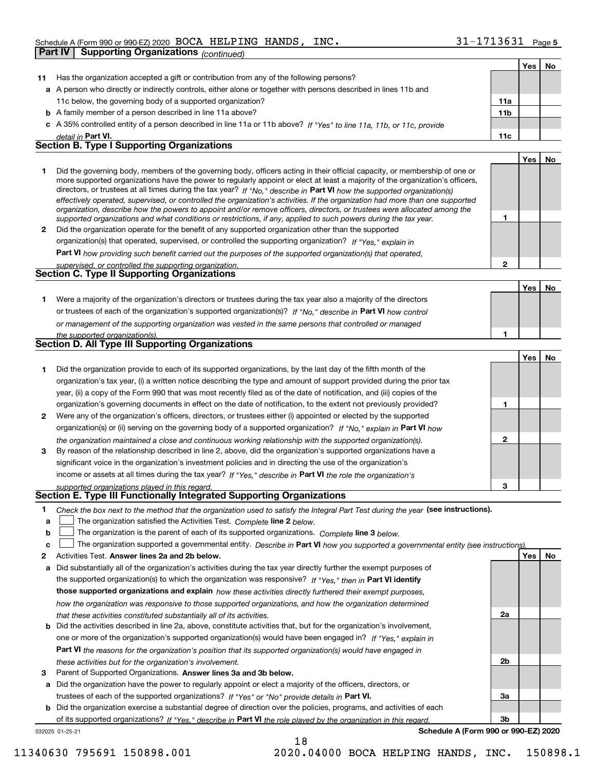Schedule A (Form 990 or 990-EZ) 2020 BOCA HELPING HANDS, INC. 31-1713631

## Part IV Supporting Organizations *(continued)*

| | | | Yes | No |
|---|---|---|---|---|
| **11** | Has the organization accepted a gift or contribution from any of the following persons? | | | |
| **a** | A person who directly or indirectly controls, either alone or together with persons described in lines 11b and 11c below, the governing body of a supported organization? | **11a** | | |
| **b** | A family member of a person described in line 11a above? | **11b** | | |
| **c** | A 35% controlled entity of a person described in line 11a or 11b above? *If "Yes" to line 11a, 11b, or 11c, provide detail in* **Part VI.** | **11c** | | |

### Section B. Type I Supporting Organizations

| | | | Yes | No |
|---|---|---|---|---|
| **1** | Did the governing body, members of the governing body, officers acting in their official capacity, or membership of one or more supported organizations have the power to regularly appoint or elect at least a majority of the organization's officers, directors, or trustees at all times during the tax year? *If "No," describe in* **Part VI** *how the supported organization(s) effectively operated, supervised, or controlled the organization's activities. If the organization had more than one supported organization, describe how the powers to appoint and/or remove officers, directors, or trustees were allocated among the supported organizations and what conditions or restrictions, if any, applied to such powers during the tax year.* | **1** | | |
| **2** | Did the organization operate for the benefit of any supported organization other than the supported organization(s) that operated, supervised, or controlled the supporting organization? *If "Yes," explain in* **Part VI** *how providing such benefit carried out the purposes of the supported organization(s) that operated, supervised, or controlled the supporting organization.* | **2** | | |

### Section C. Type II Supporting Organizations

| | | | Yes | No |
|---|---|---|---|---|
| **1** | Were a majority of the organization's directors or trustees during the tax year also a majority of the directors or trustees of each of the organization's supported organization(s)? *If "No," describe in* **Part VI** *how control or management of the supporting organization was vested in the same persons that controlled or managed the supported organization(s).* | **1** | | |

### Section D. All Type III Supporting Organizations

| | | | Yes | No |
|---|---|---|---|---|
| **1** | Did the organization provide to each of its supported organizations, by the last day of the fifth month of the organization's tax year, (i) a written notice describing the type and amount of support provided during the prior tax year, (ii) a copy of the Form 990 that was most recently filed as of the date of notification, and (iii) copies of the organization's governing documents in effect on the date of notification, to the extent not previously provided? | **1** | | |
| **2** | Were any of the organization's officers, directors, or trustees either (i) appointed or elected by the supported organization(s) or (ii) serving on the governing body of a supported organization? *If "No," explain in* **Part VI** *how the organization maintained a close and continuous working relationship with the supported organization(s).* | **2** | | |
| **3** | By reason of the relationship described in line 2, above, did the organization's supported organizations have a significant voice in the organization's investment policies and in directing the use of the organization's income or assets at all times during the tax year? *If "Yes," describe in* **Part VI** *the role the organization's supported organizations played in this regard.* | **3** | | |

### Section E. Type III Functionally Integrated Supporting Organizations

**1** *Check the box next to the method that the organization used to satisfy the Integral Part Test during the year* **(see instructions).**

- **a** ☐ The organization satisfied the Activities Test. *Complete* **line 2** *below.*
- **b** ☐ The organization is the parent of each of its supported organizations. *Complete* **line 3** *below.*
- **c** ☐ The organization supported a governmental entity. *Describe in* **Part VI** *how you supported a governmental entity (see instructions).*

| | | | Yes | No |
|---|---|---|---|---|
| **2** | Activities Test. **Answer lines 2a and 2b below.** | | | |
| **a** | Did substantially all of the organization's activities during the tax year directly further the exempt purposes of the supported organization(s) to which the organization was responsive? *If "Yes," then in* **Part VI identify those supported organizations and explain** *how these activities directly furthered their exempt purposes, how the organization was responsive to those supported organizations, and how the organization determined that these activities constituted substantially all of its activities.* | **2a** | | |
| **b** | Did the activities described in line 2a, above, constitute activities that, but for the organization's involvement, one or more of the organization's supported organization(s) would have been engaged in? *If "Yes," explain in* **Part VI** *the reasons for the organization's position that its supported organization(s) would have engaged in these activities but for the organization's involvement.* | **2b** | | |
| **3** | Parent of Supported Organizations. **Answer lines 3a and 3b below.** | | | |
| **a** | Did the organization have the power to regularly appoint or elect a majority of the officers, directors, or trustees of each of the supported organizations? *If "Yes" or "No" provide details in* **Part VI.** | **3a** | | |
| **b** | Did the organization exercise a substantial degree of direction over the policies, programs, and activities of each of its supported organizations? *If "Yes," describe in* **Part VI** *the role played by the organization in this regard.* | **3b** | | |

032025 01-25-21 **Schedule A (Form 990 or 990-EZ) 2020**

11340630 795691 150898.001 2020.04000 BOCA HELPING HANDS, INC. 150898.1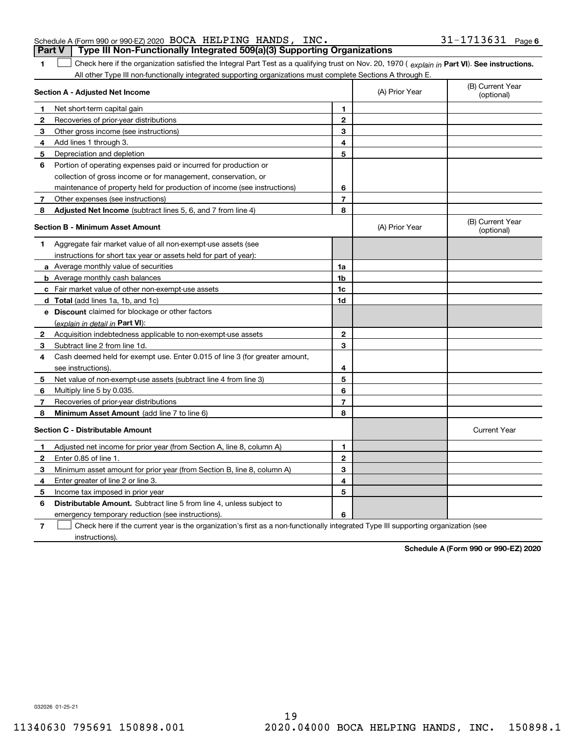Schedule A (Form 990 or 990-EZ) 2020 BOCA HELPING HANDS, INC. 31-1713631 Page 6

## Part V Type III Non-Functionally Integrated 509(a)(3) Supporting Organizations

**1** ☐ Check here if the organization satisfied the Integral Part Test as a qualifying trust on Nov. 20, 1970 ( *explain in* **Part VI**). **See instructions.** All other Type III non-functionally integrated supporting organizations must complete Sections A through E.

| **Section A - Adjusted Net Income** | | | (A) Prior Year | (B) Current Year (optional) |
|---|---|---|---|---|
| 1 | Net short-term capital gain | 1 | | |
| 2 | Recoveries of prior-year distributions | 2 | | |
| 3 | Other gross income (see instructions) | 3 | | |
| 4 | Add lines 1 through 3. | 4 | | |
| 5 | Depreciation and depletion | 5 | | |
| 6 | Portion of operating expenses paid or incurred for production or collection of gross income or for management, conservation, or maintenance of property held for production of income (see instructions) | 6 | | |
| 7 | Other expenses (see instructions) | 7 | | |
| 8 | **Adjusted Net Income** (subtract lines 5, 6, and 7 from line 4) | 8 | | |

| **Section B - Minimum Asset Amount** | | | (A) Prior Year | (B) Current Year (optional) |
|---|---|---|---|---|
| 1 | Aggregate fair market value of all non-exempt-use assets (see instructions for short tax year or assets held for part of year): | | | |
| a | Average monthly value of securities | 1a | | |
| b | Average monthly cash balances | 1b | | |
| c | Fair market value of other non-exempt-use assets | 1c | | |
| d | **Total** (add lines 1a, 1b, and 1c) | 1d | | |
| e | **Discount** claimed for blockage or other factors (*explain in detail in* **Part VI**): | | | |
| 2 | Acquisition indebtedness applicable to non-exempt-use assets | 2 | | |
| 3 | Subtract line 2 from line 1d. | 3 | | |
| 4 | Cash deemed held for exempt use. Enter 0.015 of line 3 (for greater amount, see instructions). | 4 | | |
| 5 | Net value of non-exempt-use assets (subtract line 4 from line 3) | 5 | | |
| 6 | Multiply line 5 by 0.035. | 6 | | |
| 7 | Recoveries of prior-year distributions | 7 | | |
| 8 | **Minimum Asset Amount** (add line 7 to line 6) | 8 | | |

| **Section C - Distributable Amount** | | | | Current Year |
|---|---|---|---|---|
| 1 | Adjusted net income for prior year (from Section A, line 8, column A) | 1 | | |
| 2 | Enter 0.85 of line 1. | 2 | | |
| 3 | Minimum asset amount for prior year (from Section B, line 8, column A) | 3 | | |
| 4 | Enter greater of line 2 or line 3. | 4 | | |
| 5 | Income tax imposed in prior year | 5 | | |
| 6 | **Distributable Amount.** Subtract line 5 from line 4, unless subject to emergency temporary reduction (see instructions). | 6 | | |

**7** ☐ Check here if the current year is the organization's first as a non-functionally integrated Type III supporting organization (see instructions).

**Schedule A (Form 990 or 990-EZ) 2020**

032026 01-25-21

11340630 795691 150898.001 2020.04000 BOCA HELPING HANDS, INC. 150898.1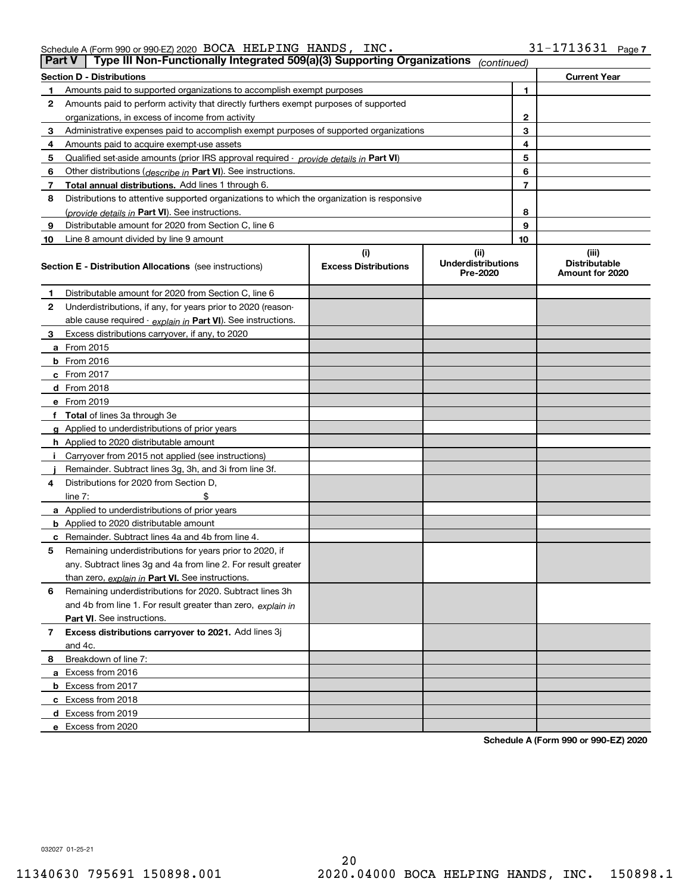Schedule A (Form 990 or 990-EZ) 2020 BOCA HELPING HANDS, INC. 31-1713631 Page 7

## Part V Type III Non-Functionally Integrated 509(a)(3) Supporting Organizations *(continued)*

| Section D - Distributions | | | Current Year |
|---|---|---|---|
| 1 | Amounts paid to supported organizations to accomplish exempt purposes | 1 | |
| 2 | Amounts paid to perform activity that directly furthers exempt purposes of supported organizations, in excess of income from activity | 2 | |
| 3 | Administrative expenses paid to accomplish exempt purposes of supported organizations | 3 | |
| 4 | Amounts paid to acquire exempt-use assets | 4 | |
| 5 | Qualified set-aside amounts (prior IRS approval required - *provide details in* **Part VI**) | 5 | |
| 6 | Other distributions (*describe in* **Part VI**). See instructions. | 6 | |
| 7 | **Total annual distributions.** Add lines 1 through 6. | 7 | |
| 8 | Distributions to attentive supported organizations to which the organization is responsive (*provide details in* **Part VI**). See instructions. | 8 | |
| 9 | Distributable amount for 2020 from Section C, line 6 | 9 | |
| 10 | Line 8 amount divided by line 9 amount | 10 | |

| Section E - Distribution Allocations (see instructions) | (i) Excess Distributions | (ii) Underdistributions Pre-2020 | (iii) Distributable Amount for 2020 |
|---|---|---|---|
| **1** Distributable amount for 2020 from Section C, line 6 | | | |
| **2** Underdistributions, if any, for years prior to 2020 (reasonable cause required - *explain in* **Part VI**). See instructions. | | | |
| **3** Excess distributions carryover, if any, to 2020 | | | |
| **a** From 2015 | | | |
| **b** From 2016 | | | |
| **c** From 2017 | | | |
| **d** From 2018 | | | |
| **e** From 2019 | | | |
| **f Total** of lines 3a through 3e | | | |
| **g** Applied to underdistributions of prior years | | | |
| **h** Applied to 2020 distributable amount | | | |
| **i** Carryover from 2015 not applied (see instructions) | | | |
| **j** Remainder. Subtract lines 3g, 3h, and 3i from line 3f. | | | |
| **4** Distributions for 2020 from Section D, line 7: $ | | | |
| **a** Applied to underdistributions of prior years | | | |
| **b** Applied to 2020 distributable amount | | | |
| **c** Remainder. Subtract lines 4a and 4b from line 4. | | | |
| **5** Remaining underdistributions for years prior to 2020, if any. Subtract lines 3g and 4a from line 2. For result greater than zero, *explain in* **Part VI.** See instructions. | | | |
| **6** Remaining underdistributions for 2020. Subtract lines 3h and 4b from line 1. For result greater than zero, *explain in* **Part VI**. See instructions. | | | |
| **7 Excess distributions carryover to 2021.** Add lines 3j and 4c. | | | |
| **8** Breakdown of line 7: | | | |
| **a** Excess from 2016 | | | |
| **b** Excess from 2017 | | | |
| **c** Excess from 2018 | | | |
| **d** Excess from 2019 | | | |
| **e** Excess from 2020 | | | |

**Schedule A (Form 990 or 990-EZ) 2020**

032027 01-25-21

11340630 795691 150898.001 2020.04000 BOCA HELPING HANDS, INC. 150898.1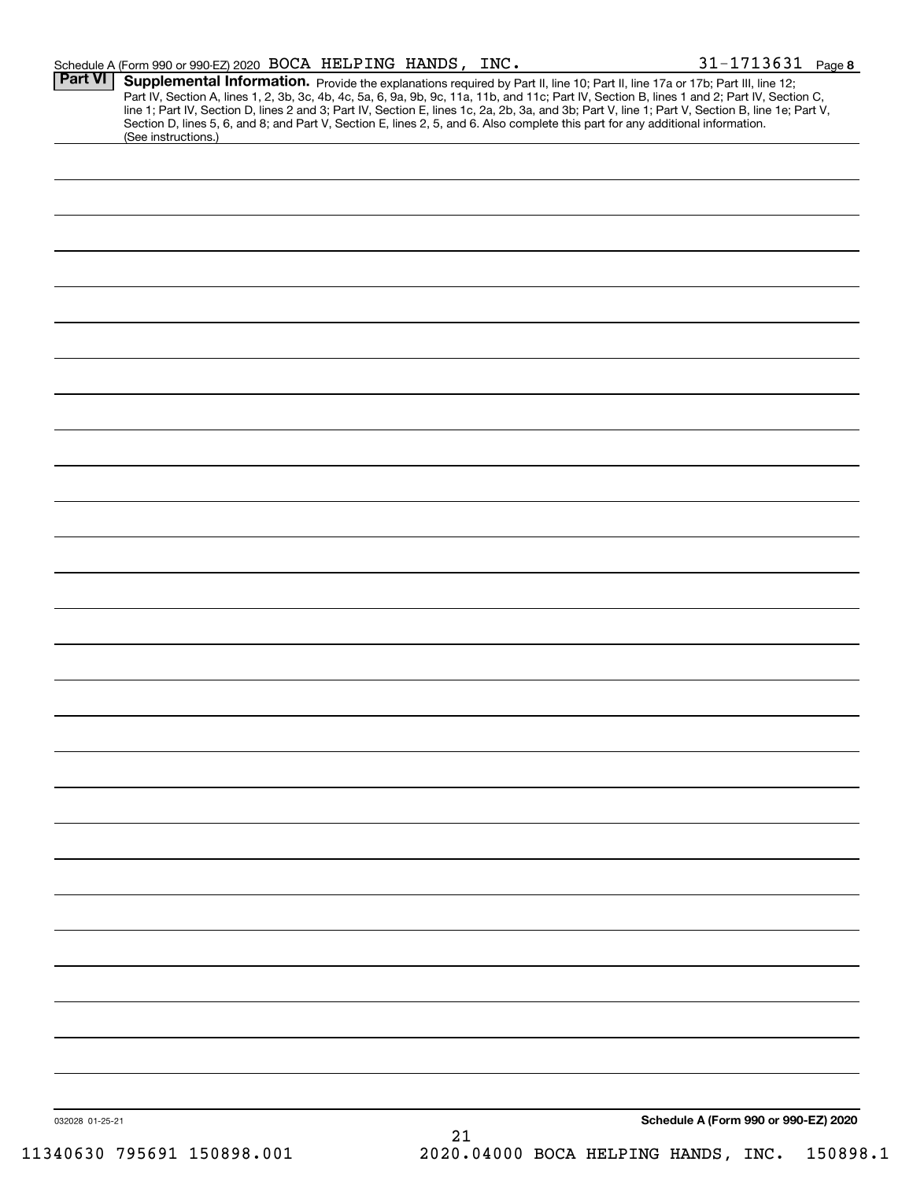Schedule A (Form 990 or 990-EZ) 2020 BOCA HELPING HANDS, INC. 31-1713631 Page **8**

## Part VI Supplemental Information.

Provide the explanations required by Part II, line 10; Part II, line 17a or 17b; Part III, line 12; Part IV, Section A, lines 1, 2, 3b, 3c, 4b, 4c, 5a, 6, 9a, 9b, 9c, 11a, 11b, and 11c; Part IV, Section B, lines 1 and 2; Part IV, Section C, line 1; Part IV, Section D, lines 2 and 3; Part IV, Section E, lines 1c, 2a, 2b, 3a, and 3b; Part V, line 1; Part V, Section B, line 1e; Part V, Section D, lines 5, 6, and 8; and Part V, Section E, lines 2, 5, and 6. Also complete this part for any additional information. (See instructions.)

032028 01-25-21 **Schedule A (Form 990 or 990-EZ) 2020**

11340630 795691 150898.001 2020.04000 BOCA HELPING HANDS, INC. 150898.1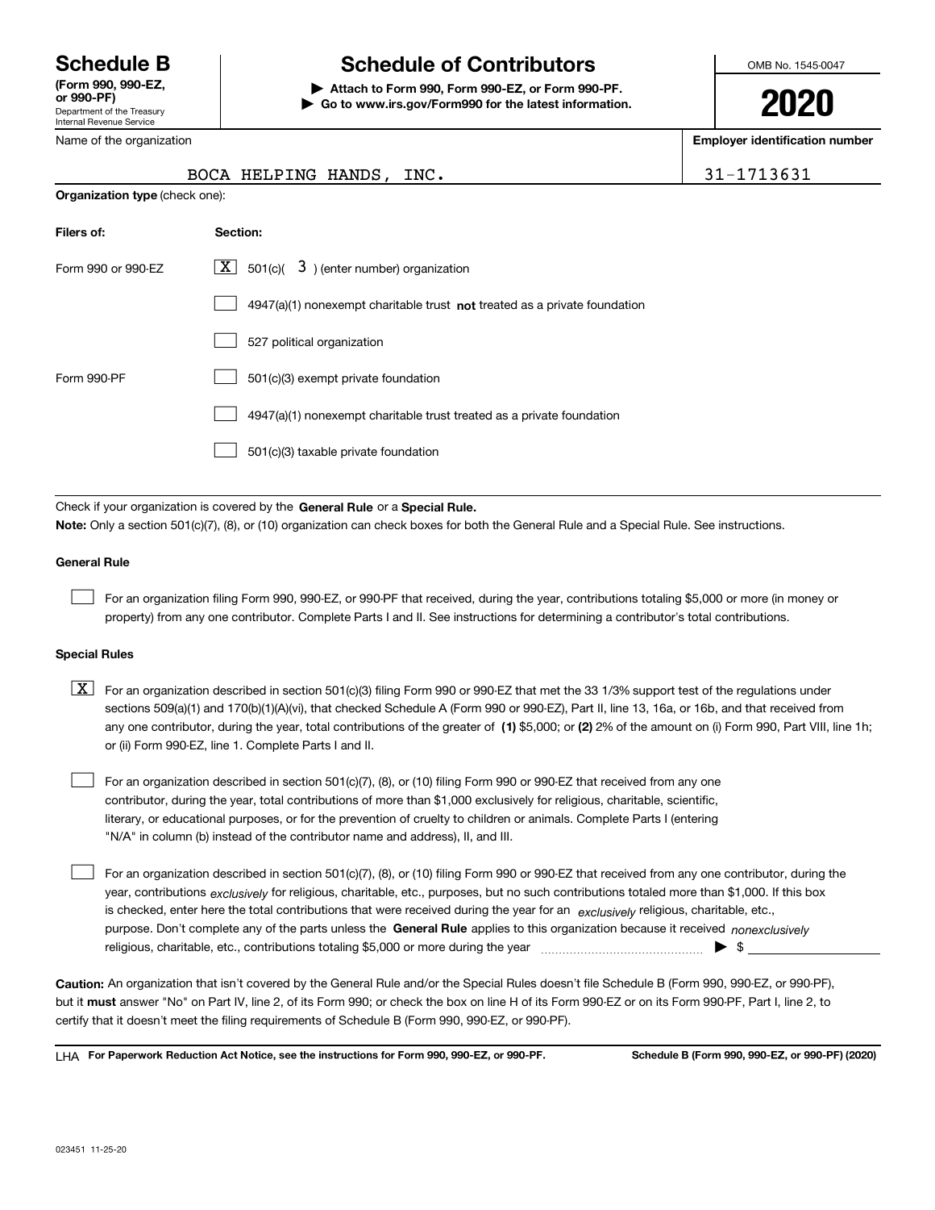**Schedule B**
**(Form 990, 990-EZ, or 990-PF)**
Department of the Treasury
Internal Revenue Service

# Schedule of Contributors

▶ **Attach to Form 990, Form 990-EZ, or Form 990-PF.**
▶ **Go to www.irs.gov/Form990 for the latest information.**

OMB No. 1545-0047

**2020**

Name of the organization: BOCA HELPING HANDS, INC.

**Employer identification number:** 31-1713631

**Organization type** (check one):

| **Filers of:** | **Section:** |
|---|---|
| Form 990 or 990-EZ | [X] 501(c)( 3 ) (enter number) organization |
| | [ ] 4947(a)(1) nonexempt charitable trust **not** treated as a private foundation |
| | [ ] 527 political organization |
| Form 990-PF | [ ] 501(c)(3) exempt private foundation |
| | [ ] 4947(a)(1) nonexempt charitable trust treated as a private foundation |
| | [ ] 501(c)(3) taxable private foundation |

Check if your organization is covered by the **General Rule** or a **Special Rule.**

**Note:** Only a section 501(c)(7), (8), or (10) organization can check boxes for both the General Rule and a Special Rule. See instructions.

**General Rule**

[ ] For an organization filing Form 990, 990-EZ, or 990-PF that received, during the year, contributions totaling $5,000 or more (in money or property) from any one contributor. Complete Parts I and II. See instructions for determining a contributor's total contributions.

**Special Rules**

[X] For an organization described in section 501(c)(3) filing Form 990 or 990-EZ that met the 33 1/3% support test of the regulations under sections 509(a)(1) and 170(b)(1)(A)(vi), that checked Schedule A (Form 990 or 990-EZ), Part II, line 13, 16a, or 16b, and that received from any one contributor, during the year, total contributions of the greater of **(1)** $5,000; or **(2)** 2% of the amount on (i) Form 990, Part VIII, line 1h; or (ii) Form 990-EZ, line 1. Complete Parts I and II.

[ ] For an organization described in section 501(c)(7), (8), or (10) filing Form 990 or 990-EZ that received from any one contributor, during the year, total contributions of more than $1,000 exclusively for religious, charitable, scientific, literary, or educational purposes, or for the prevention of cruelty to children or animals. Complete Parts I (entering "N/A" in column (b) instead of the contributor name and address), II, and III.

[ ] For an organization described in section 501(c)(7), (8), or (10) filing Form 990 or 990-EZ that received from any one contributor, during the year, contributions *exclusively* for religious, charitable, etc., purposes, but no such contributions totaled more than $1,000. If this box is checked, enter here the total contributions that were received during the year for an *exclusively* religious, charitable, etc., purpose. Don't complete any of the parts unless the **General Rule** applies to this organization because it received *nonexclusively* religious, charitable, etc., contributions totaling $5,000 or more during the year ▶ $ ____________

**Caution:** An organization that isn't covered by the General Rule and/or the Special Rules doesn't file Schedule B (Form 990, 990-EZ, or 990-PF), but it **must** answer "No" on Part IV, line 2, of its Form 990; or check the box on line H of its Form 990-EZ or on its Form 990-PF, Part I, line 2, to certify that it doesn't meet the filing requirements of Schedule B (Form 990, 990-EZ, or 990-PF).

LHA **For Paperwork Reduction Act Notice, see the instructions for Form 990, 990-EZ, or 990-PF.** **Schedule B (Form 990, 990-EZ, or 990-PF) (2020)**

023451 11-25-20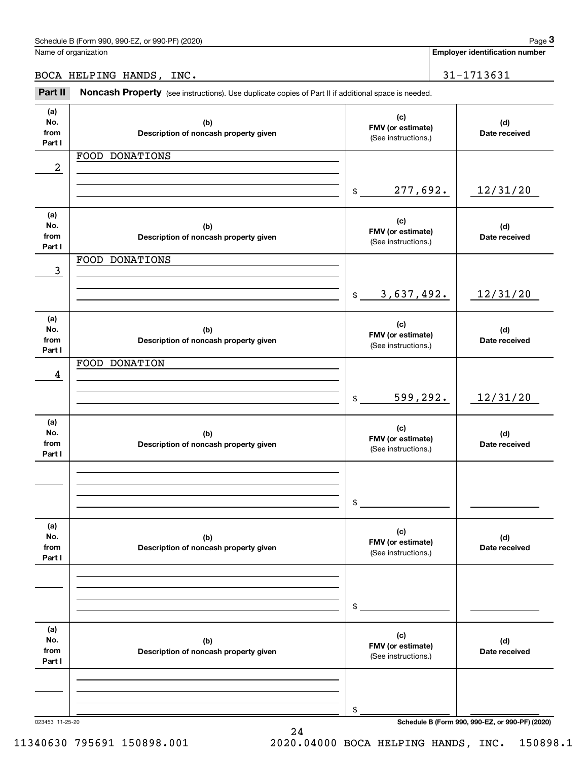Schedule B (Form 990, 990-EZ, or 990-PF) (2020)

Name of organization: BOCA HELPING HANDS, INC.

Employer identification number: 31-1713631

**Part II — Noncash Property** (see instructions). Use duplicate copies of Part II if additional space is needed.

| (a) No. from Part I | (b) Description of noncash property given | (c) FMV (or estimate) (See instructions.) | (d) Date received |
|---|---|---|---|
| 2 | FOOD DONATIONS | $ 277,692. | 12/31/20 |
| 3 | FOOD DONATIONS | $ 3,637,492. | 12/31/20 |
| 4 | FOOD DONATION | $ 599,292. | 12/31/20 |
| | | $ | |
| | | $ | |
| | | $ | |

023453 11-25-20 Schedule B (Form 990, 990-EZ, or 990-PF) (2020)

11340630 795691 150898.001 2020.04000 BOCA HELPING HANDS, INC. 150898.1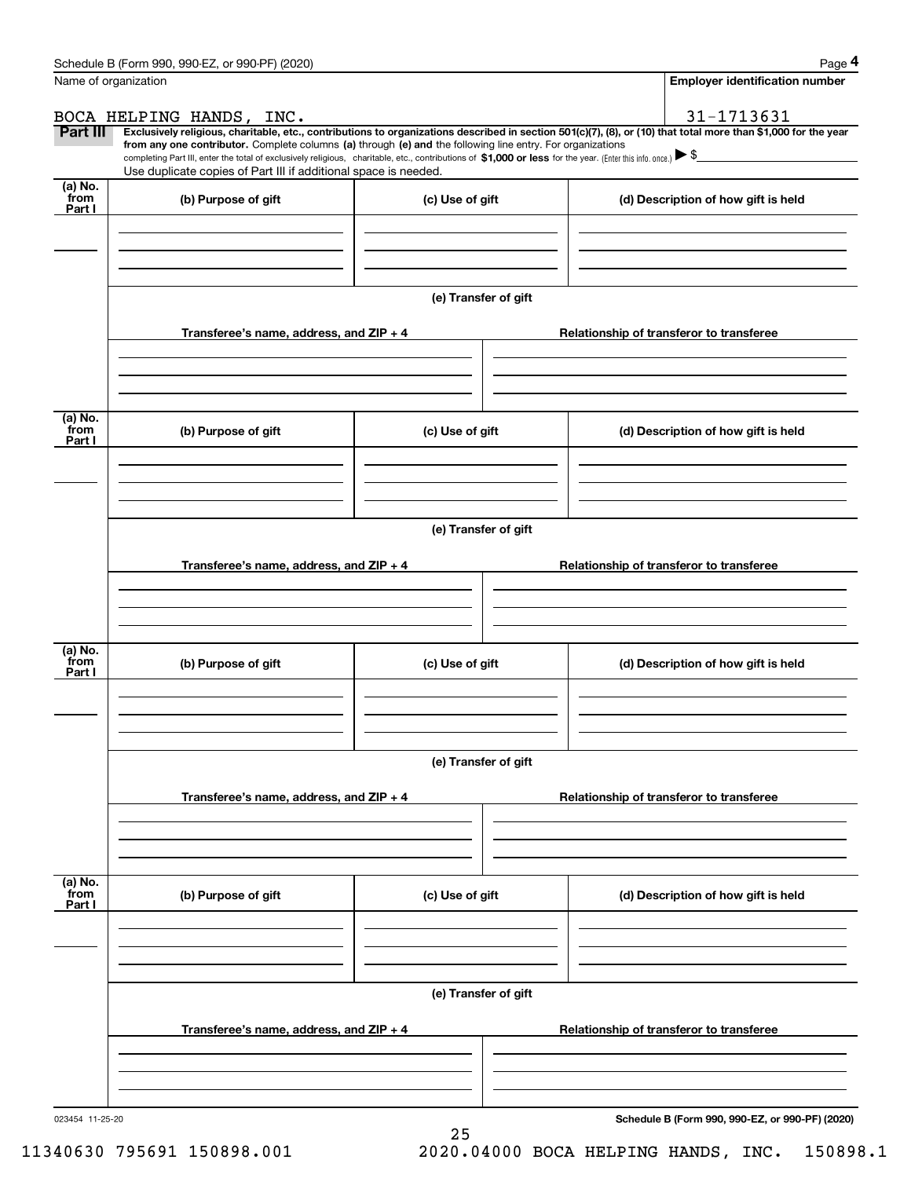Schedule B (Form 990, 990-EZ, or 990-PF) (2020)

Name of organization: BOCA HELPING HANDS, INC.

Employer identification number: 31-1713631

**Part III** **Exclusively religious, charitable, etc., contributions to organizations described in section 501(c)(7), (8), or (10) that total more than $1,000 for the year from any one contributor.** Complete columns **(a)** through **(e)** and the following line entry. For organizations completing Part III, enter the total of exclusively religious, charitable, etc., contributions of **$1,000 or less** for the year. (Enter this info. once.) ▶ $

Use duplicate copies of Part III if additional space is needed.

| (a) No. from Part I | (b) Purpose of gift | (c) Use of gift | (d) Description of how gift is held |
|---|---|---|---|
| | | | |

**(e) Transfer of gift**

| Transferee's name, address, and ZIP + 4 | Relationship of transferor to transferee |
|---|---|
| | |

| (a) No. from Part I | (b) Purpose of gift | (c) Use of gift | (d) Description of how gift is held |
|---|---|---|---|
| | | | |

**(e) Transfer of gift**

| Transferee's name, address, and ZIP + 4 | Relationship of transferor to transferee |
|---|---|
| | |

| (a) No. from Part I | (b) Purpose of gift | (c) Use of gift | (d) Description of how gift is held |
|---|---|---|---|
| | | | |

**(e) Transfer of gift**

| Transferee's name, address, and ZIP + 4 | Relationship of transferor to transferee |
|---|---|
| | |

| (a) No. from Part I | (b) Purpose of gift | (c) Use of gift | (d) Description of how gift is held |
|---|---|---|---|
| | | | |

**(e) Transfer of gift**

| Transferee's name, address, and ZIP + 4 | Relationship of transferor to transferee |
|---|---|
| | |

023454 11-25-20

**Schedule B (Form 990, 990-EZ, or 990-PF) (2020)**

11340630 795691 150898.001 2020.04000 BOCA HELPING HANDS, INC. 150898.1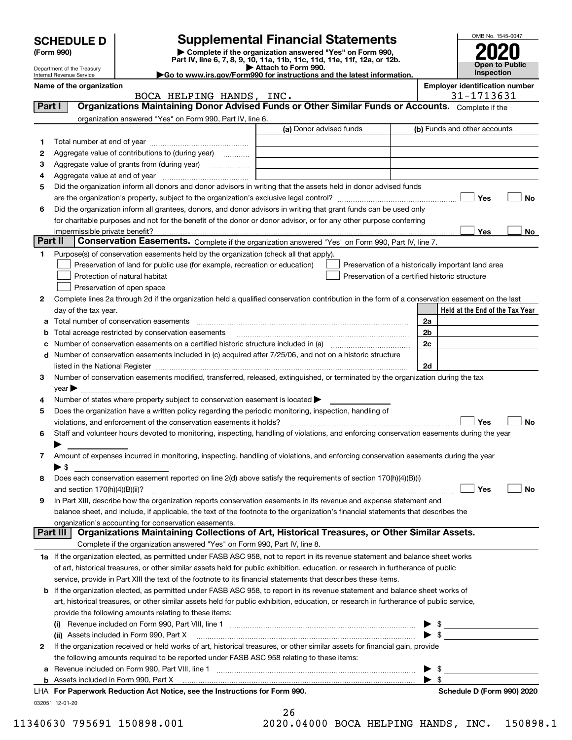# SCHEDULE D (Form 990)

Department of the Treasury
Internal Revenue Service

## Supplemental Financial Statements

▶ Complete if the organization answered "Yes" on Form 990, Part IV, line 6, 7, 8, 9, 10, 11a, 11b, 11c, 11d, 11e, 11f, 12a, or 12b.
▶ Attach to Form 990.
▶Go to www.irs.gov/Form990 for instructions and the latest information.

OMB No. 1545-0047

**2020**

**Open to Public Inspection**

**Name of the organization:** BOCA HELPING HANDS, INC.

**Employer identification number:** 31-1713631

### Part I — Organizations Maintaining Donor Advised Funds or Other Similar Funds or Accounts.
Complete if the organization answered "Yes" on Form 990, Part IV, line 6.

| | | (a) Donor advised funds | (b) Funds and other accounts |
|---|---|---|---|
| 1 | Total number at end of year | | |
| 2 | Aggregate value of contributions to (during year) | | |
| 3 | Aggregate value of grants from (during year) | | |
| 4 | Aggregate value at end of year | | |

5 Did the organization inform all donors and donor advisors in writing that the assets held in donor advised funds are the organization's property, subject to the organization's exclusive legal control? ☐ Yes ☐ No

6 Did the organization inform all grantees, donors, and donor advisors in writing that grant funds can be used only for charitable purposes and not for the benefit of the donor or donor advisor, or for any other purpose conferring impermissible private benefit? ☐ Yes ☐ No

### Part II — Conservation Easements.
Complete if the organization answered "Yes" on Form 990, Part IV, line 7.

1 Purpose(s) of conservation easements held by the organization (check all that apply).

- ☐ Preservation of land for public use (for example, recreation or education)
- ☐ Preservation of a historically important land area
- ☐ Protection of natural habitat
- ☐ Preservation of a certified historic structure
- ☐ Preservation of open space

2 Complete lines 2a through 2d if the organization held a qualified conservation contribution in the form of a conservation easement on the last day of the tax year.

| | | | Held at the End of the Tax Year |
|---|---|---|---|
| a | Total number of conservation easements | 2a | |
| b | Total acreage restricted by conservation easements | 2b | |
| c | Number of conservation easements on a certified historic structure included in (a) | 2c | |
| d | Number of conservation easements included in (c) acquired after 7/25/06, and not on a historic structure listed in the National Register | 2d | |

3 Number of conservation easements modified, transferred, released, extinguished, or terminated by the organization during the tax year ▶

4 Number of states where property subject to conservation easement is located ▶

5 Does the organization have a written policy regarding the periodic monitoring, inspection, handling of violations, and enforcement of the conservation easements it holds? ☐ Yes ☐ No

6 Staff and volunteer hours devoted to monitoring, inspecting, handling of violations, and enforcing conservation easements during the year ▶

7 Amount of expenses incurred in monitoring, inspecting, handling of violations, and enforcing conservation easements during the year ▶ $

8 Does each conservation easement reported on line 2(d) above satisfy the requirements of section 170(h)(4)(B)(i) and section 170(h)(4)(B)(ii)? ☐ Yes ☐ No

9 In Part XIII, describe how the organization reports conservation easements in its revenue and expense statement and balance sheet, and include, if applicable, the text of the footnote to the organization's financial statements that describes the organization's accounting for conservation easements.

### Part III — Organizations Maintaining Collections of Art, Historical Treasures, or Other Similar Assets.
Complete if the organization answered "Yes" on Form 990, Part IV, line 8.

1a If the organization elected, as permitted under FASB ASC 958, not to report in its revenue statement and balance sheet works of art, historical treasures, or other similar assets held for public exhibition, education, or research in furtherance of public service, provide in Part XIII the text of the footnote to its financial statements that describes these items.

b If the organization elected, as permitted under FASB ASC 958, to report in its revenue statement and balance sheet works of art, historical treasures, or other similar assets held for public exhibition, education, or research in furtherance of public service, provide the following amounts relating to these items:

(i) Revenue included on Form 990, Part VIII, line 1 ▶ $

(ii) Assets included in Form 990, Part X ▶ $

2 If the organization received or held works of art, historical treasures, or other similar assets for financial gain, provide the following amounts required to be reported under FASB ASC 958 relating to these items:

a Revenue included on Form 990, Part VIII, line 1 ▶ $

b Assets included in Form 990, Part X ▶ $

LHA For Paperwork Reduction Act Notice, see the Instructions for Form 990.

Schedule D (Form 990) 2020

032051 12-01-20

11340630 795691 150898.001 2020.04000 BOCA HELPING HANDS, INC. 150898.1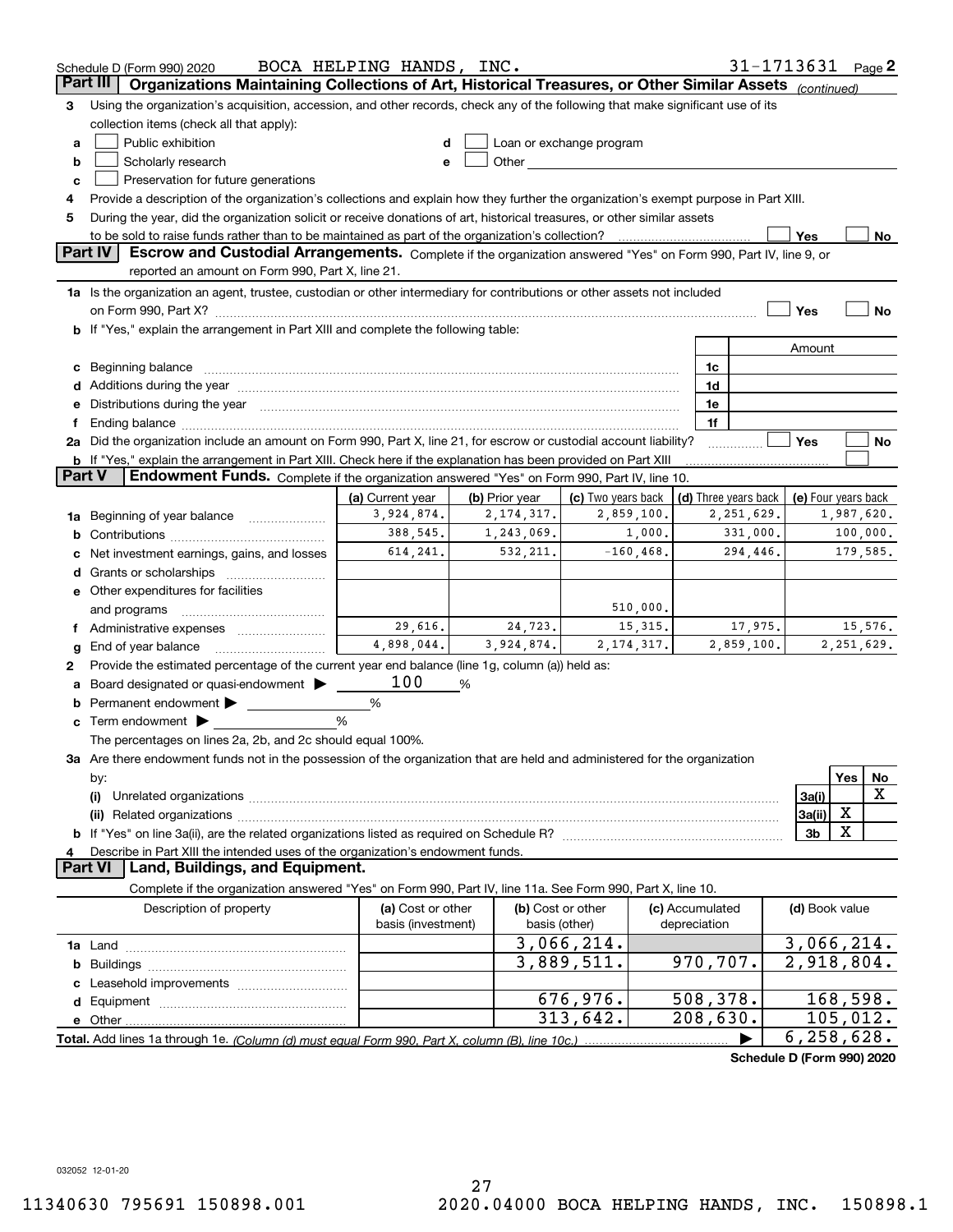Schedule D (Form 990) 2020 BOCA HELPING HANDS, INC. 31-1713631 Page 2

## Part III Organizations Maintaining Collections of Art, Historical Treasures, or Other Similar Assets *(continued)*

3 Using the organization's acquisition, accession, and other records, check any of the following that make significant use of its collection items (check all that apply):

a ☐ Public exhibition  d ☐ Loan or exchange program
b ☐ Scholarly research  e ☐ Other
c ☐ Preservation for future generations

4 Provide a description of the organization's collections and explain how they further the organization's exempt purpose in Part XIII.

5 During the year, did the organization solicit or receive donations of art, historical treasures, or other similar assets to be sold to raise funds rather than to be maintained as part of the organization's collection? ☐ Yes ☐ No

## Part IV Escrow and Custodial Arrangements.

Complete if the organization answered "Yes" on Form 990, Part IV, line 9, or reported an amount on Form 990, Part X, line 21.

1a Is the organization an agent, trustee, custodian or other intermediary for contributions or other assets not included on Form 990, Part X? ☐ Yes ☐ No

b If "Yes," explain the arrangement in Part XIII and complete the following table:

| | | Amount |
|---|---|---|
| c Beginning balance | 1c | |
| d Additions during the year | 1d | |
| e Distributions during the year | 1e | |
| f Ending balance | 1f | |

2a Did the organization include an amount on Form 990, Part X, line 21, for escrow or custodial account liability? ☐ Yes ☐ No

b If "Yes," explain the arrangement in Part XIII. Check here if the explanation has been provided on Part XIII ☐

## Part V Endowment Funds.

Complete if the organization answered "Yes" on Form 990, Part IV, line 10.

| | (a) Current year | (b) Prior year | (c) Two years back | (d) Three years back | (e) Four years back |
|---|---|---|---|---|---|
| 1a Beginning of year balance | 3,924,874. | 2,174,317. | 2,859,100. | 2,251,629. | 1,987,620. |
| b Contributions | 388,545. | 1,243,069. | 1,000. | 331,000. | 100,000. |
| c Net investment earnings, gains, and losses | 614,241. | 532,211. | -160,468. | 294,446. | 179,585. |
| d Grants or scholarships | | | | | |
| e Other expenditures for facilities and programs | | | 510,000. | | |
| f Administrative expenses | 29,616. | 24,723. | 15,315. | 17,975. | 15,576. |
| g End of year balance | 4,898,044. | 3,924,874. | 2,174,317. | 2,859,100. | 2,251,629. |

2 Provide the estimated percentage of the current year end balance (line 1g, column (a)) held as:

a Board designated or quasi-endowment ▶ 100 %
b Permanent endowment ▶ %
c Term endowment ▶ %

The percentages on lines 2a, 2b, and 2c should equal 100%.

3a Are there endowment funds not in the possession of the organization that are held and administered for the organization by:

| | | Yes | No |
|---|---|---|---|
| (i) Unrelated organizations | 3a(i) | | X |
| (ii) Related organizations | 3a(ii) | X | |
| b If "Yes" on line 3a(ii), are the related organizations listed as required on Schedule R? | 3b | X | |

4 Describe in Part XIII the intended uses of the organization's endowment funds.

## Part VI Land, Buildings, and Equipment.

Complete if the organization answered "Yes" on Form 990, Part IV, line 11a. See Form 990, Part X, line 10.

| Description of property | (a) Cost or other basis (investment) | (b) Cost or other basis (other) | (c) Accumulated depreciation | (d) Book value |
|---|---|---|---|---|
| 1a Land | | 3,066,214. | | 3,066,214. |
| b Buildings | | 3,889,511. | 970,707. | 2,918,804. |
| c Leasehold improvements | | | | |
| d Equipment | | 676,976. | 508,378. | 168,598. |
| e Other | | 313,642. | 208,630. | 105,012. |
| **Total.** Add lines 1a through 1e. *(Column (d) must equal Form 990, Part X, column (B), line 10c.)* | | | ▶ | 6,258,628. |

**Schedule D (Form 990) 2020**

032052 12-01-20

11340630 795691 150898.001 2020.04000 BOCA HELPING HANDS, INC. 150898.1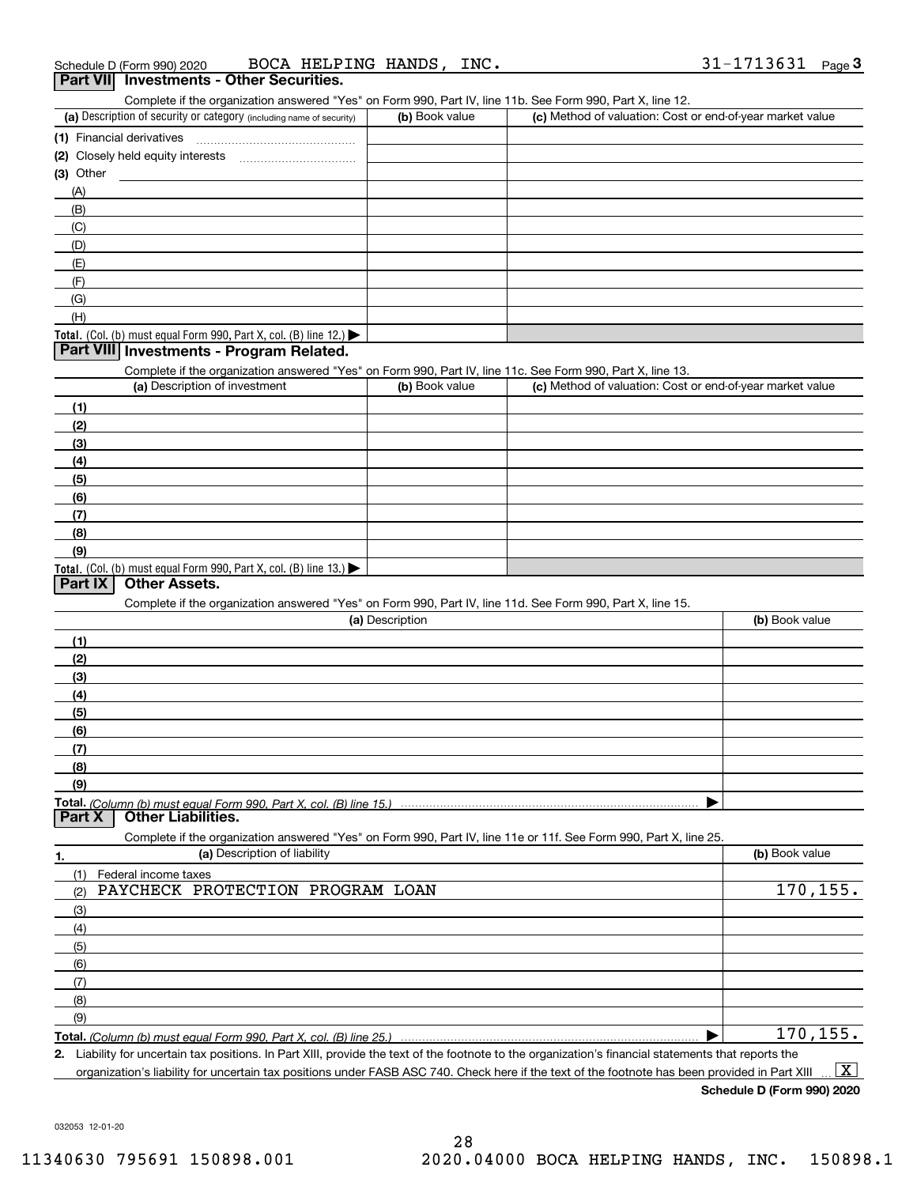Schedule D (Form 990) 2020 BOCA HELPING HANDS, INC. 31-1713631

## Part VII Investments - Other Securities.

Complete if the organization answered "Yes" on Form 990, Part IV, line 11b. See Form 990, Part X, line 12.

| (a) Description of security or category (including name of security) | (b) Book value | (c) Method of valuation: Cost or end-of-year market value |
|---|---|---|
| (1) Financial derivatives | | |
| (2) Closely held equity interests | | |
| (3) Other | | |
| (A) | | |
| (B) | | |
| (C) | | |
| (D) | | |
| (E) | | |
| (F) | | |
| (G) | | |
| (H) | | |
| **Total.** (Col. (b) must equal Form 990, Part X, col. (B) line 12.) ▶ | | |

## Part VIII Investments - Program Related.

Complete if the organization answered "Yes" on Form 990, Part IV, line 11c. See Form 990, Part X, line 13.

| (a) Description of investment | (b) Book value | (c) Method of valuation: Cost or end-of-year market value |
|---|---|---|
| (1) | | |
| (2) | | |
| (3) | | |
| (4) | | |
| (5) | | |
| (6) | | |
| (7) | | |
| (8) | | |
| (9) | | |
| **Total.** (Col. (b) must equal Form 990, Part X, col. (B) line 13.) ▶ | | |

## Part IX Other Assets.

Complete if the organization answered "Yes" on Form 990, Part IV, line 11d. See Form 990, Part X, line 15.

| (a) Description | (b) Book value |
|---|---|
| (1) | |
| (2) | |
| (3) | |
| (4) | |
| (5) | |
| (6) | |
| (7) | |
| (8) | |
| (9) | |
| **Total.** *(Column (b) must equal Form 990, Part X, col. (B) line 15.)* ▶ | |

## Part X Other Liabilities.

Complete if the organization answered "Yes" on Form 990, Part IV, line 11e or 11f. See Form 990, Part X, line 25.

| 1. (a) Description of liability | (b) Book value |
|---|---|
| (1) Federal income taxes | |
| (2) PAYCHECK PROTECTION PROGRAM LOAN | 170,155. |
| (3) | |
| (4) | |
| (5) | |
| (6) | |
| (7) | |
| (8) | |
| (9) | |
| **Total.** *(Column (b) must equal Form 990, Part X, col. (B) line 25.)* ▶ | 170,155. |

**2.** Liability for uncertain tax positions. In Part XIII, provide the text of the footnote to the organization's financial statements that reports the organization's liability for uncertain tax positions under FASB ASC 740. Check here if the text of the footnote has been provided in Part XIII ... [X]

**Schedule D (Form 990) 2020**

032053 12-01-20

11340630 795691 150898.001 2020.04000 BOCA HELPING HANDS, INC. 150898.1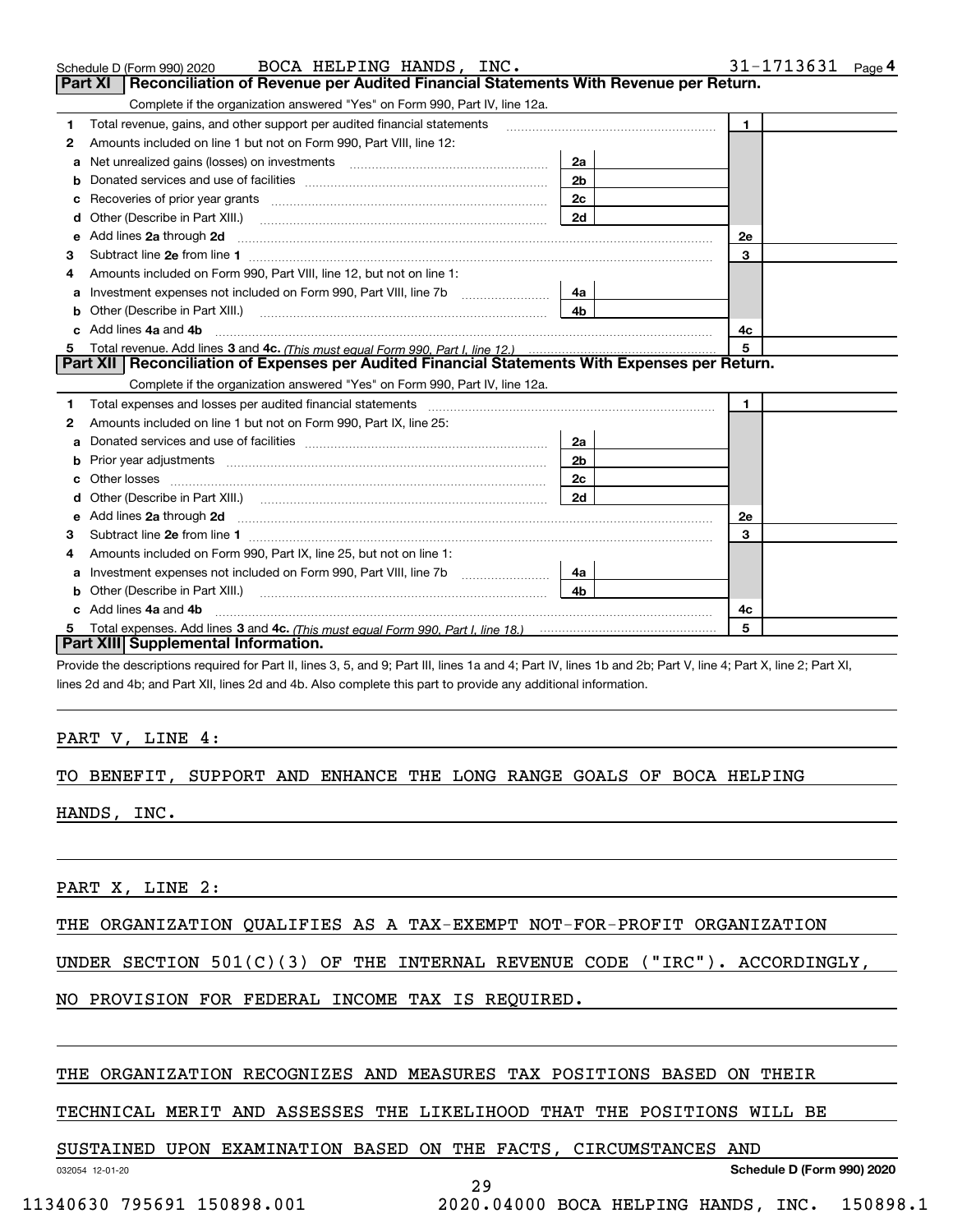Schedule D (Form 990) 2020 BOCA HELPING HANDS, INC. 31-1713631 Page 4

## Part XI Reconciliation of Revenue per Audited Financial Statements With Revenue per Return.

Complete if the organization answered "Yes" on Form 990, Part IV, line 12a.

| | | | | | |
|---|---|---|---|---|---|
| 1 | Total revenue, gains, and other support per audited financial statements | | | 1 | |
| 2 | Amounts included on line 1 but not on Form 990, Part VIII, line 12: | | | | |
| a | Net unrealized gains (losses) on investments | 2a | | | |
| b | Donated services and use of facilities | 2b | | | |
| c | Recoveries of prior year grants | 2c | | | |
| d | Other (Describe in Part XIII.) | 2d | | | |
| e | Add lines 2a through 2d | | | 2e | |
| 3 | Subtract line 2e from line 1 | | | 3 | |
| 4 | Amounts included on Form 990, Part VIII, line 12, but not on line 1: | | | | |
| a | Investment expenses not included on Form 990, Part VIII, line 7b | 4a | | | |
| b | Other (Describe in Part XIII.) | 4b | | | |
| c | Add lines 4a and 4b | | | 4c | |
| 5 | Total revenue. Add lines 3 and 4c. *(This must equal Form 990, Part I, line 12.)* | | | 5 | |

## Part XII Reconciliation of Expenses per Audited Financial Statements With Expenses per Return.

Complete if the organization answered "Yes" on Form 990, Part IV, line 12a.

| | | | | | |
|---|---|---|---|---|---|
| 1 | Total expenses and losses per audited financial statements | | | 1 | |
| 2 | Amounts included on line 1 but not on Form 990, Part IX, line 25: | | | | |
| a | Donated services and use of facilities | 2a | | | |
| b | Prior year adjustments | 2b | | | |
| c | Other losses | 2c | | | |
| d | Other (Describe in Part XIII.) | 2d | | | |
| e | Add lines 2a through 2d | | | 2e | |
| 3 | Subtract line 2e from line 1 | | | 3 | |
| 4 | Amounts included on Form 990, Part IX, line 25, but not on line 1: | | | | |
| a | Investment expenses not included on Form 990, Part VIII, line 7b | 4a | | | |
| b | Other (Describe in Part XIII.) | 4b | | | |
| c | Add lines 4a and 4b | | | 4c | |
| 5 | Total expenses. Add lines 3 and 4c. *(This must equal Form 990, Part I, line 18.)* | | | 5 | |

## Part XIII Supplemental Information.

Provide the descriptions required for Part II, lines 3, 5, and 9; Part III, lines 1a and 4; Part IV, lines 1b and 2b; Part V, line 4; Part X, line 2; Part XI, lines 2d and 4b; and Part XII, lines 2d and 4b. Also complete this part to provide any additional information.

PART V, LINE 4:

TO BENEFIT, SUPPORT AND ENHANCE THE LONG RANGE GOALS OF BOCA HELPING HANDS, INC.

PART X, LINE 2:

THE ORGANIZATION QUALIFIES AS A TAX-EXEMPT NOT-FOR-PROFIT ORGANIZATION UNDER SECTION 501(C)(3) OF THE INTERNAL REVENUE CODE ("IRC"). ACCORDINGLY, NO PROVISION FOR FEDERAL INCOME TAX IS REQUIRED.

THE ORGANIZATION RECOGNIZES AND MEASURES TAX POSITIONS BASED ON THEIR TECHNICAL MERIT AND ASSESSES THE LIKELIHOOD THAT THE POSITIONS WILL BE SUSTAINED UPON EXAMINATION BASED ON THE FACTS, CIRCUMSTANCES AND

032054 12-01-20 Schedule D (Form 990) 2020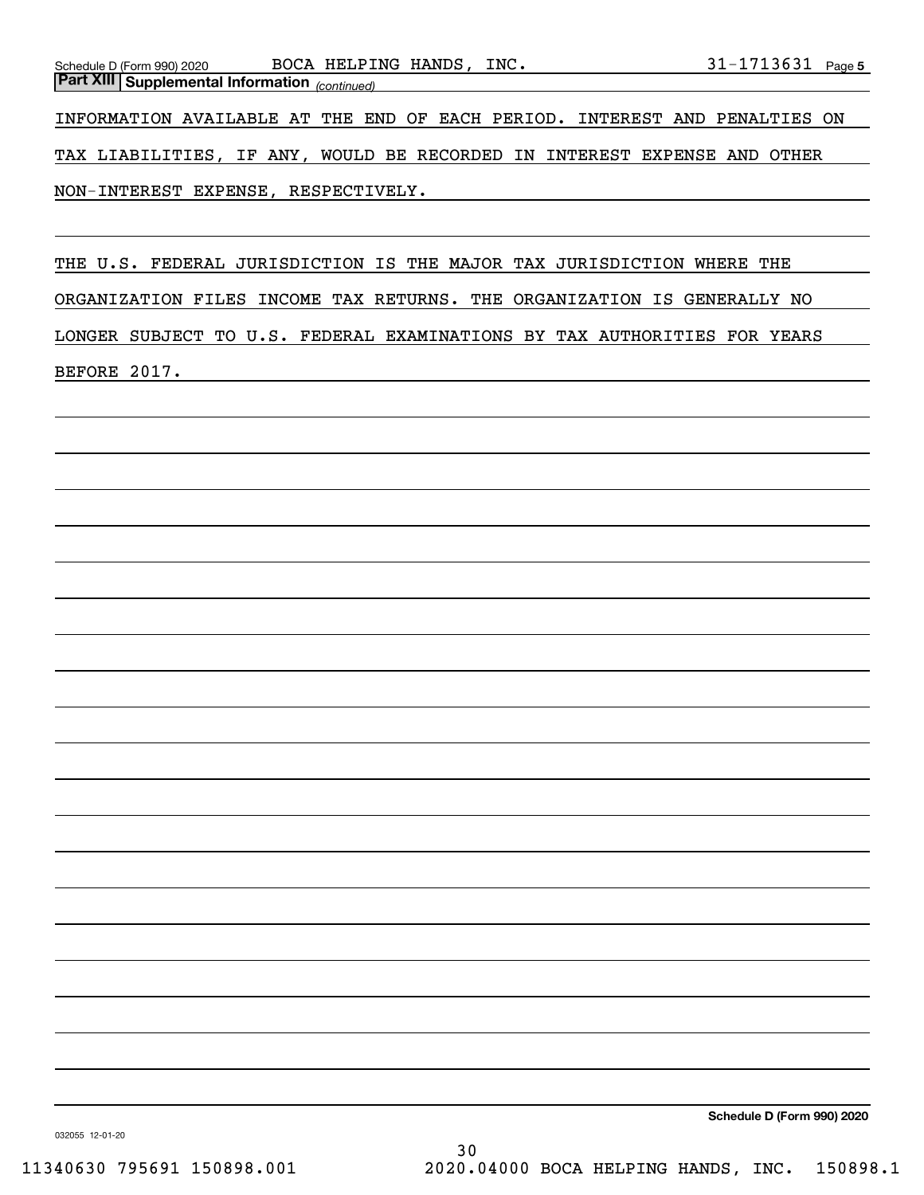Schedule D (Form 990) 2020 BOCA HELPING HANDS, INC. 31-1713631 Page 5

**Part XIII Supplemental Information** *(continued)*

INFORMATION AVAILABLE AT THE END OF EACH PERIOD. INTEREST AND PENALTIES ON TAX LIABILITIES, IF ANY, WOULD BE RECORDED IN INTEREST EXPENSE AND OTHER NON-INTEREST EXPENSE, RESPECTIVELY.

THE U.S. FEDERAL JURISDICTION IS THE MAJOR TAX JURISDICTION WHERE THE ORGANIZATION FILES INCOME TAX RETURNS. THE ORGANIZATION IS GENERALLY NO LONGER SUBJECT TO U.S. FEDERAL EXAMINATIONS BY TAX AUTHORITIES FOR YEARS BEFORE 2017.

**Schedule D (Form 990) 2020**

032055 12-01-20

11340630 795691 150898.001 2020.04000 BOCA HELPING HANDS, INC. 150898.1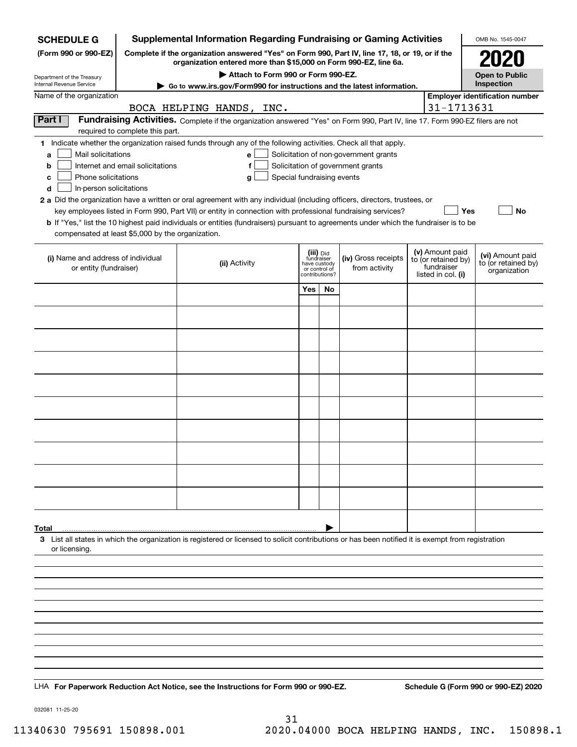**SCHEDULE G**
**(Form 990 or 990-EZ)**

Department of the Treasury
Internal Revenue Service

# Supplemental Information Regarding Fundraising or Gaming Activities

**Complete if the organization answered "Yes" on Form 990, Part IV, line 17, 18, or 19, or if the organization entered more than $15,000 on Form 990-EZ, line 6a.**

▶ **Attach to Form 990 or Form 990-EZ.**

▶ **Go to www.irs.gov/Form990 for instructions and the latest information.**

OMB No. 1545-0047

**2020**

**Open to Public Inspection**

Name of the organization: BOCA HELPING HANDS, INC.

**Employer identification number**: 31-1713631

## Part I — Fundraising Activities.

Complete if the organization answered "Yes" on Form 990, Part IV, line 17. Form 990-EZ filers are not required to complete this part.

**1** Indicate whether the organization raised funds through any of the following activities. Check all that apply.

- **a** ☐ Mail solicitations
- **b** ☐ Internet and email solicitations
- **c** ☐ Phone solicitations
- **d** ☐ In-person solicitations
- **e** ☐ Solicitation of non-government grants
- **f** ☐ Solicitation of government grants
- **g** ☐ Special fundraising events

**2 a** Did the organization have a written or oral agreement with any individual (including officers, directors, trustees, or key employees listed in Form 990, Part VII) or entity in connection with professional fundraising services? ☐ **Yes** ☐ **No**

**b** If "Yes," list the 10 highest paid individuals or entities (fundraisers) pursuant to agreements under which the fundraiser is to be compensated at least $5,000 by the organization.

| (i) Name and address of individual or entity (fundraiser) | (ii) Activity | (iii) Did fundraiser have custody or control of contributions? | | (iv) Gross receipts from activity | (v) Amount paid to (or retained by) fundraiser listed in col. (i) | (vi) Amount paid to (or retained by) organization |
|---|---|---|---|---|---|---|
| | | Yes | No | | | |
| | | | | | | |
| | | | | | | |
| | | | | | | |
| | | | | | | |
| | | | | | | |
| | | | | | | |
| | | | | | | |
| | | | | | | |
| | | | | | | |
| | | | | | | |
| **Total** ▶ | | | | | | |

**3** List all states in which the organization is registered or licensed to solicit contributions or has been notified it is exempt from registration or licensing.

LHA **For Paperwork Reduction Act Notice, see the Instructions for Form 990 or 990-EZ.** **Schedule G (Form 990 or 990-EZ) 2020**

032081 11-25-20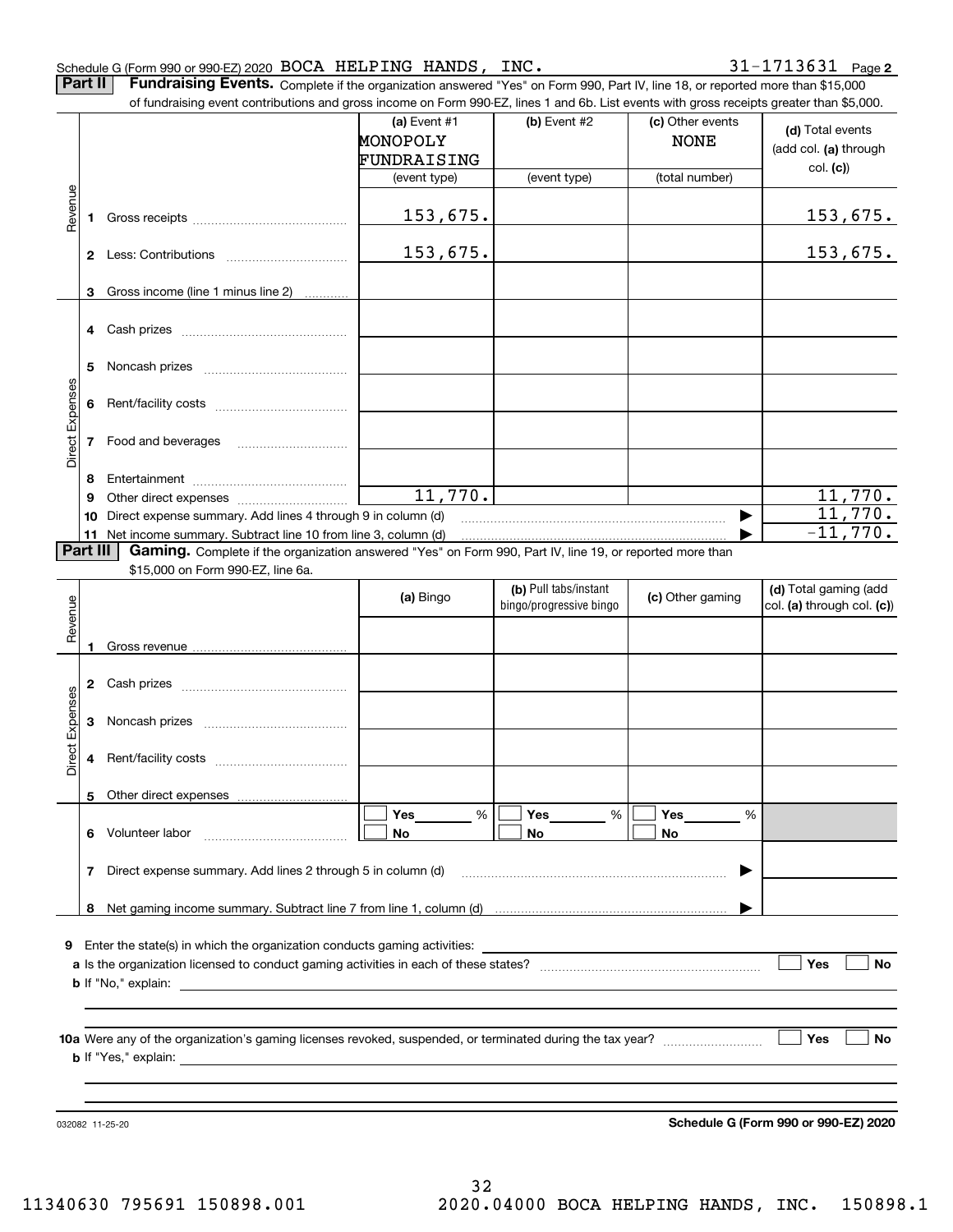Schedule G (Form 990 or 990-EZ) 2020 BOCA HELPING HANDS, INC. 31-1713631 Page 2

**Part II** **Fundraising Events.** Complete if the organization answered "Yes" on Form 990, Part IV, line 18, or reported more than $15,000 of fundraising event contributions and gross income on Form 990-EZ, lines 1 and 6b. List events with gross receipts greater than $5,000.

| | | (a) Event #1 MONOPOLY FUNDRAISING (event type) | (b) Event #2 (event type) | (c) Other events NONE (total number) | (d) Total events (add col. (a) through col. (c)) |
|---|---|---|---|---|---|
| Revenue | 1 Gross receipts | 153,675. | | | 153,675. |
| | 2 Less: Contributions | 153,675. | | | 153,675. |
| | 3 Gross income (line 1 minus line 2) | | | | |
| Direct Expenses | 4 Cash prizes | | | | |
| | 5 Noncash prizes | | | | |
| | 6 Rent/facility costs | | | | |
| | 7 Food and beverages | | | | |
| | 8 Entertainment | | | | |
| | 9 Other direct expenses | 11,770. | | | 11,770. |
| | 10 Direct expense summary. Add lines 4 through 9 in column (d) | | | ▶ | 11,770. |
| | 11 Net income summary. Subtract line 10 from line 3, column (d) | | | ▶ | -11,770. |

**Part III** **Gaming.** Complete if the organization answered "Yes" on Form 990, Part IV, line 19, or reported more than $15,000 on Form 990-EZ, line 6a.

| | | (a) Bingo | (b) Pull tabs/instant bingo/progressive bingo | (c) Other gaming | (d) Total gaming (add col. (a) through col. (c)) |
|---|---|---|---|---|---|
| Revenue | 1 Gross revenue | | | | |
| Direct Expenses | 2 Cash prizes | | | | |
| | 3 Noncash prizes | | | | |
| | 4 Rent/facility costs | | | | |
| | 5 Other direct expenses | | | | |
| | 6 Volunteer labor | ☐ Yes ___ % ☐ No | ☐ Yes ___ % ☐ No | ☐ Yes ___ % ☐ No | |
| | 7 Direct expense summary. Add lines 2 through 5 in column (d) | | | ▶ | |
| | 8 Net gaming income summary. Subtract line 7 from line 1, column (d) | | | ▶ | |

**9** Enter the state(s) in which the organization conducts gaming activities: ______

**a** Is the organization licensed to conduct gaming activities in each of these states? ☐ Yes ☐ No

**b** If "No," explain: ______

**10a** Were any of the organization's gaming licenses revoked, suspended, or terminated during the tax year? ☐ Yes ☐ No

**b** If "Yes," explain: ______

032082 11-25-20 **Schedule G (Form 990 or 990-EZ) 2020**

11340630 795691 150898.001 2020.04000 BOCA HELPING HANDS, INC. 150898.1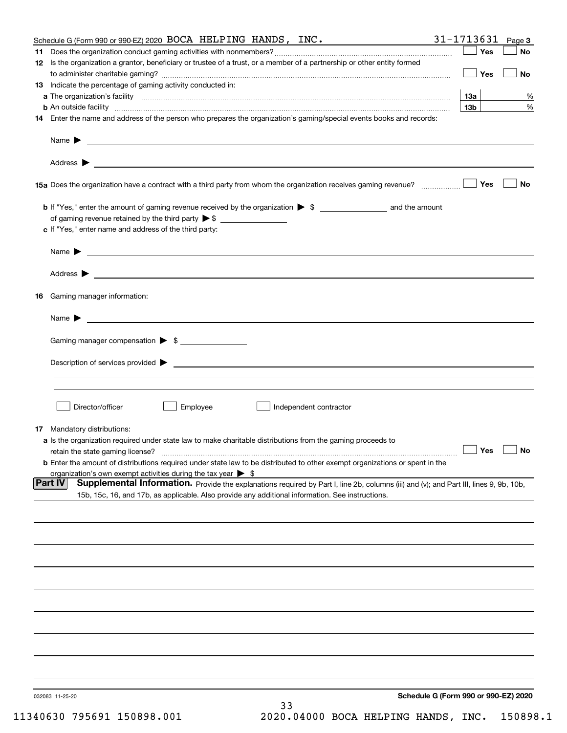Schedule G (Form 990 or 990-EZ) 2020 BOCA HELPING HANDS, INC. 31-1713631 Page 3

**11** Does the organization conduct gaming activities with nonmembers? ☐ Yes ☐ No

**12** Is the organization a grantor, beneficiary or trustee of a trust, or a member of a partnership or other entity formed to administer charitable gaming? ☐ Yes ☐ No

**13** Indicate the percentage of gaming activity conducted in:

**a** The organization's facility **13a** %

**b** An outside facility **13b** %

**14** Enter the name and address of the person who prepares the organization's gaming/special events books and records:

Name ▶

Address ▶

**15a** Does the organization have a contract with a third party from whom the organization receives gaming revenue? ☐ Yes ☐ No

**b** If "Yes," enter the amount of gaming revenue received by the organization ▶ $ and the amount of gaming revenue retained by the third party ▶ $

**c** If "Yes," enter name and address of the third party:

Name ▶

Address ▶

**16** Gaming manager information:

Name ▶

Gaming manager compensation ▶ $

Description of services provided ▶

☐ Director/officer ☐ Employee ☐ Independent contractor

**17** Mandatory distributions:

**a** Is the organization required under state law to make charitable distributions from the gaming proceeds to retain the state gaming license? ☐ Yes ☐ No

**b** Enter the amount of distributions required under state law to be distributed to other exempt organizations or spent in the organization's own exempt activities during the tax year ▶ $

**Part IV** **Supplemental Information.** Provide the explanations required by Part I, line 2b, columns (iii) and (v); and Part III, lines 9, 9b, 10b, 15b, 15c, 16, and 17b, as applicable. Also provide any additional information. See instructions.

032083 11-25-20

**Schedule G (Form 990 or 990-EZ) 2020**

11340630 795691 150898.001 2020.04000 BOCA HELPING HANDS, INC. 150898.1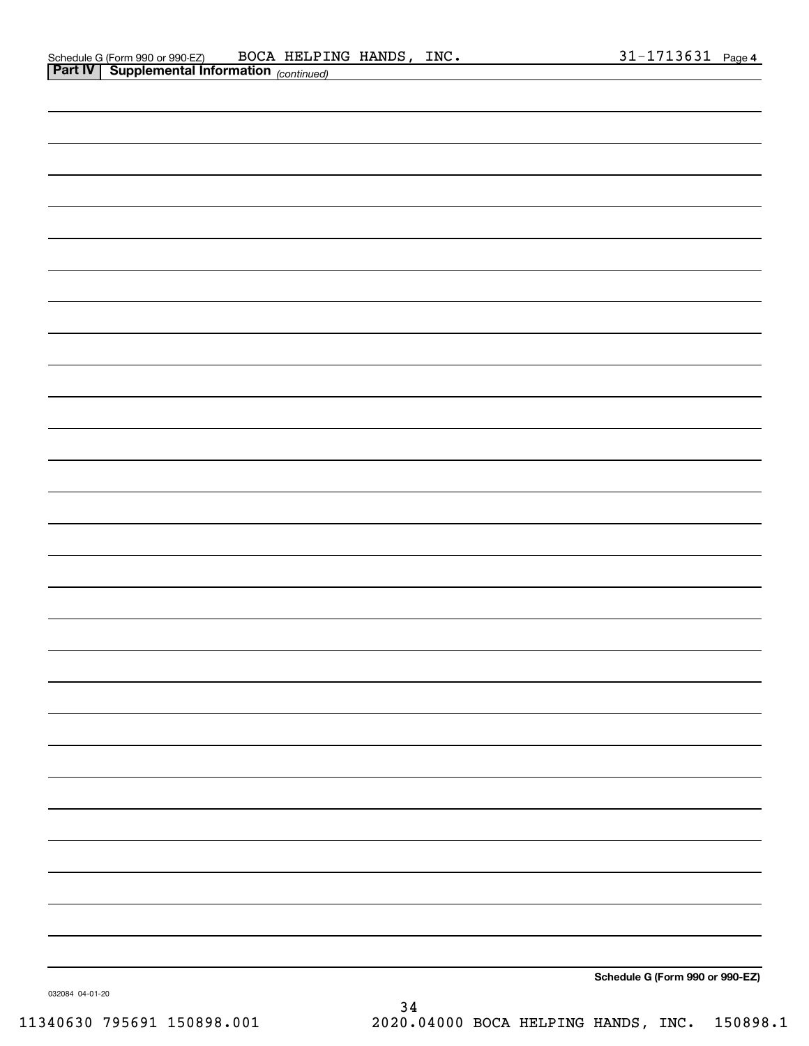Schedule G (Form 990 or 990-EZ) BOCA HELPING HANDS, INC. 31-1713631 Page 4

**Part IV | Supplemental Information** *(continued)*

**Schedule G (Form 990 or 990-EZ)**

032084 04-01-20

11340630 795691 150898.001 2020.04000 BOCA HELPING HANDS, INC. 150898.1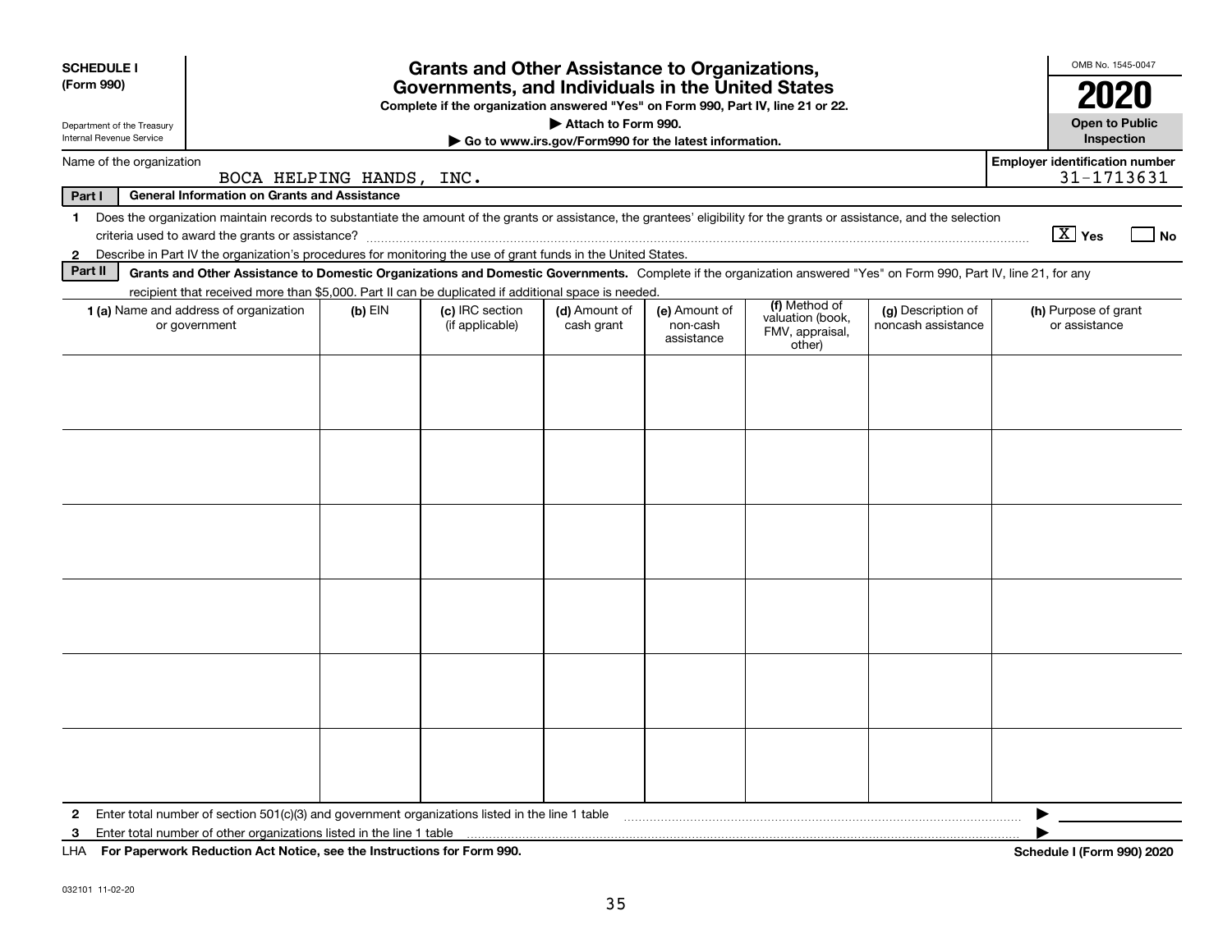**SCHEDULE I (Form 990)**

Department of the Treasury
Internal Revenue Service

# Grants and Other Assistance to Organizations, Governments, and Individuals in the United States

**Complete if the organization answered "Yes" on Form 990, Part IV, line 21 or 22.**
**▶ Attach to Form 990.**
**▶ Go to www.irs.gov/Form990 for the latest information.**

OMB No. 1545-0047

**2020**

**Open to Public Inspection**

Name of the organization: BOCA HELPING HANDS, INC.

**Employer identification number** 31-1713631

**Part I — General Information on Grants and Assistance**

1 Does the organization maintain records to substantiate the amount of the grants or assistance, the grantees' eligibility for the grants or assistance, and the selection criteria used to award the grants or assistance? [X] Yes [ ] No

2 Describe in Part IV the organization's procedures for monitoring the use of grant funds in the United States.

**Part II — Grants and Other Assistance to Domestic Organizations and Domestic Governments.** Complete if the organization answered "Yes" on Form 990, Part IV, line 21, for any recipient that received more than $5,000. Part II can be duplicated if additional space is needed.

| 1 (a) Name and address of organization or government | (b) EIN | (c) IRC section (if applicable) | (d) Amount of cash grant | (e) Amount of non-cash assistance | (f) Method of valuation (book, FMV, appraisal, other) | (g) Description of noncash assistance | (h) Purpose of grant or assistance |
|---|---|---|---|---|---|---|---|
| | | | | | | | |
| | | | | | | | |
| | | | | | | | |
| | | | | | | | |
| | | | | | | | |
| | | | | | | | |

2 Enter total number of section 501(c)(3) and government organizations listed in the line 1 table ▶

3 Enter total number of other organizations listed in the line 1 table ▶

LHA **For Paperwork Reduction Act Notice, see the Instructions for Form 990.** **Schedule I (Form 990) 2020**

032101 11-02-20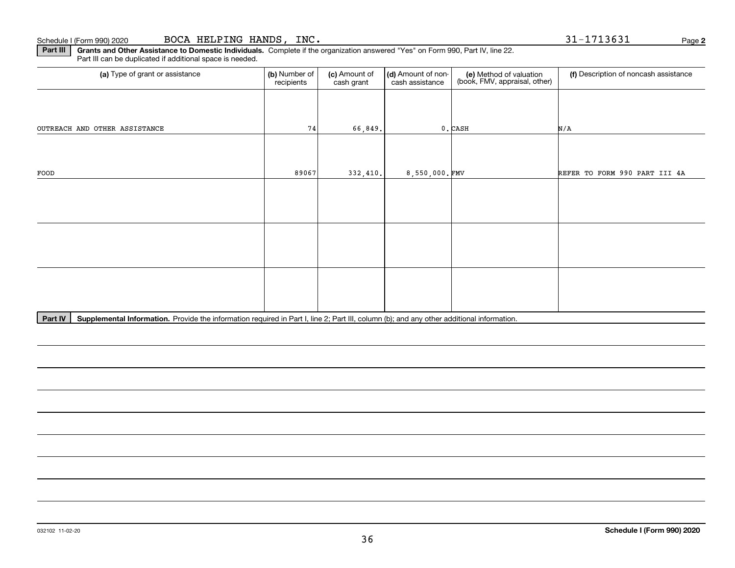Schedule I (Form 990) 2020 BOCA HELPING HANDS, INC. 31-1713631

**Part III** **Grants and Other Assistance to Domestic Individuals.** Complete if the organization answered "Yes" on Form 990, Part IV, line 22. Part III can be duplicated if additional space is needed.

| (a) Type of grant or assistance | (b) Number of recipients | (c) Amount of cash grant | (d) Amount of non-cash assistance | (e) Method of valuation (book, FMV, appraisal, other) | (f) Description of noncash assistance |
|---|---|---|---|---|---|
| OUTREACH AND OTHER ASSISTANCE | 74 | 66,849. | 0. | CASH | N/A |
| FOOD | 89067 | 332,410. | 8,550,000. | FMV | REFER TO FORM 990 PART III 4A |
| | | | | | |
| | | | | | |
| | | | | | |

**Part IV** **Supplemental Information.** Provide the information required in Part I, line 2; Part III, column (b); and any other additional information.

032102 11-02-20 **Schedule I (Form 990) 2020**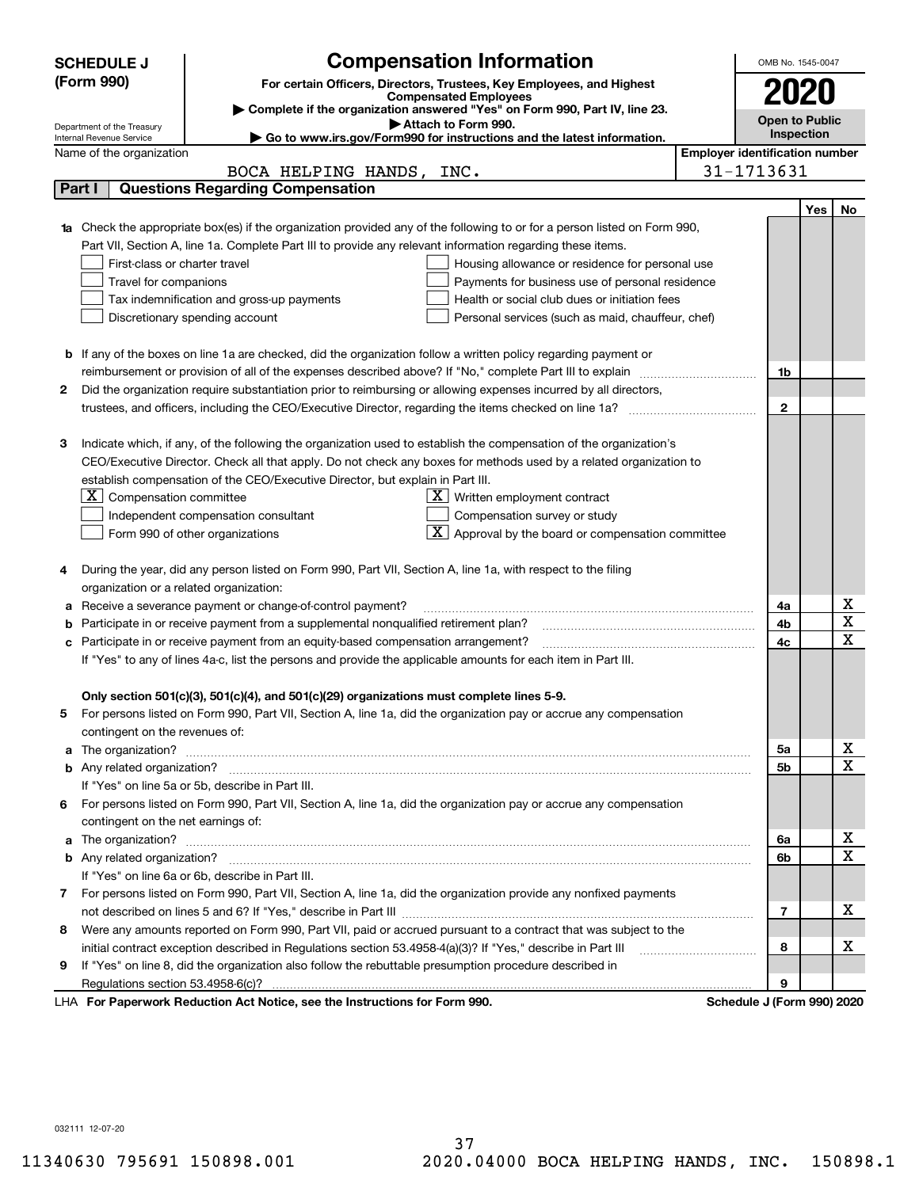**SCHEDULE J**
**(Form 990)**

Department of the Treasury
Internal Revenue Service

# Compensation Information

**For certain Officers, Directors, Trustees, Key Employees, and Highest Compensated Employees**

▶ **Complete if the organization answered "Yes" on Form 990, Part IV, line 23.**
▶ **Attach to Form 990.**
▶ **Go to www.irs.gov/Form990 for instructions and the latest information.**

OMB No. 1545-0047

**2020**

**Open to Public Inspection**

Name of the organization: BOCA HELPING HANDS, INC.

**Employer identification number:** 31-1713631

## Part I — Questions Regarding Compensation

| | | | Yes | No |
|---|---|---|---|---|
| **1a** | Check the appropriate box(es) if the organization provided any of the following to or for a person listed on Form 990, Part VII, Section A, line 1a. Complete Part III to provide any relevant information regarding these items.<br>☐ First-class or charter travel ☐ Housing allowance or residence for personal use<br>☐ Travel for companions ☐ Payments for business use of personal residence<br>☐ Tax indemnification and gross-up payments ☐ Health or social club dues or initiation fees<br>☐ Discretionary spending account ☐ Personal services (such as maid, chauffeur, chef) | | | |
| **b** | If any of the boxes on line 1a are checked, did the organization follow a written policy regarding payment or reimbursement or provision of all of the expenses described above? If "No," complete Part III to explain | 1b | | |
| **2** | Did the organization require substantiation prior to reimbursing or allowing expenses incurred by all directors, trustees, and officers, including the CEO/Executive Director, regarding the items checked on line 1a? | 2 | | |
| **3** | Indicate which, if any, of the following the organization used to establish the compensation of the organization's CEO/Executive Director. Check all that apply. Do not check any boxes for methods used by a related organization to establish compensation of the CEO/Executive Director, but explain in Part III.<br>☒ Compensation committee ☒ Written employment contract<br>☐ Independent compensation consultant ☐ Compensation survey or study<br>☐ Form 990 of other organizations ☒ Approval by the board or compensation committee | | | |
| **4** | During the year, did any person listed on Form 990, Part VII, Section A, line 1a, with respect to the filing organization or a related organization: | | | |
| **a** | Receive a severance payment or change-of-control payment? | 4a | | X |
| **b** | Participate in or receive payment from a supplemental nonqualified retirement plan? | 4b | | X |
| **c** | Participate in or receive payment from an equity-based compensation arrangement? | 4c | | X |
| | If "Yes" to any of lines 4a-c, list the persons and provide the applicable amounts for each item in Part III. | | | |
| | **Only section 501(c)(3), 501(c)(4), and 501(c)(29) organizations must complete lines 5-9.** | | | |
| **5** | For persons listed on Form 990, Part VII, Section A, line 1a, did the organization pay or accrue any compensation contingent on the revenues of: | | | |
| **a** | The organization? | 5a | | X |
| **b** | Any related organization? | 5b | | X |
| | If "Yes" on line 5a or 5b, describe in Part III. | | | |
| **6** | For persons listed on Form 990, Part VII, Section A, line 1a, did the organization pay or accrue any compensation contingent on the net earnings of: | | | |
| **a** | The organization? | 6a | | X |
| **b** | Any related organization? | 6b | | X |
| | If "Yes" on line 6a or 6b, describe in Part III. | | | |
| **7** | For persons listed on Form 990, Part VII, Section A, line 1a, did the organization provide any nonfixed payments not described on lines 5 and 6? If "Yes," describe in Part III | 7 | | X |
| **8** | Were any amounts reported on Form 990, Part VII, paid or accrued pursuant to a contract that was subject to the initial contract exception described in Regulations section 53.4958-4(a)(3)? If "Yes," describe in Part III | 8 | | X |
| **9** | If "Yes" on line 8, did the organization also follow the rebuttable presumption procedure described in Regulations section 53.4958-6(c)? | 9 | | |

LHA **For Paperwork Reduction Act Notice, see the Instructions for Form 990.** **Schedule J (Form 990) 2020**

032111 12-07-20

11340630 795691 150898.001 2020.04000 BOCA HELPING HANDS, INC. 150898.1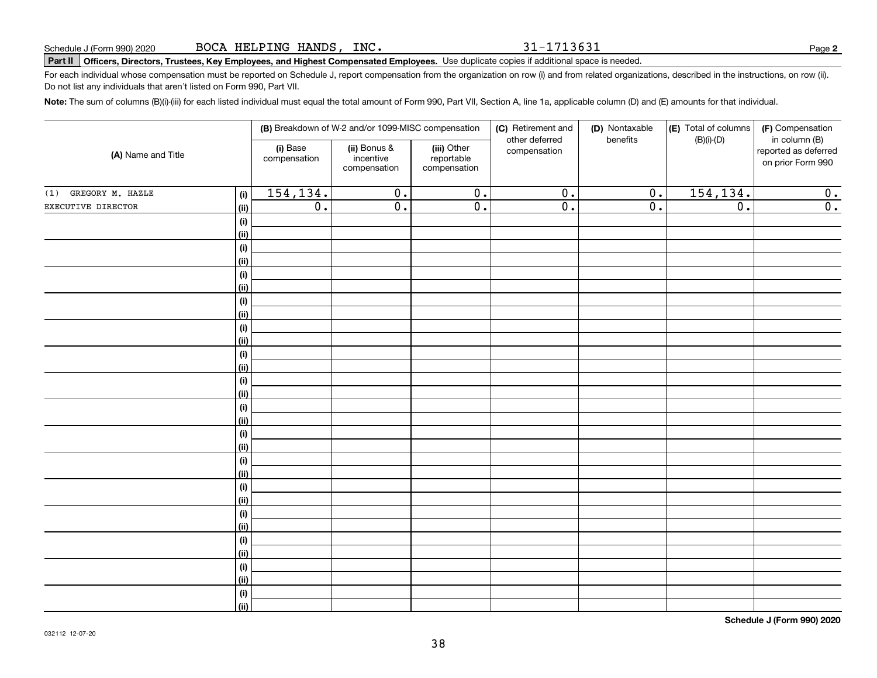Schedule J (Form 990) 2020 BOCA HELPING HANDS, INC. 31-1713631 Page **2**

**Part II** **Officers, Directors, Trustees, Key Employees, and Highest Compensated Employees.** Use duplicate copies if additional space is needed.

For each individual whose compensation must be reported on Schedule J, report compensation from the organization on row (i) and from related organizations, described in the instructions, on row (ii). Do not list any individuals that aren't listed on Form 990, Part VII.

**Note:** The sum of columns (B)(i)-(iii) for each listed individual must equal the total amount of Form 990, Part VII, Section A, line 1a, applicable column (D) and (E) amounts for that individual.

| (A) Name and Title | | (B) Breakdown of W-2 and/or 1099-MISC compensation | | | (C) Retirement and other deferred compensation | (D) Nontaxable benefits | (E) Total of columns (B)(i)-(D) | (F) Compensation in column (B) reported as deferred on prior Form 990 |
|---|---|---|---|---|---|---|---|---|
| | | (i) Base compensation | (ii) Bonus & incentive compensation | (iii) Other reportable compensation | | | | |
| (1) GREGORY M. HAZLE | (i) | 154,134. | 0. | 0. | 0. | 0. | 154,134. | 0. |
| EXECUTIVE DIRECTOR | (ii) | 0. | 0. | 0. | 0. | 0. | 0. | 0. |
| | (i) | | | | | | | |
| | (ii) | | | | | | | |
| | (i) | | | | | | | |
| | (ii) | | | | | | | |
| | (i) | | | | | | | |
| | (ii) | | | | | | | |
| | (i) | | | | | | | |
| | (ii) | | | | | | | |
| | (i) | | | | | | | |
| | (ii) | | | | | | | |
| | (i) | | | | | | | |
| | (ii) | | | | | | | |
| | (i) | | | | | | | |
| | (ii) | | | | | | | |
| | (i) | | | | | | | |
| | (ii) | | | | | | | |
| | (i) | | | | | | | |
| | (ii) | | | | | | | |
| | (i) | | | | | | | |
| | (ii) | | | | | | | |
| | (i) | | | | | | | |
| | (ii) | | | | | | | |
| | (i) | | | | | | | |
| | (ii) | | | | | | | |
| | (i) | | | | | | | |
| | (ii) | | | | | | | |
| | (i) | | | | | | | |
| | (ii) | | | | | | | |
| | (i) | | | | | | | |
| | (ii) | | | | | | | |

**Schedule J (Form 990) 2020**

032112 12-07-20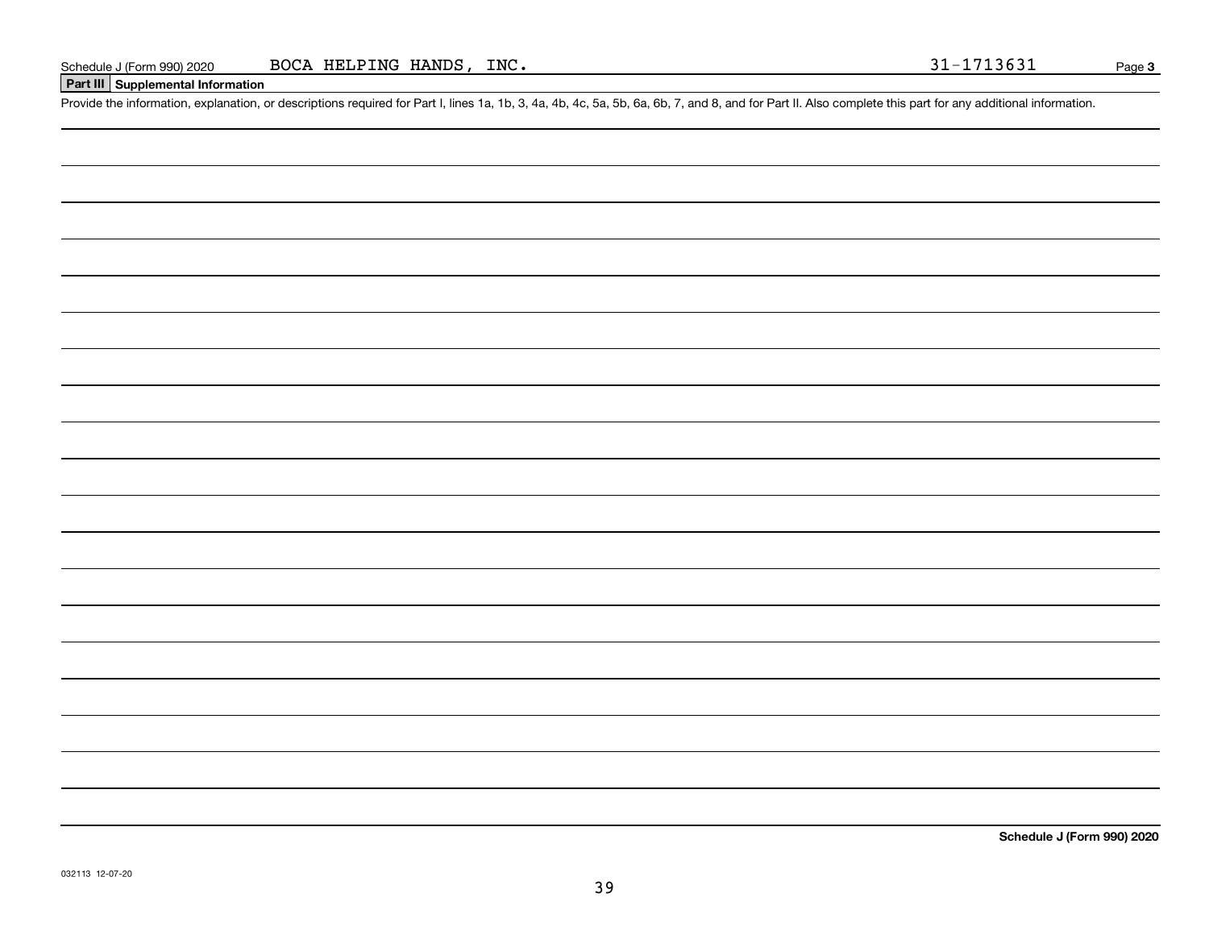Schedule J (Form 990) 2020 BOCA HELPING HANDS, INC. 31-1713631

## Part III Supplemental Information

Provide the information, explanation, or descriptions required for Part I, lines 1a, 1b, 3, 4a, 4b, 4c, 5a, 5b, 6a, 6b, 7, and 8, and for Part II. Also complete this part for any additional information.

**Schedule J (Form 990) 2020**

032113 12-07-20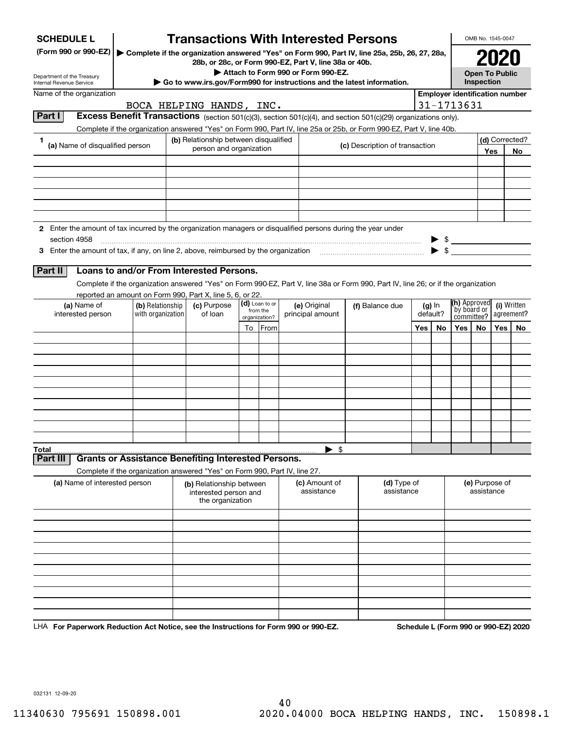# SCHEDULE L (Form 990 or 990-EZ)

# Transactions With Interested Persons

▶ Complete if the organization answered "Yes" on Form 990, Part IV, line 25a, 25b, 26, 27, 28a, 28b, or 28c, or Form 990-EZ, Part V, line 38a or 40b.

▶ Attach to Form 990 or Form 990-EZ.

▶ Go to www.irs.gov/Form990 for instructions and the latest information.

Department of the Treasury
Internal Revenue Service

OMB No. 1545-0047

**2020**

**Open To Public Inspection**

Name of the organization: BOCA HELPING HANDS, INC.

Employer identification number: 31-1713631

## Part I Excess Benefit Transactions (section 501(c)(3), section 501(c)(4), and section 501(c)(29) organizations only).

Complete if the organization answered "Yes" on Form 990, Part IV, line 25a or 25b, or Form 990-EZ, Part V, line 40b.

| 1 (a) Name of disqualified person | (b) Relationship between disqualified person and organization | (c) Description of transaction | (d) Corrected? Yes | No |
|---|---|---|---|---|
| | | | | |
| | | | | |
| | | | | |
| | | | | |
| | | | | |
| | | | | |

2 Enter the amount of tax incurred by the organization managers or disqualified persons during the year under section 4958 ▶ $

3 Enter the amount of tax, if any, on line 2, above, reimbursed by the organization ▶ $

## Part II Loans to and/or From Interested Persons.

Complete if the organization answered "Yes" on Form 990-EZ, Part V, line 38a or Form 990, Part IV, line 26; or if the organization reported an amount on Form 990, Part X, line 5, 6, or 22.

| (a) Name of interested person | (b) Relationship with organization | (c) Purpose of loan | (d) Loan to or from the organization? To | From | (e) Original principal amount | (f) Balance due | (g) In default? Yes | No | (h) Approved by board or committee? Yes | No | (i) Written agreement? Yes | No |
|---|---|---|---|---|---|---|---|---|---|---|---|---|
| | | | | | | | | | | | | |
| | | | | | | | | | | | | |
| | | | | | | | | | | | | |
| | | | | | | | | | | | | |
| | | | | | | | | | | | | |
| | | | | | | | | | | | | |
| | | | | | | | | | | | | |
| | | | | | | | | | | | | |
| | | | | | | | | | | | | |
| | | | | | | | | | | | | |
| **Total** | | | | | ▶ $ | | | | | | | |

## Part III Grants or Assistance Benefiting Interested Persons.

Complete if the organization answered "Yes" on Form 990, Part IV, line 27.

| (a) Name of interested person | (b) Relationship between interested person and the organization | (c) Amount of assistance | (d) Type of assistance | (e) Purpose of assistance |
|---|---|---|---|---|
| | | | | |
| | | | | |
| | | | | |
| | | | | |
| | | | | |
| | | | | |
| | | | | |
| | | | | |
| | | | | |
| | | | | |

LHA For Paperwork Reduction Act Notice, see the Instructions for Form 990 or 990-EZ.

Schedule L (Form 990 or 990-EZ) 2020

032131 12-09-20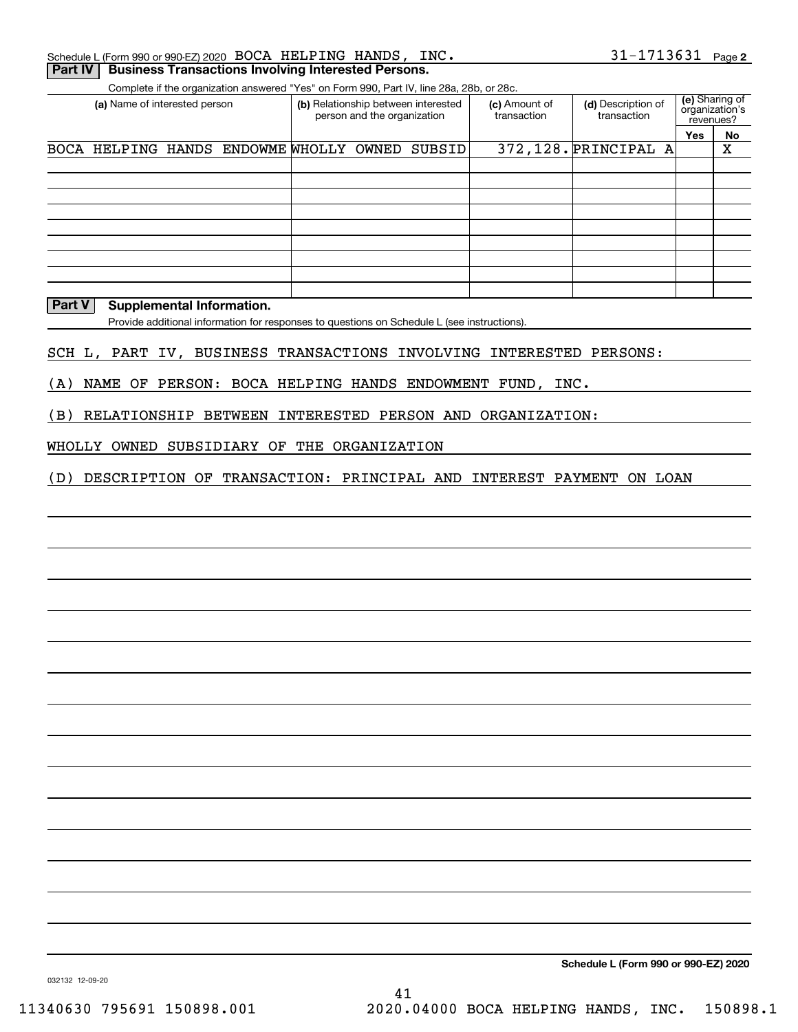Schedule L (Form 990 or 990-EZ) 2020 BOCA HELPING HANDS, INC. 31-1713631 Page 2

**Part IV Business Transactions Involving Interested Persons.**

Complete if the organization answered "Yes" on Form 990, Part IV, line 28a, 28b, or 28c.

| (a) Name of interested person | (b) Relationship between interested person and the organization | (c) Amount of transaction | (d) Description of transaction | (e) Sharing of organization's revenues? | |
|---|---|---|---|---|---|
| | | | | Yes | No |
| BOCA HELPING HANDS ENDOWME | WHOLLY OWNED SUBSID | 372,128. | PRINCIPAL A | | X |
| | | | | | |
| | | | | | |
| | | | | | |
| | | | | | |
| | | | | | |
| | | | | | |
| | | | | | |
| | | | | | |

**Part V Supplemental Information.**

Provide additional information for responses to questions on Schedule L (see instructions).

SCH L, PART IV, BUSINESS TRANSACTIONS INVOLVING INTERESTED PERSONS:

(A) NAME OF PERSON: BOCA HELPING HANDS ENDOWMENT FUND, INC.

(B) RELATIONSHIP BETWEEN INTERESTED PERSON AND ORGANIZATION:

WHOLLY OWNED SUBSIDIARY OF THE ORGANIZATION

(D) DESCRIPTION OF TRANSACTION: PRINCIPAL AND INTEREST PAYMENT ON LOAN

**Schedule L (Form 990 or 990-EZ) 2020**

032132 12-09-20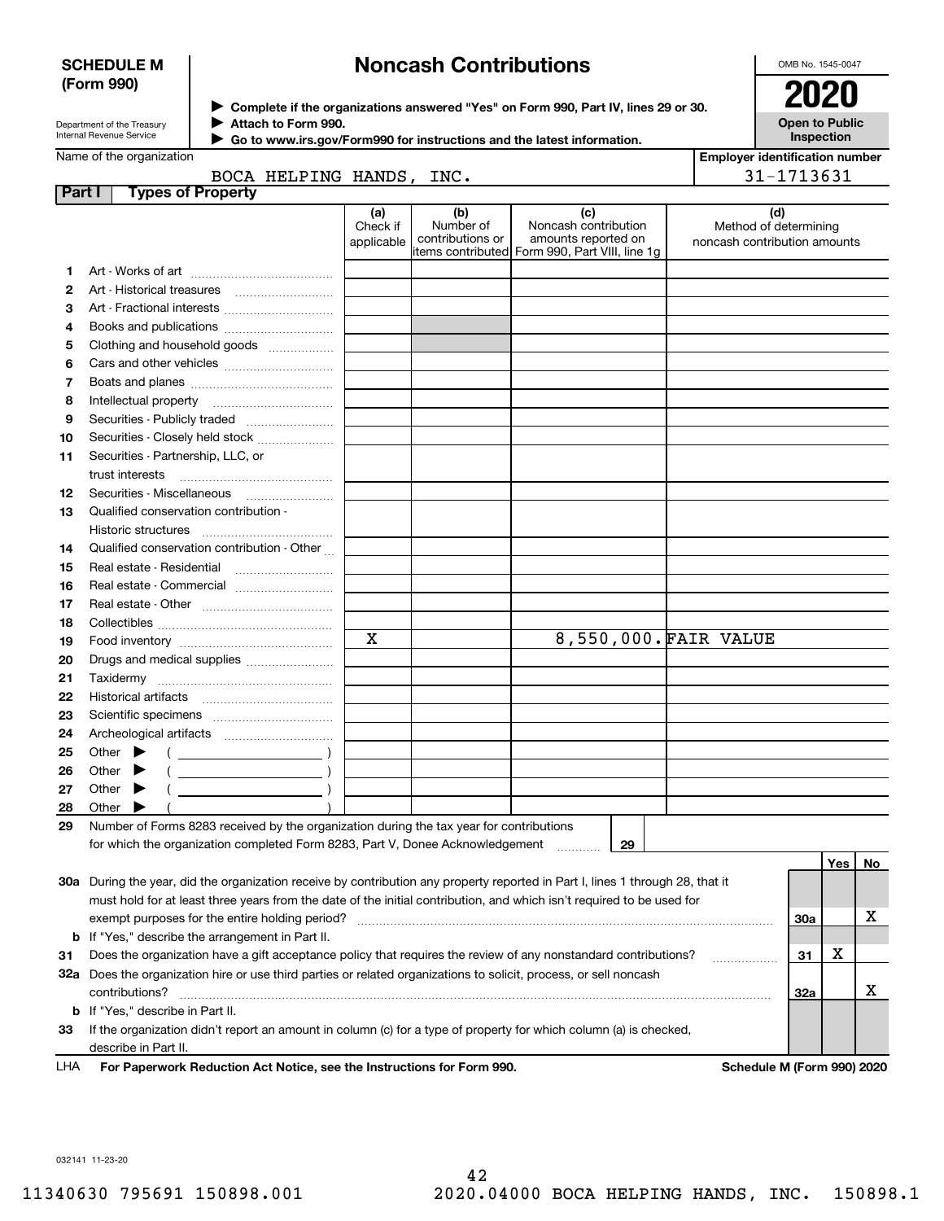**SCHEDULE M (Form 990)**

Department of the Treasury
Internal Revenue Service

# Noncash Contributions

▶ Complete if the organizations answered "Yes" on Form 990, Part IV, lines 29 or 30.
▶ Attach to Form 990.
▶ Go to www.irs.gov/Form990 for instructions and the latest information.

OMB No. 1545-0047

**2020**

**Open to Public Inspection**

Name of the organization: BOCA HELPING HANDS, INC.

Employer identification number: 31-1713631

## Part I Types of Property

| | | (a) Check if applicable | (b) Number of contributions or items contributed | (c) Noncash contribution amounts reported on Form 990, Part VIII, line 1g | (d) Method of determining noncash contribution amounts |
|---|---|---|---|---|---|
| 1 | Art - Works of art | | | | |
| 2 | Art - Historical treasures | | | | |
| 3 | Art - Fractional interests | | | | |
| 4 | Books and publications | | | | |
| 5 | Clothing and household goods | | | | |
| 6 | Cars and other vehicles | | | | |
| 7 | Boats and planes | | | | |
| 8 | Intellectual property | | | | |
| 9 | Securities - Publicly traded | | | | |
| 10 | Securities - Closely held stock | | | | |
| 11 | Securities - Partnership, LLC, or trust interests | | | | |
| 12 | Securities - Miscellaneous | | | | |
| 13 | Qualified conservation contribution - Historic structures | | | | |
| 14 | Qualified conservation contribution - Other | | | | |
| 15 | Real estate - Residential | | | | |
| 16 | Real estate - Commercial | | | | |
| 17 | Real estate - Other | | | | |
| 18 | Collectibles | | | | |
| 19 | Food inventory | X | | 8,550,000. | FAIR VALUE |
| 20 | Drugs and medical supplies | | | | |
| 21 | Taxidermy | | | | |
| 22 | Historical artifacts | | | | |
| 23 | Scientific specimens | | | | |
| 24 | Archeological artifacts | | | | |
| 25 | Other ▶ ( ) | | | | |
| 26 | Other ▶ ( ) | | | | |
| 27 | Other ▶ ( ) | | | | |
| 28 | Other ▶ ( ) | | | | |

**29** Number of Forms 8283 received by the organization during the tax year for contributions for which the organization completed Form 8283, Part V, Donee Acknowledgement ..... **29**

| | | | Yes | No |
|---|---|---|---|---|
| 30a | During the year, did the organization receive by contribution any property reported in Part I, lines 1 through 28, that it must hold for at least three years from the date of the initial contribution, and which isn't required to be used for exempt purposes for the entire holding period? | 30a | | X |
| b | If "Yes," describe the arrangement in Part II. | | | |
| 31 | Does the organization have a gift acceptance policy that requires the review of any nonstandard contributions? | 31 | X | |
| 32a | Does the organization hire or use third parties or related organizations to solicit, process, or sell noncash contributions? | 32a | | X |
| b | If "Yes," describe in Part II. | | | |
| 33 | If the organization didn't report an amount in column (c) for a type of property for which column (a) is checked, describe in Part II. | | | |

LHA **For Paperwork Reduction Act Notice, see the Instructions for Form 990.** **Schedule M (Form 990) 2020**

032141 11-23-20

11340630 795691 150898.001 2020.04000 BOCA HELPING HANDS, INC. 150898.1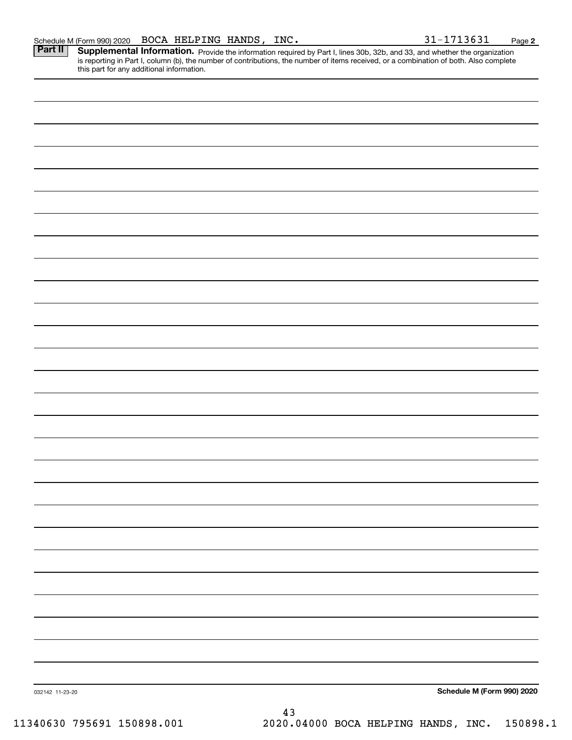Schedule M (Form 990) 2020 BOCA HELPING HANDS, INC. 31-1713631 Page **2**

**Part II** **Supplemental Information.** Provide the information required by Part I, lines 30b, 32b, and 33, and whether the organization is reporting in Part I, column (b), the number of contributions, the number of items received, or a combination of both. Also complete this part for any additional information.

032142 11-23-20 **Schedule M (Form 990) 2020**

11340630 795691 150898.001 2020.04000 BOCA HELPING HANDS, INC. 150898.1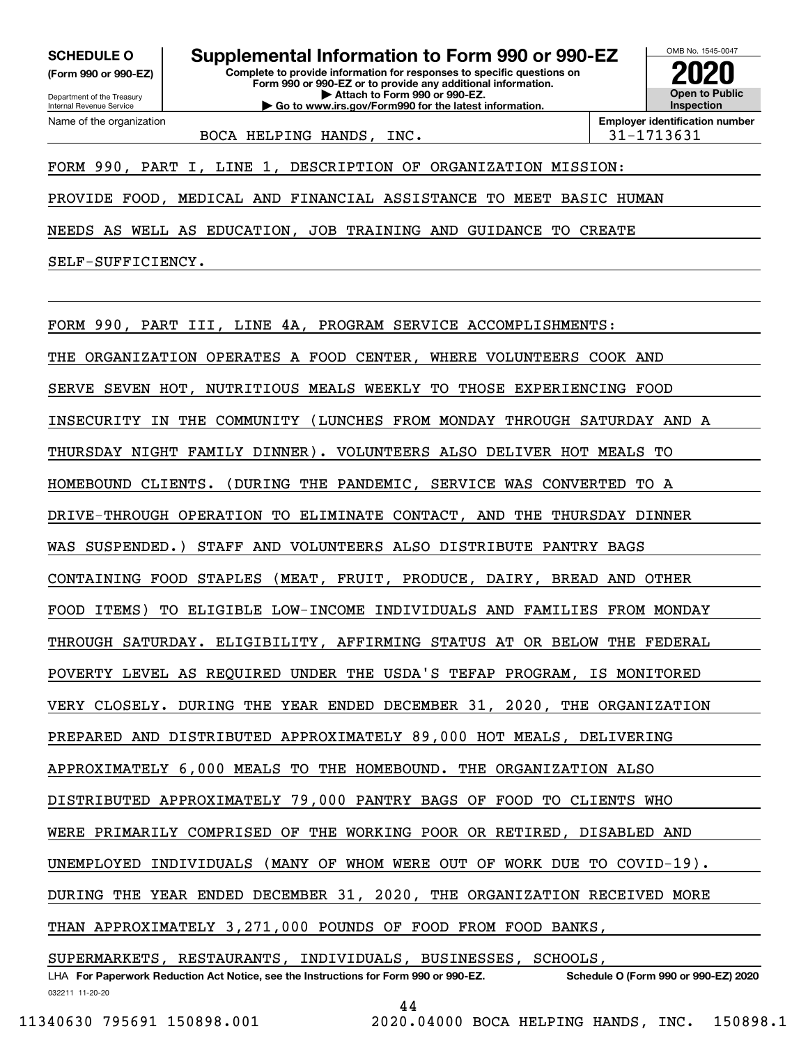**SCHEDULE O**
**(Form 990 or 990-EZ)**

Department of the Treasury
Internal Revenue Service

# Supplemental Information to Form 990 or 990-EZ

**Complete to provide information for responses to specific questions on Form 990 or 990-EZ or to provide any additional information.**
**▶ Attach to Form 990 or 990-EZ.**
**▶ Go to www.irs.gov/Form990 for the latest information.**

OMB No. 1545-0047
**2020**
**Open to Public Inspection**

| Name of the organization | Employer identification number |
|---|---|
| BOCA HELPING HANDS, INC. | 31-1713631 |

FORM 990, PART I, LINE 1, DESCRIPTION OF ORGANIZATION MISSION:

PROVIDE FOOD, MEDICAL AND FINANCIAL ASSISTANCE TO MEET BASIC HUMAN NEEDS AS WELL AS EDUCATION, JOB TRAINING AND GUIDANCE TO CREATE SELF-SUFFICIENCY.

FORM 990, PART III, LINE 4A, PROGRAM SERVICE ACCOMPLISHMENTS:

THE ORGANIZATION OPERATES A FOOD CENTER, WHERE VOLUNTEERS COOK AND SERVE SEVEN HOT, NUTRITIOUS MEALS WEEKLY TO THOSE EXPERIENCING FOOD INSECURITY IN THE COMMUNITY (LUNCHES FROM MONDAY THROUGH SATURDAY AND A THURSDAY NIGHT FAMILY DINNER). VOLUNTEERS ALSO DELIVER HOT MEALS TO HOMEBOUND CLIENTS. (DURING THE PANDEMIC, SERVICE WAS CONVERTED TO A DRIVE-THROUGH OPERATION TO ELIMINATE CONTACT, AND THE THURSDAY DINNER WAS SUSPENDED.) STAFF AND VOLUNTEERS ALSO DISTRIBUTE PANTRY BAGS CONTAINING FOOD STAPLES (MEAT, FRUIT, PRODUCE, DAIRY, BREAD AND OTHER FOOD ITEMS) TO ELIGIBLE LOW-INCOME INDIVIDUALS AND FAMILIES FROM MONDAY THROUGH SATURDAY. ELIGIBILITY, AFFIRMING STATUS AT OR BELOW THE FEDERAL POVERTY LEVEL AS REQUIRED UNDER THE USDA'S TEFAP PROGRAM, IS MONITORED VERY CLOSELY. DURING THE YEAR ENDED DECEMBER 31, 2020, THE ORGANIZATION PREPARED AND DISTRIBUTED APPROXIMATELY 89,000 HOT MEALS, DELIVERING APPROXIMATELY 6,000 MEALS TO THE HOMEBOUND. THE ORGANIZATION ALSO DISTRIBUTED APPROXIMATELY 79,000 PANTRY BAGS OF FOOD TO CLIENTS WHO WERE PRIMARILY COMPRISED OF THE WORKING POOR OR RETIRED, DISABLED AND UNEMPLOYED INDIVIDUALS (MANY OF WHOM WERE OUT OF WORK DUE TO COVID-19). DURING THE YEAR ENDED DECEMBER 31, 2020, THE ORGANIZATION RECEIVED MORE THAN APPROXIMATELY 3,271,000 POUNDS OF FOOD FROM FOOD BANKS, SUPERMARKETS, RESTAURANTS, INDIVIDUALS, BUSINESSES, SCHOOLS,

LHA **For Paperwork Reduction Act Notice, see the Instructions for Form 990 or 990-EZ.** **Schedule O (Form 990 or 990-EZ) 2020**

032211 11-20-20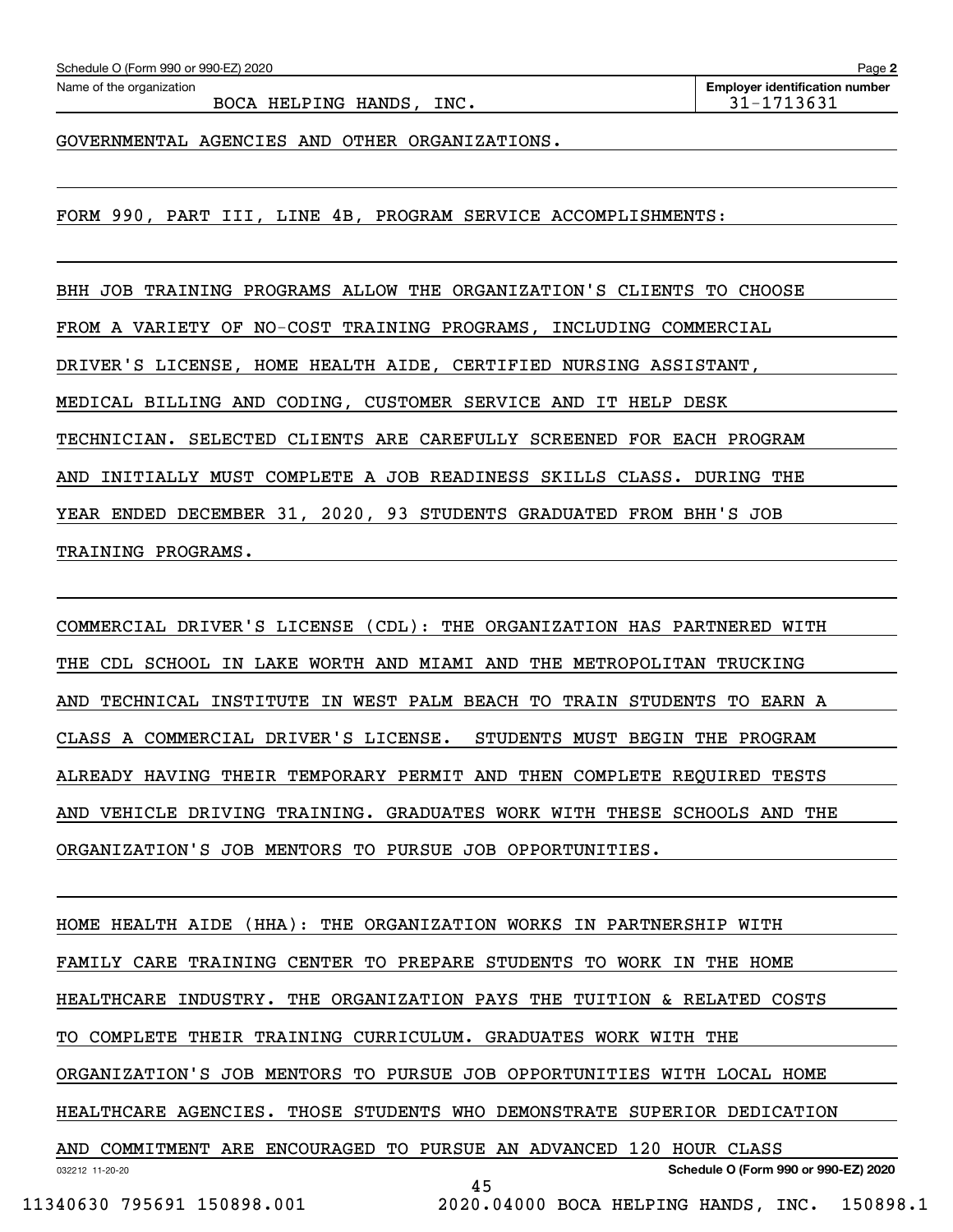Schedule O (Form 990 or 990-EZ) 2020

Name of the organization: BOCA HELPING HANDS, INC.

Employer identification number: 31-1713631

GOVERNMENTAL AGENCIES AND OTHER ORGANIZATIONS.

FORM 990, PART III, LINE 4B, PROGRAM SERVICE ACCOMPLISHMENTS:

BHH JOB TRAINING PROGRAMS ALLOW THE ORGANIZATION'S CLIENTS TO CHOOSE FROM A VARIETY OF NO-COST TRAINING PROGRAMS, INCLUDING COMMERCIAL DRIVER'S LICENSE, HOME HEALTH AIDE, CERTIFIED NURSING ASSISTANT, MEDICAL BILLING AND CODING, CUSTOMER SERVICE AND IT HELP DESK TECHNICIAN. SELECTED CLIENTS ARE CAREFULLY SCREENED FOR EACH PROGRAM AND INITIALLY MUST COMPLETE A JOB READINESS SKILLS CLASS. DURING THE YEAR ENDED DECEMBER 31, 2020, 93 STUDENTS GRADUATED FROM BHH'S JOB TRAINING PROGRAMS.

COMMERCIAL DRIVER'S LICENSE (CDL): THE ORGANIZATION HAS PARTNERED WITH THE CDL SCHOOL IN LAKE WORTH AND MIAMI AND THE METROPOLITAN TRUCKING AND TECHNICAL INSTITUTE IN WEST PALM BEACH TO TRAIN STUDENTS TO EARN A CLASS A COMMERCIAL DRIVER'S LICENSE. STUDENTS MUST BEGIN THE PROGRAM ALREADY HAVING THEIR TEMPORARY PERMIT AND THEN COMPLETE REQUIRED TESTS AND VEHICLE DRIVING TRAINING. GRADUATES WORK WITH THESE SCHOOLS AND THE ORGANIZATION'S JOB MENTORS TO PURSUE JOB OPPORTUNITIES.

HOME HEALTH AIDE (HHA): THE ORGANIZATION WORKS IN PARTNERSHIP WITH FAMILY CARE TRAINING CENTER TO PREPARE STUDENTS TO WORK IN THE HOME HEALTHCARE INDUSTRY. THE ORGANIZATION PAYS THE TUITION & RELATED COSTS TO COMPLETE THEIR TRAINING CURRICULUM. GRADUATES WORK WITH THE ORGANIZATION'S JOB MENTORS TO PURSUE JOB OPPORTUNITIES WITH LOCAL HOME HEALTHCARE AGENCIES. THOSE STUDENTS WHO DEMONSTRATE SUPERIOR DEDICATION AND COMMITMENT ARE ENCOURAGED TO PURSUE AN ADVANCED 120 HOUR CLASS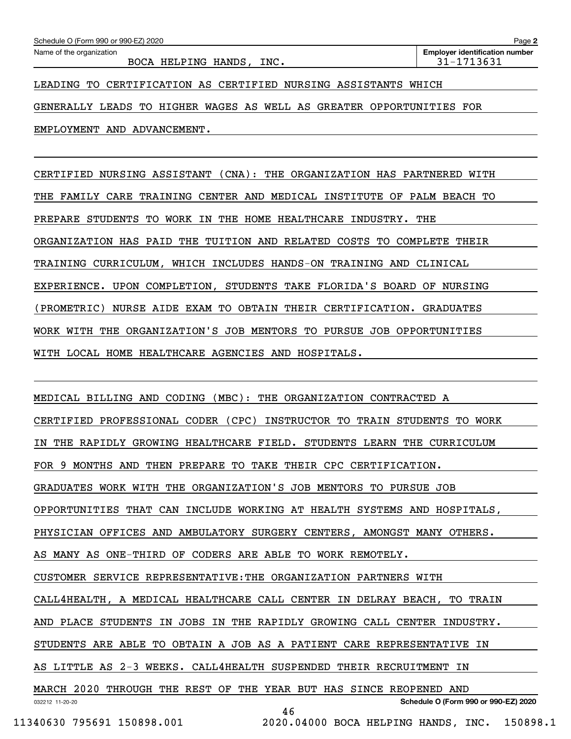Schedule O (Form 990 or 990-EZ) 2020

Name of the organization: BOCA HELPING HANDS, INC.

Employer identification number: 31-1713631

LEADING TO CERTIFICATION AS CERTIFIED NURSING ASSISTANTS WHICH GENERALLY LEADS TO HIGHER WAGES AS WELL AS GREATER OPPORTUNITIES FOR EMPLOYMENT AND ADVANCEMENT.

CERTIFIED NURSING ASSISTANT (CNA): THE ORGANIZATION HAS PARTNERED WITH THE FAMILY CARE TRAINING CENTER AND MEDICAL INSTITUTE OF PALM BEACH TO PREPARE STUDENTS TO WORK IN THE HOME HEALTHCARE INDUSTRY. THE ORGANIZATION HAS PAID THE TUITION AND RELATED COSTS TO COMPLETE THEIR TRAINING CURRICULUM, WHICH INCLUDES HANDS-ON TRAINING AND CLINICAL EXPERIENCE. UPON COMPLETION, STUDENTS TAKE FLORIDA'S BOARD OF NURSING (PROMETRIC) NURSE AIDE EXAM TO OBTAIN THEIR CERTIFICATION. GRADUATES WORK WITH THE ORGANIZATION'S JOB MENTORS TO PURSUE JOB OPPORTUNITIES WITH LOCAL HOME HEALTHCARE AGENCIES AND HOSPITALS.

MEDICAL BILLING AND CODING (MBC): THE ORGANIZATION CONTRACTED A CERTIFIED PROFESSIONAL CODER (CPC) INSTRUCTOR TO TRAIN STUDENTS TO WORK IN THE RAPIDLY GROWING HEALTHCARE FIELD. STUDENTS LEARN THE CURRICULUM FOR 9 MONTHS AND THEN PREPARE TO TAKE THEIR CPC CERTIFICATION. GRADUATES WORK WITH THE ORGANIZATION'S JOB MENTORS TO PURSUE JOB OPPORTUNITIES THAT CAN INCLUDE WORKING AT HEALTH SYSTEMS AND HOSPITALS, PHYSICIAN OFFICES AND AMBULATORY SURGERY CENTERS, AMONGST MANY OTHERS. AS MANY AS ONE-THIRD OF CODERS ARE ABLE TO WORK REMOTELY.

CUSTOMER SERVICE REPRESENTATIVE:THE ORGANIZATION PARTNERS WITH CALL4HEALTH, A MEDICAL HEALTHCARE CALL CENTER IN DELRAY BEACH, TO TRAIN AND PLACE STUDENTS IN JOBS IN THE RAPIDLY GROWING CALL CENTER INDUSTRY. STUDENTS ARE ABLE TO OBTAIN A JOB AS A PATIENT CARE REPRESENTATIVE IN AS LITTLE AS 2-3 WEEKS. CALL4HEALTH SUSPENDED THEIR RECRUITMENT IN MARCH 2020 THROUGH THE REST OF THE YEAR BUT HAS SINCE REOPENED AND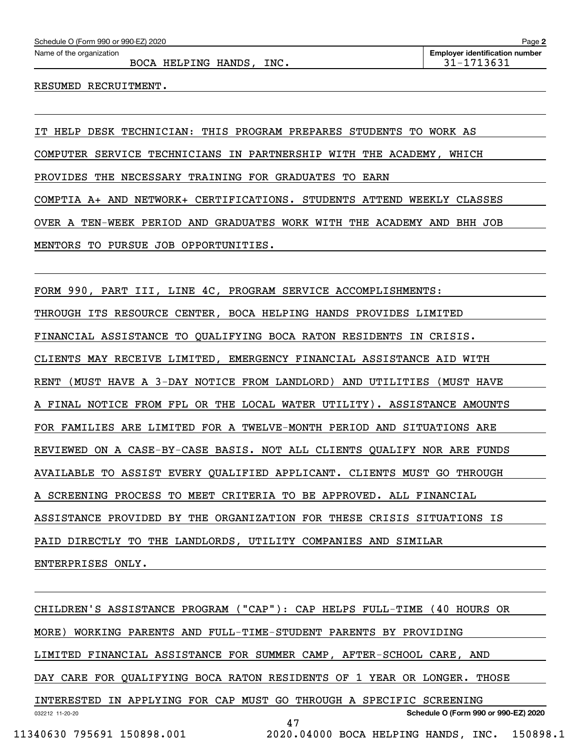Schedule O (Form 990 or 990-EZ) 2020

Name of the organization: BOCA HELPING HANDS, INC.

Employer identification number: 31-1713631

RESUMED RECRUITMENT.

IT HELP DESK TECHNICIAN: THIS PROGRAM PREPARES STUDENTS TO WORK AS COMPUTER SERVICE TECHNICIANS IN PARTNERSHIP WITH THE ACADEMY, WHICH PROVIDES THE NECESSARY TRAINING FOR GRADUATES TO EARN COMPTIA A+ AND NETWORK+ CERTIFICATIONS. STUDENTS ATTEND WEEKLY CLASSES OVER A TEN-WEEK PERIOD AND GRADUATES WORK WITH THE ACADEMY AND BHH JOB MENTORS TO PURSUE JOB OPPORTUNITIES.

FORM 990, PART III, LINE 4C, PROGRAM SERVICE ACCOMPLISHMENTS:

THROUGH ITS RESOURCE CENTER, BOCA HELPING HANDS PROVIDES LIMITED FINANCIAL ASSISTANCE TO QUALIFYING BOCA RATON RESIDENTS IN CRISIS. CLIENTS MAY RECEIVE LIMITED, EMERGENCY FINANCIAL ASSISTANCE AID WITH RENT (MUST HAVE A 3-DAY NOTICE FROM LANDLORD) AND UTILITIES (MUST HAVE A FINAL NOTICE FROM FPL OR THE LOCAL WATER UTILITY). ASSISTANCE AMOUNTS FOR FAMILIES ARE LIMITED FOR A TWELVE-MONTH PERIOD AND SITUATIONS ARE REVIEWED ON A CASE-BY-CASE BASIS. NOT ALL CLIENTS QUALIFY NOR ARE FUNDS AVAILABLE TO ASSIST EVERY QUALIFIED APPLICANT. CLIENTS MUST GO THROUGH A SCREENING PROCESS TO MEET CRITERIA TO BE APPROVED. ALL FINANCIAL ASSISTANCE PROVIDED BY THE ORGANIZATION FOR THESE CRISIS SITUATIONS IS PAID DIRECTLY TO THE LANDLORDS, UTILITY COMPANIES AND SIMILAR ENTERPRISES ONLY.

CHILDREN'S ASSISTANCE PROGRAM ("CAP"): CAP HELPS FULL-TIME (40 HOURS OR MORE) WORKING PARENTS AND FULL-TIME-STUDENT PARENTS BY PROVIDING LIMITED FINANCIAL ASSISTANCE FOR SUMMER CAMP, AFTER-SCHOOL CARE, AND DAY CARE FOR QUALIFYING BOCA RATON RESIDENTS OF 1 YEAR OR LONGER. THOSE INTERESTED IN APPLYING FOR CAP MUST GO THROUGH A SPECIFIC SCREENING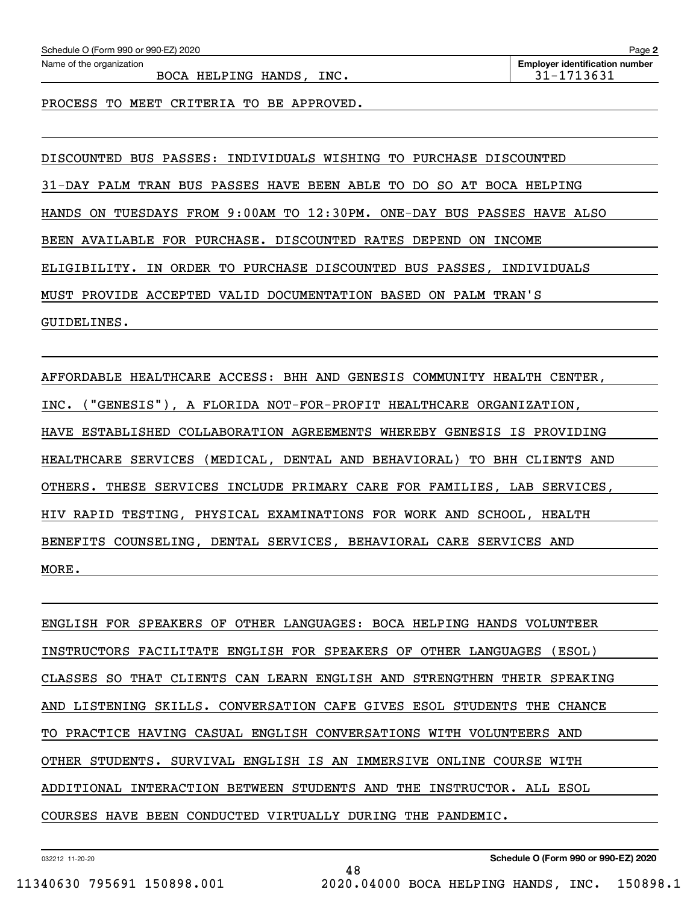Schedule O (Form 990 or 990-EZ) 2020

Name of the organization: BOCA HELPING HANDS, INC.

Employer identification number: 31-1713631

PROCESS TO MEET CRITERIA TO BE APPROVED.

DISCOUNTED BUS PASSES: INDIVIDUALS WISHING TO PURCHASE DISCOUNTED 31-DAY PALM TRAN BUS PASSES HAVE BEEN ABLE TO DO SO AT BOCA HELPING HANDS ON TUESDAYS FROM 9:00AM TO 12:30PM. ONE-DAY BUS PASSES HAVE ALSO BEEN AVAILABLE FOR PURCHASE. DISCOUNTED RATES DEPEND ON INCOME ELIGIBILITY. IN ORDER TO PURCHASE DISCOUNTED BUS PASSES, INDIVIDUALS MUST PROVIDE ACCEPTED VALID DOCUMENTATION BASED ON PALM TRAN'S GUIDELINES.

AFFORDABLE HEALTHCARE ACCESS: BHH AND GENESIS COMMUNITY HEALTH CENTER, INC. ("GENESIS"), A FLORIDA NOT-FOR-PROFIT HEALTHCARE ORGANIZATION, HAVE ESTABLISHED COLLABORATION AGREEMENTS WHEREBY GENESIS IS PROVIDING HEALTHCARE SERVICES (MEDICAL, DENTAL AND BEHAVIORAL) TO BHH CLIENTS AND OTHERS. THESE SERVICES INCLUDE PRIMARY CARE FOR FAMILIES, LAB SERVICES, HIV RAPID TESTING, PHYSICAL EXAMINATIONS FOR WORK AND SCHOOL, HEALTH BENEFITS COUNSELING, DENTAL SERVICES, BEHAVIORAL CARE SERVICES AND MORE.

ENGLISH FOR SPEAKERS OF OTHER LANGUAGES: BOCA HELPING HANDS VOLUNTEER INSTRUCTORS FACILITATE ENGLISH FOR SPEAKERS OF OTHER LANGUAGES (ESOL) CLASSES SO THAT CLIENTS CAN LEARN ENGLISH AND STRENGTHEN THEIR SPEAKING AND LISTENING SKILLS. CONVERSATION CAFE GIVES ESOL STUDENTS THE CHANCE TO PRACTICE HAVING CASUAL ENGLISH CONVERSATIONS WITH VOLUNTEERS AND OTHER STUDENTS. SURVIVAL ENGLISH IS AN IMMERSIVE ONLINE COURSE WITH ADDITIONAL INTERACTION BETWEEN STUDENTS AND THE INSTRUCTOR. ALL ESOL COURSES HAVE BEEN CONDUCTED VIRTUALLY DURING THE PANDEMIC.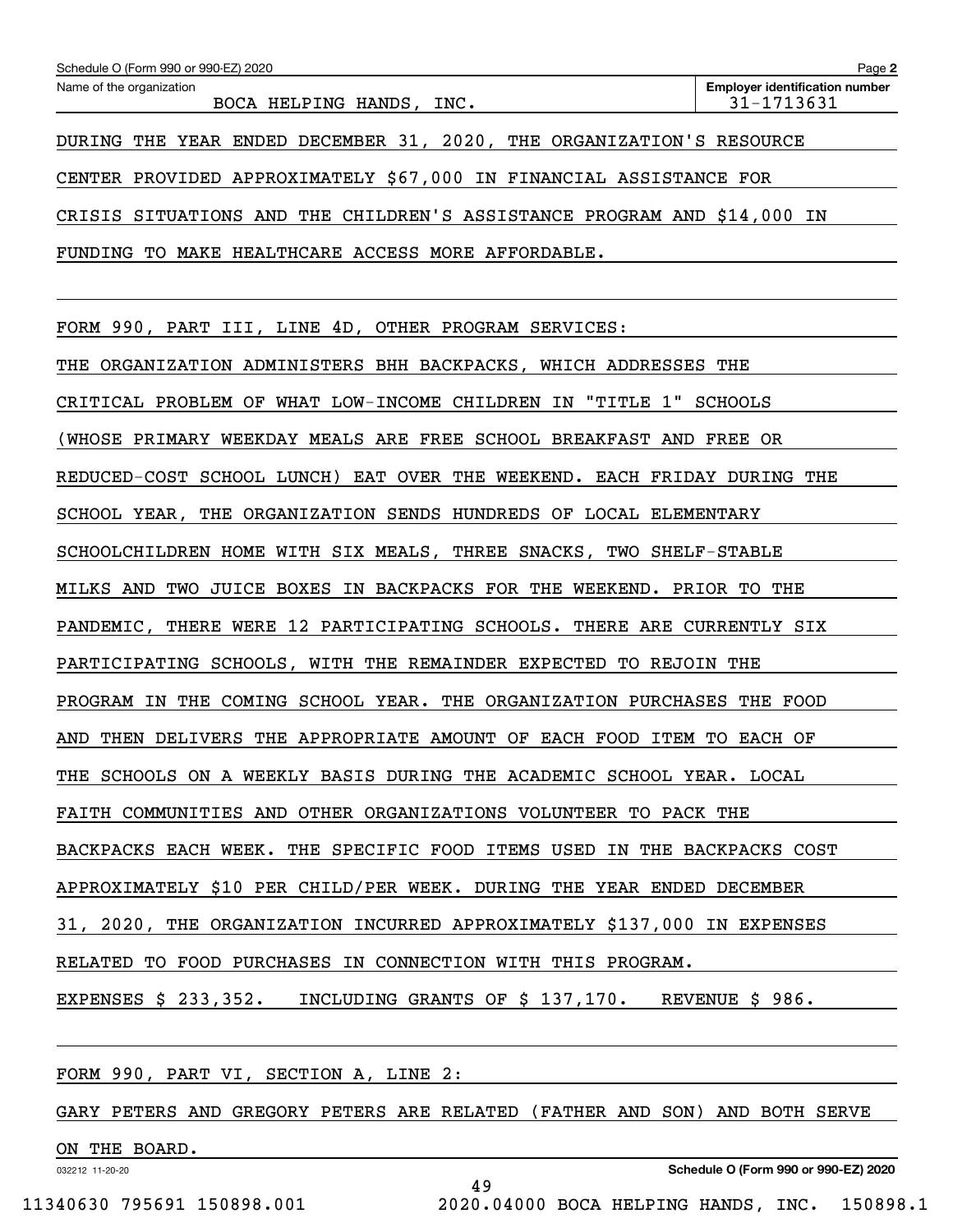Schedule O (Form 990 or 990-EZ) 2020

| Name of the organization | Employer identification number |
|---|---|
| BOCA HELPING HANDS, INC. | 31-1713631 |

DURING THE YEAR ENDED DECEMBER 31, 2020, THE ORGANIZATION'S RESOURCE CENTER PROVIDED APPROXIMATELY $67,000 IN FINANCIAL ASSISTANCE FOR CRISIS SITUATIONS AND THE CHILDREN'S ASSISTANCE PROGRAM AND $14,000 IN FUNDING TO MAKE HEALTHCARE ACCESS MORE AFFORDABLE.

FORM 990, PART III, LINE 4D, OTHER PROGRAM SERVICES:

THE ORGANIZATION ADMINISTERS BHH BACKPACKS, WHICH ADDRESSES THE CRITICAL PROBLEM OF WHAT LOW-INCOME CHILDREN IN "TITLE 1" SCHOOLS (WHOSE PRIMARY WEEKDAY MEALS ARE FREE SCHOOL BREAKFAST AND FREE OR REDUCED-COST SCHOOL LUNCH) EAT OVER THE WEEKEND. EACH FRIDAY DURING THE SCHOOL YEAR, THE ORGANIZATION SENDS HUNDREDS OF LOCAL ELEMENTARY SCHOOLCHILDREN HOME WITH SIX MEALS, THREE SNACKS, TWO SHELF-STABLE MILKS AND TWO JUICE BOXES IN BACKPACKS FOR THE WEEKEND. PRIOR TO THE PANDEMIC, THERE WERE 12 PARTICIPATING SCHOOLS. THERE ARE CURRENTLY SIX PARTICIPATING SCHOOLS, WITH THE REMAINDER EXPECTED TO REJOIN THE PROGRAM IN THE COMING SCHOOL YEAR. THE ORGANIZATION PURCHASES THE FOOD AND THEN DELIVERS THE APPROPRIATE AMOUNT OF EACH FOOD ITEM TO EACH OF THE SCHOOLS ON A WEEKLY BASIS DURING THE ACADEMIC SCHOOL YEAR. LOCAL FAITH COMMUNITIES AND OTHER ORGANIZATIONS VOLUNTEER TO PACK THE BACKPACKS EACH WEEK. THE SPECIFIC FOOD ITEMS USED IN THE BACKPACKS COST APPROXIMATELY $10 PER CHILD/PER WEEK. DURING THE YEAR ENDED DECEMBER 31, 2020, THE ORGANIZATION INCURRED APPROXIMATELY $137,000 IN EXPENSES RELATED TO FOOD PURCHASES IN CONNECTION WITH THIS PROGRAM.

EXPENSES $ 233,352. INCLUDING GRANTS OF $ 137,170. REVENUE $ 986.

FORM 990, PART VI, SECTION A, LINE 2:

GARY PETERS AND GREGORY PETERS ARE RELATED (FATHER AND SON) AND BOTH SERVE ON THE BOARD.

032212 11-20-20 Schedule O (Form 990 or 990-EZ) 2020

11340630 795691 150898.001 2020.04000 BOCA HELPING HANDS, INC. 150898.1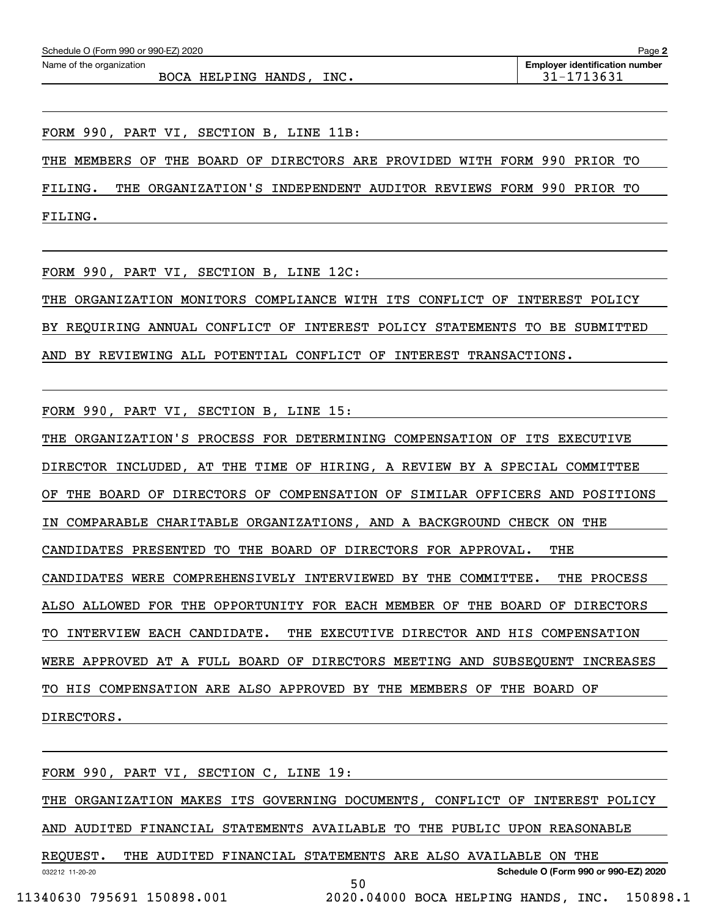Schedule O (Form 990 or 990-EZ) 2020

Name of the organization: BOCA HELPING HANDS, INC.

Employer identification number: 31-1713631

FORM 990, PART VI, SECTION B, LINE 11B:

THE MEMBERS OF THE BOARD OF DIRECTORS ARE PROVIDED WITH FORM 990 PRIOR TO FILING. THE ORGANIZATION'S INDEPENDENT AUDITOR REVIEWS FORM 990 PRIOR TO FILING.

FORM 990, PART VI, SECTION B, LINE 12C:

THE ORGANIZATION MONITORS COMPLIANCE WITH ITS CONFLICT OF INTEREST POLICY BY REQUIRING ANNUAL CONFLICT OF INTEREST POLICY STATEMENTS TO BE SUBMITTED AND BY REVIEWING ALL POTENTIAL CONFLICT OF INTEREST TRANSACTIONS.

FORM 990, PART VI, SECTION B, LINE 15:

THE ORGANIZATION'S PROCESS FOR DETERMINING COMPENSATION OF ITS EXECUTIVE DIRECTOR INCLUDED, AT THE TIME OF HIRING, A REVIEW BY A SPECIAL COMMITTEE OF THE BOARD OF DIRECTORS OF COMPENSATION OF SIMILAR OFFICERS AND POSITIONS IN COMPARABLE CHARITABLE ORGANIZATIONS, AND A BACKGROUND CHECK ON THE CANDIDATES PRESENTED TO THE BOARD OF DIRECTORS FOR APPROVAL. THE CANDIDATES WERE COMPREHENSIVELY INTERVIEWED BY THE COMMITTEE. THE PROCESS ALSO ALLOWED FOR THE OPPORTUNITY FOR EACH MEMBER OF THE BOARD OF DIRECTORS TO INTERVIEW EACH CANDIDATE. THE EXECUTIVE DIRECTOR AND HIS COMPENSATION WERE APPROVED AT A FULL BOARD OF DIRECTORS MEETING AND SUBSEQUENT INCREASES TO HIS COMPENSATION ARE ALSO APPROVED BY THE MEMBERS OF THE BOARD OF DIRECTORS.

FORM 990, PART VI, SECTION C, LINE 19:

THE ORGANIZATION MAKES ITS GOVERNING DOCUMENTS, CONFLICT OF INTEREST POLICY AND AUDITED FINANCIAL STATEMENTS AVAILABLE TO THE PUBLIC UPON REASONABLE REQUEST. THE AUDITED FINANCIAL STATEMENTS ARE ALSO AVAILABLE ON THE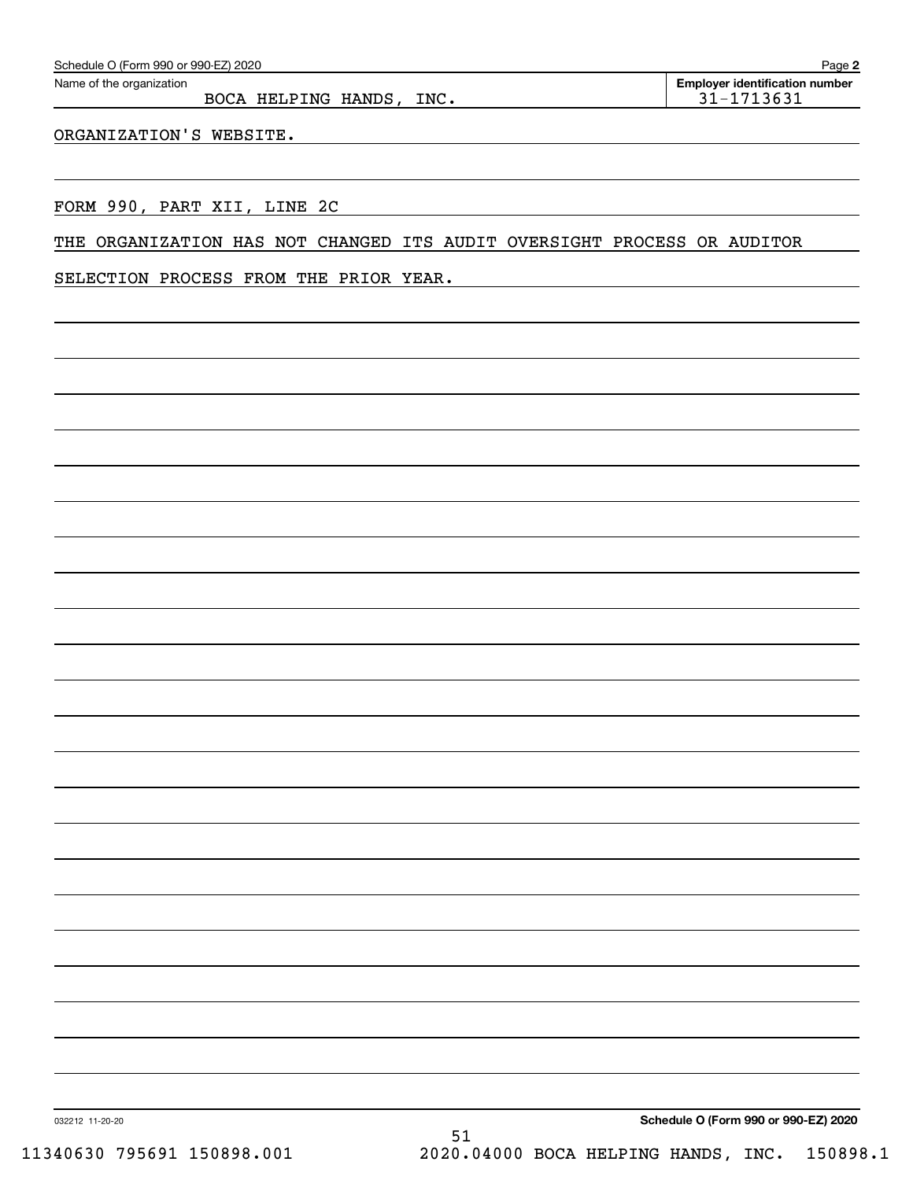Schedule O (Form 990 or 990-EZ) 2020

Name of the organization: BOCA HELPING HANDS, INC.

Employer identification number: 31-1713631

ORGANIZATION'S WEBSITE.

FORM 990, PART XII, LINE 2C

THE ORGANIZATION HAS NOT CHANGED ITS AUDIT OVERSIGHT PROCESS OR AUDITOR SELECTION PROCESS FROM THE PRIOR YEAR.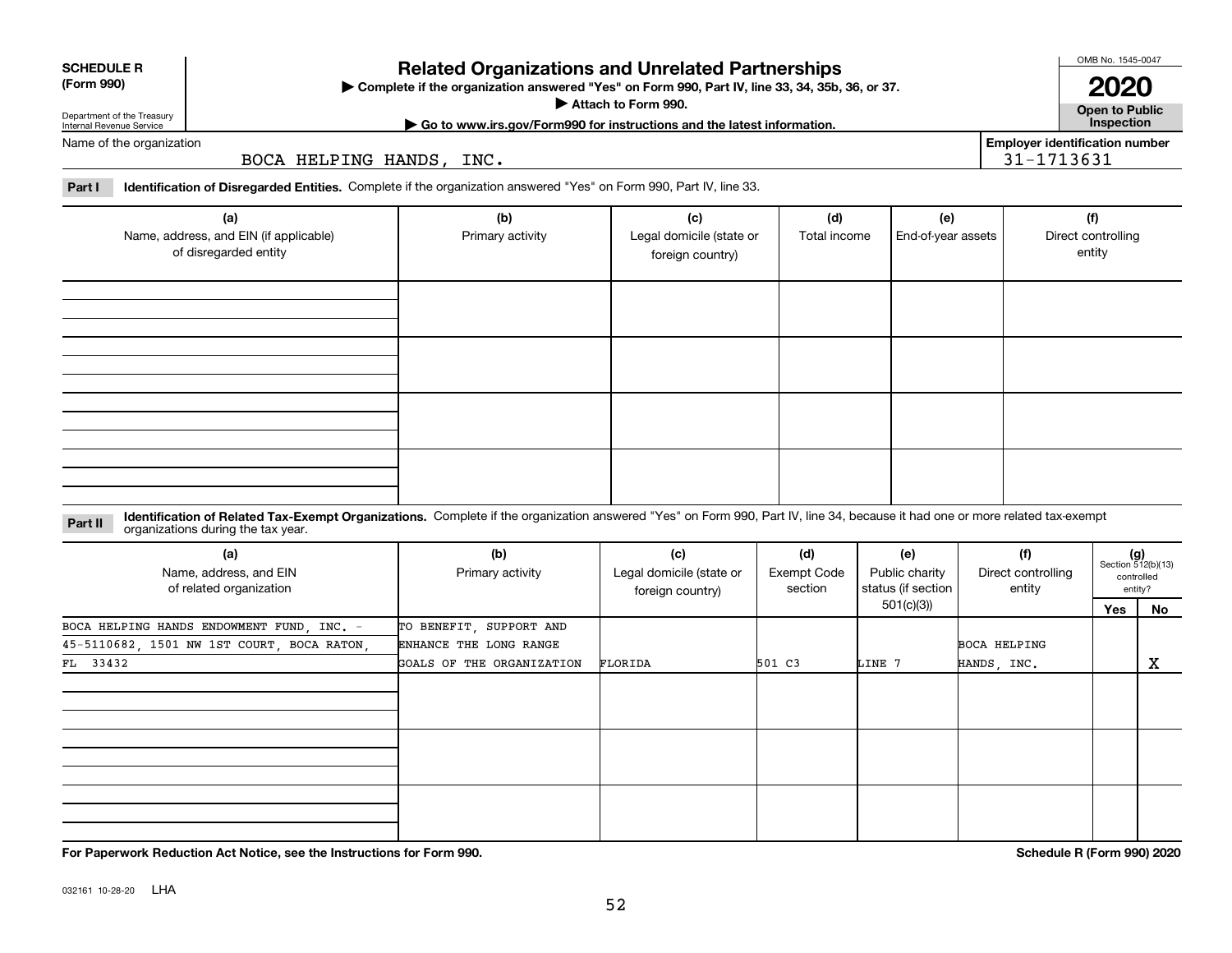**SCHEDULE R (Form 990)**

Department of the Treasury
Internal Revenue Service

# Related Organizations and Unrelated Partnerships

▶ Complete if the organization answered "Yes" on Form 990, Part IV, line 33, 34, 35b, 36, or 37.

▶ Attach to Form 990.

▶ Go to www.irs.gov/Form990 for instructions and the latest information.

OMB No. 1545-0047

**2020**

**Open to Public Inspection**

Name of the organization: BOCA HELPING HANDS, INC.

Employer identification number: 31-1713631

**Part I** **Identification of Disregarded Entities.** Complete if the organization answered "Yes" on Form 990, Part IV, line 33.

| (a) Name, address, and EIN (if applicable) of disregarded entity | (b) Primary activity | (c) Legal domicile (state or foreign country) | (d) Total income | (e) End-of-year assets | (f) Direct controlling entity |
|---|---|---|---|---|---|
| | | | | | |
| | | | | | |
| | | | | | |
| | | | | | |

**Part II** **Identification of Related Tax-Exempt Organizations.** Complete if the organization answered "Yes" on Form 990, Part IV, line 34, because it had one or more related tax-exempt organizations during the tax year.

| (a) Name, address, and EIN of related organization | (b) Primary activity | (c) Legal domicile (state or foreign country) | (d) Exempt Code section | (e) Public charity status (if section 501(c)(3)) | (f) Direct controlling entity | (g) Section 512(b)(13) controlled entity? | |
|---|---|---|---|---|---|---|---|
| | | | | | | Yes | No |
| BOCA HELPING HANDS ENDOWMENT FUND, INC. - 45-5110682, 1501 NW 1ST COURT, BOCA RATON, FL 33432 | TO BENEFIT, SUPPORT AND ENHANCE THE LONG RANGE GOALS OF THE ORGANIZATION | FLORIDA | 501 C3 | LINE 7 | BOCA HELPING HANDS, INC. | | X |
| | | | | | | | |
| | | | | | | | |
| | | | | | | | |

**For Paperwork Reduction Act Notice, see the Instructions for Form 990.**

**Schedule R (Form 990) 2020**

032161 10-28-20 LHA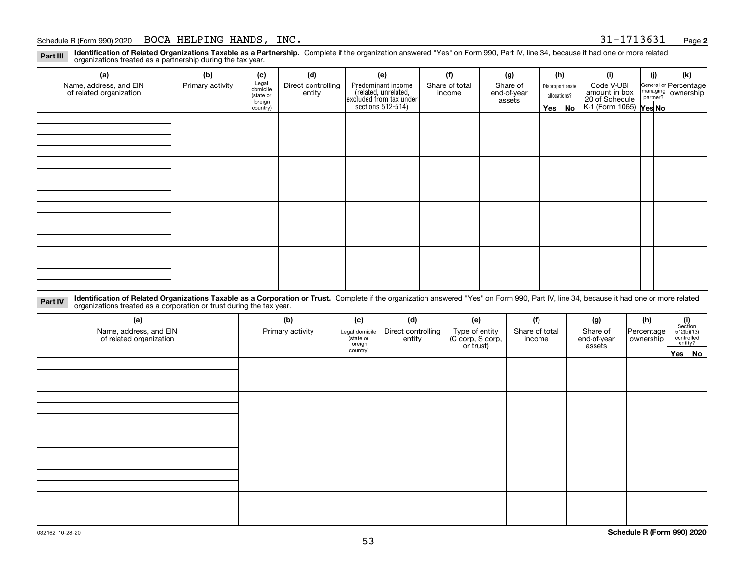Schedule R (Form 990) 2020 BOCA HELPING HANDS, INC. 31-1713631 Page 2

**Part III** **Identification of Related Organizations Taxable as a Partnership.** Complete if the organization answered "Yes" on Form 990, Part IV, line 34, because it had one or more related organizations treated as a partnership during the tax year.

| (a) Name, address, and EIN of related organization | (b) Primary activity | (c) Legal domicile (state or foreign country) | (d) Direct controlling entity | (e) Predominant income (related, unrelated, excluded from tax under sections 512-514) | (f) Share of total income | (g) Share of end-of-year assets | (h) Disproportionate allocations? | | (i) Code V-UBI amount in box 20 of Schedule K-1 (Form 1065) | (j) General or managing partner? | | (k) Percentage ownership |
|---|---|---|---|---|---|---|---|---|---|---|---|---|
| | | | | | | | Yes | No | | Yes | No | |
| | | | | | | | | | | | | |
| | | | | | | | | | | | | |
| | | | | | | | | | | | | |
| | | | | | | | | | | | | |

**Part IV** **Identification of Related Organizations Taxable as a Corporation or Trust.** Complete if the organization answered "Yes" on Form 990, Part IV, line 34, because it had one or more related organizations treated as a corporation or trust during the tax year.

| (a) Name, address, and EIN of related organization | (b) Primary activity | (c) Legal domicile (state or foreign country) | (d) Direct controlling entity | (e) Type of entity (C corp, S corp, or trust) | (f) Share of total income | (g) Share of end-of-year assets | (h) Percentage ownership | (i) Section 512(b)(13) controlled entity? | |
|---|---|---|---|---|---|---|---|---|---|
| | | | | | | | | Yes | No |
| | | | | | | | | | |
| | | | | | | | | | |
| | | | | | | | | | |
| | | | | | | | | | |
| | | | | | | | | | |

032162 10-28-20 **Schedule R (Form 990) 2020**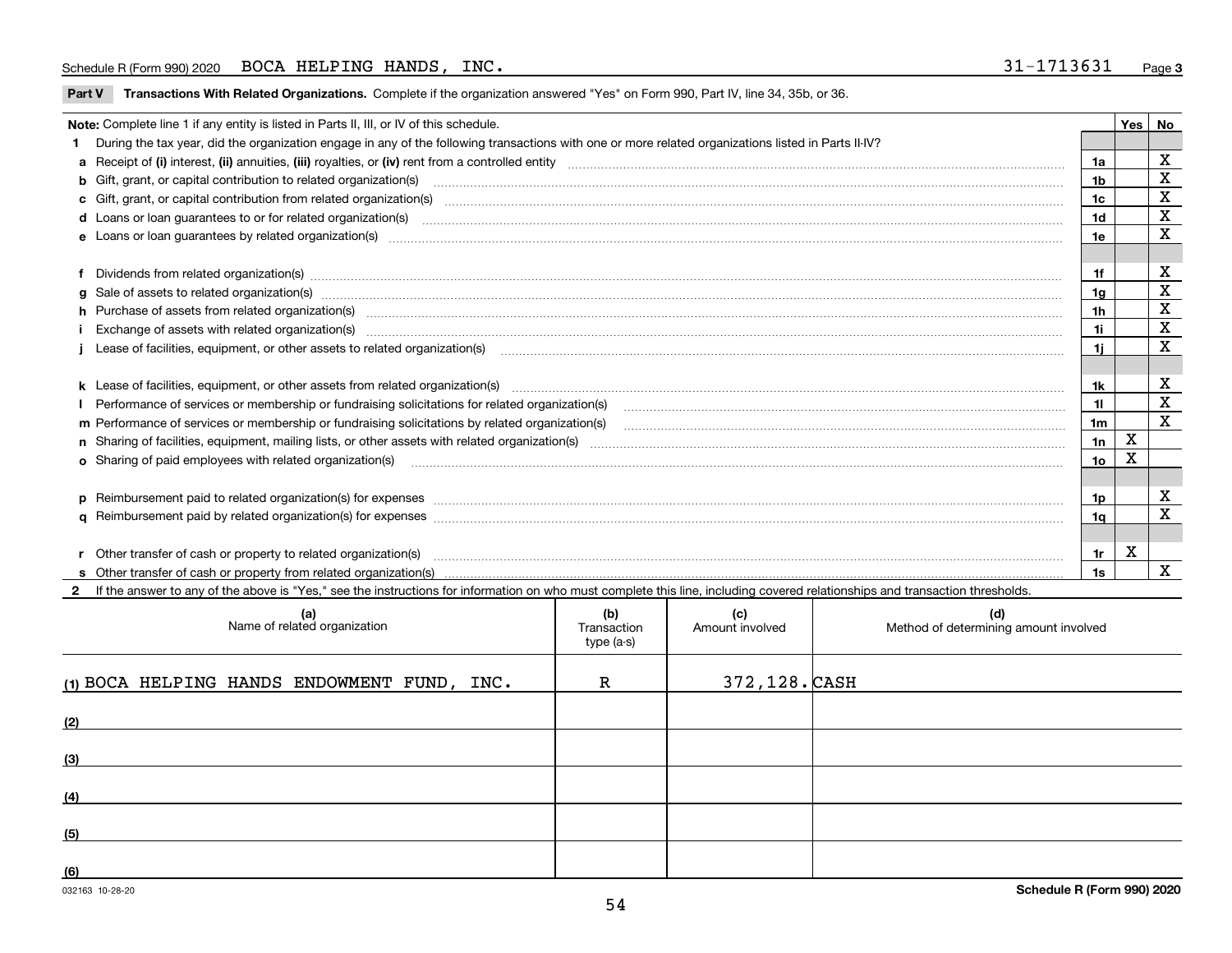Schedule R (Form 990) 2020 BOCA HELPING HANDS, INC. 31-1713631

**Part V Transactions With Related Organizations.** Complete if the organization answered "Yes" on Form 990, Part IV, line 34, 35b, or 36.

| Note: Complete line 1 if any entity is listed in Parts II, III, or IV of this schedule. | | Yes | No |
|---|---|---|---|
| **1** During the tax year, did the organization engage in any of the following transactions with one or more related organizations listed in Parts II-IV? | | | |
| **a** Receipt of **(i)** interest, **(ii)** annuities, **(iii)** royalties, or **(iv)** rent from a controlled entity | 1a | | X |
| **b** Gift, grant, or capital contribution to related organization(s) | 1b | | X |
| **c** Gift, grant, or capital contribution from related organization(s) | 1c | | X |
| **d** Loans or loan guarantees to or for related organization(s) | 1d | | X |
| **e** Loans or loan guarantees by related organization(s) | 1e | | X |
| **f** Dividends from related organization(s) | 1f | | X |
| **g** Sale of assets to related organization(s) | 1g | | X |
| **h** Purchase of assets from related organization(s) | 1h | | X |
| **i** Exchange of assets with related organization(s) | 1i | | X |
| **j** Lease of facilities, equipment, or other assets to related organization(s) | 1j | | X |
| **k** Lease of facilities, equipment, or other assets from related organization(s) | 1k | | X |
| **l** Performance of services or membership or fundraising solicitations for related organization(s) | 1l | | X |
| **m** Performance of services or membership or fundraising solicitations by related organization(s) | 1m | | X |
| **n** Sharing of facilities, equipment, mailing lists, or other assets with related organization(s) | 1n | X | |
| **o** Sharing of paid employees with related organization(s) | 1o | X | |
| **p** Reimbursement paid to related organization(s) for expenses | 1p | | X |
| **q** Reimbursement paid by related organization(s) for expenses | 1q | | X |
| **r** Other transfer of cash or property to related organization(s) | 1r | X | |
| **s** Other transfer of cash or property from related organization(s) | 1s | | X |

**2** If the answer to any of the above is "Yes," see the instructions for information on who must complete this line, including covered relationships and transaction thresholds.

| (a) Name of related organization | (b) Transaction type (a-s) | (c) Amount involved | (d) Method of determining amount involved |
|---|---|---|---|
| (1) BOCA HELPING HANDS ENDOWMENT FUND, INC. | R | 372,128. | CASH |
| (2) | | | |
| (3) | | | |
| (4) | | | |
| (5) | | | |
| (6) | | | |

032163 10-28-20 Schedule R (Form 990) 2020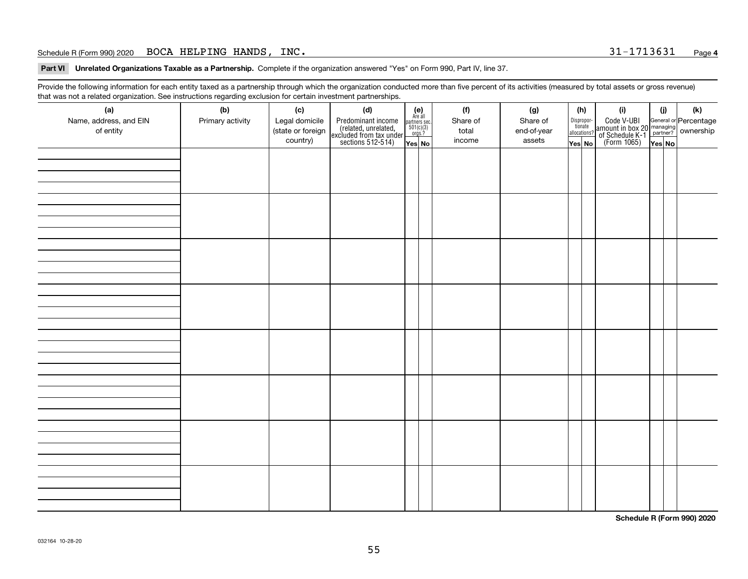Schedule R (Form 990) 2020 BOCA HELPING HANDS, INC. 31-1713631 Page **4**

**Part VI Unrelated Organizations Taxable as a Partnership.** Complete if the organization answered "Yes" on Form 990, Part IV, line 37.

Provide the following information for each entity taxed as a partnership through which the organization conducted more than five percent of its activities (measured by total assets or gross revenue) that was not a related organization. See instructions regarding exclusion for certain investment partnerships.

| (a) Name, address, and EIN of entity | (b) Primary activity | (c) Legal domicile (state or foreign country) | (d) Predominant income (related, unrelated, excluded from tax under sections 512-514) | (e) Are all partners sec. 501(c)(3) orgs.? Yes | (e) No | (f) Share of total income | (g) Share of end-of-year assets | (h) Disproportionate allocations? Yes | (h) No | (i) Code V-UBI amount in box 20 of Schedule K-1 (Form 1065) | (j) General or managing partner? Yes | (j) No | (k) Percentage ownership |
|---|---|---|---|---|---|---|---|---|---|---|---|---|---|
| | | | | | | | | | | | | | |
| | | | | | | | | | | | | | |
| | | | | | | | | | | | | | |
| | | | | | | | | | | | | | |
| | | | | | | | | | | | | | |
| | | | | | | | | | | | | | |
| | | | | | | | | | | | | | |
| | | | | | | | | | | | | | |

**Schedule R (Form 990) 2020**

032164 10-28-20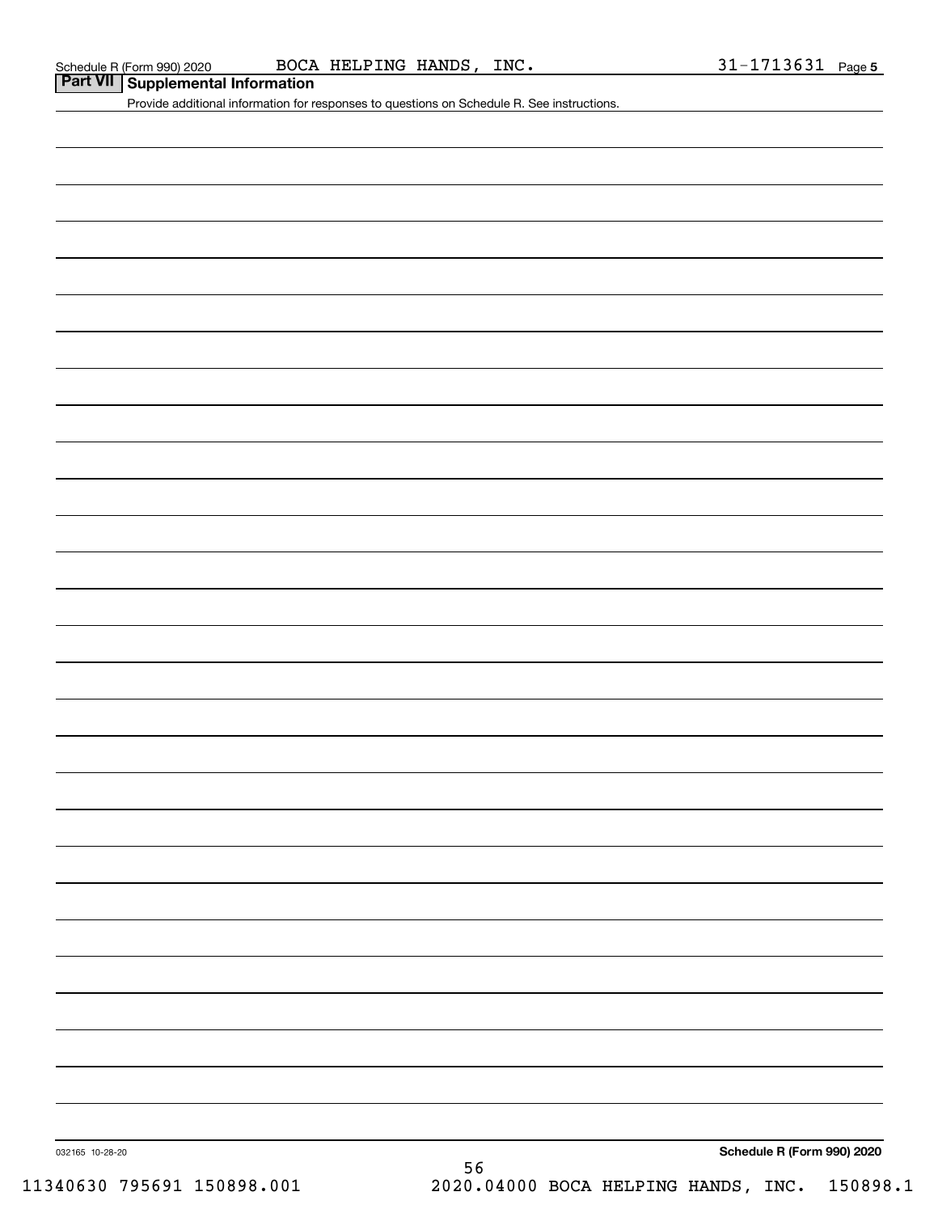## Part VII Supplemental Information

Provide additional information for responses to questions on Schedule R. See instructions.